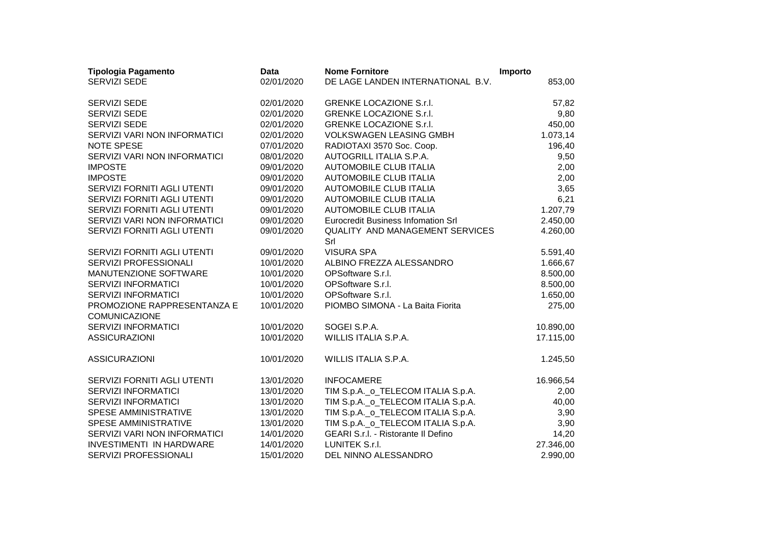| Tipologia Pagamento | Data | Nome Fornitore | Importo |
|---|---|---|---|
| SERVIZI SEDE | 02/01/2020 | DE LAGE LANDEN INTERNATIONAL B.V. | 853,00 |
| SERVIZI SEDE | 02/01/2020 | GRENKE LOCAZIONE S.r.l. | 57,82 |
| SERVIZI SEDE | 02/01/2020 | GRENKE LOCAZIONE S.r.l. | 9,80 |
| SERVIZI SEDE | 02/01/2020 | GRENKE LOCAZIONE S.r.l. | 450,00 |
| SERVIZI VARI NON INFORMATICI | 02/01/2020 | VOLKSWAGEN LEASING GMBH | 1.073,14 |
| NOTE SPESE | 07/01/2020 | RADIOTAXI 3570 Soc. Coop. | 196,40 |
| SERVIZI VARI NON INFORMATICI | 08/01/2020 | AUTOGRILL ITALIA S.P.A. | 9,50 |
| IMPOSTE | 09/01/2020 | AUTOMOBILE CLUB ITALIA | 2,00 |
| IMPOSTE | 09/01/2020 | AUTOMOBILE CLUB ITALIA | 2,00 |
| SERVIZI FORNITI AGLI UTENTI | 09/01/2020 | AUTOMOBILE CLUB ITALIA | 3,65 |
| SERVIZI FORNITI AGLI UTENTI | 09/01/2020 | AUTOMOBILE CLUB ITALIA | 6,21 |
| SERVIZI FORNITI AGLI UTENTI | 09/01/2020 | AUTOMOBILE CLUB ITALIA | 1.207,79 |
| SERVIZI VARI NON INFORMATICI | 09/01/2020 | Eurocredit Business Infomation Srl | 2.450,00 |
| SERVIZI FORNITI AGLI UTENTI | 09/01/2020 | QUALITY AND MANAGEMENT SERVICES Srl | 4.260,00 |
| SERVIZI FORNITI AGLI UTENTI | 09/01/2020 | VISURA SPA | 5.591,40 |
| SERVIZI PROFESSIONALI | 10/01/2020 | ALBINO FREZZA ALESSANDRO | 1.666,67 |
| MANUTENZIONE SOFTWARE | 10/01/2020 | OPSoftware S.r.l. | 8.500,00 |
| SERVIZI INFORMATICI | 10/01/2020 | OPSoftware S.r.l. | 8.500,00 |
| SERVIZI INFORMATICI | 10/01/2020 | OPSoftware S.r.l. | 1.650,00 |
| PROMOZIONE RAPPRESENTANZA E COMUNICAZIONE | 10/01/2020 | PIOMBO SIMONA - La Baita Fiorita | 275,00 |
| SERVIZI INFORMATICI | 10/01/2020 | SOGEI S.P.A. | 10.890,00 |
| ASSICURAZIONI | 10/01/2020 | WILLIS ITALIA S.P.A. | 17.115,00 |
| ASSICURAZIONI | 10/01/2020 | WILLIS ITALIA S.P.A. | 1.245,50 |
| SERVIZI FORNITI AGLI UTENTI | 13/01/2020 | INFOCAMERE | 16.966,54 |
| SERVIZI INFORMATICI | 13/01/2020 | TIM S.p.A._o_TELECOM ITALIA S.p.A. | 2,00 |
| SERVIZI INFORMATICI | 13/01/2020 | TIM S.p.A._o_TELECOM ITALIA S.p.A. | 40,00 |
| SPESE AMMINISTRATIVE | 13/01/2020 | TIM S.p.A._o_TELECOM ITALIA S.p.A. | 3,90 |
| SPESE AMMINISTRATIVE | 13/01/2020 | TIM S.p.A._o_TELECOM ITALIA S.p.A. | 3,90 |
| SERVIZI VARI NON INFORMATICI | 14/01/2020 | GEARI S.r.l. - Ristorante Il Defino | 14,20 |
| INVESTIMENTI IN HARDWARE | 14/01/2020 | LUNITEK S.r.l. | 27.346,00 |
| SERVIZI PROFESSIONALI | 15/01/2020 | DEL NINNO ALESSANDRO | 2.990,00 |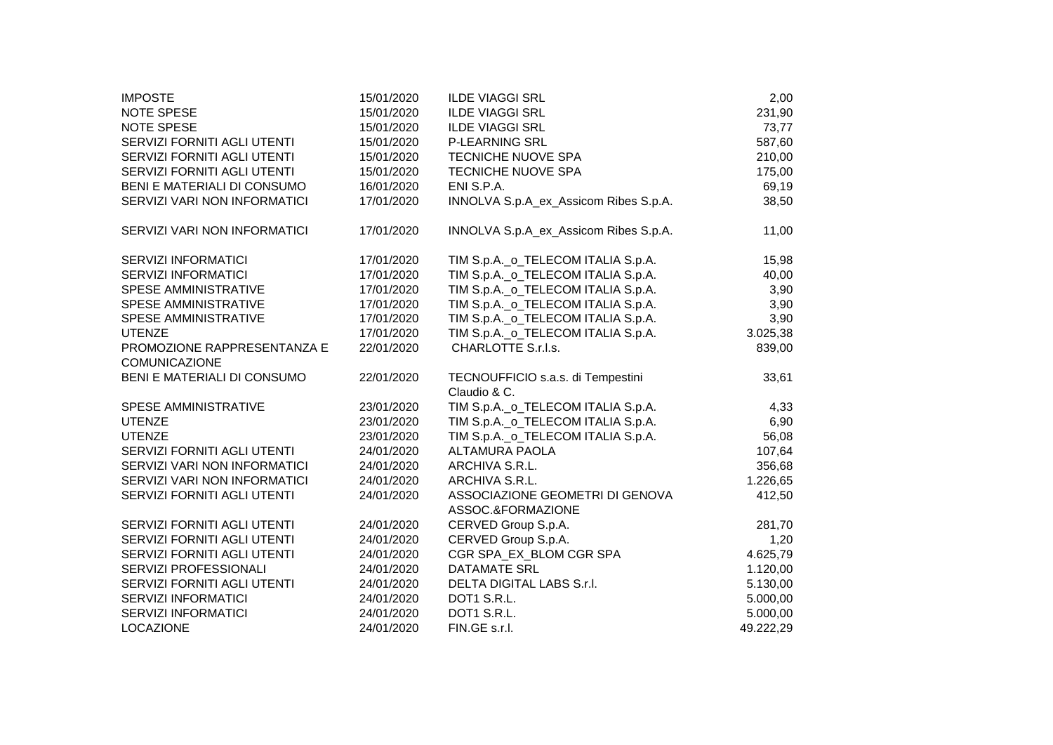| | | | |
|---|---|---|---|
| IMPOSTE | 15/01/2020 | ILDE VIAGGI SRL | 2,00 |
| NOTE SPESE | 15/01/2020 | ILDE VIAGGI SRL | 231,90 |
| NOTE SPESE | 15/01/2020 | ILDE VIAGGI SRL | 73,77 |
| SERVIZI FORNITI AGLI UTENTI | 15/01/2020 | P-LEARNING SRL | 587,60 |
| SERVIZI FORNITI AGLI UTENTI | 15/01/2020 | TECNICHE NUOVE SPA | 210,00 |
| SERVIZI FORNITI AGLI UTENTI | 15/01/2020 | TECNICHE NUOVE SPA | 175,00 |
| BENI E MATERIALI DI CONSUMO | 16/01/2020 | ENI S.P.A. | 69,19 |
| SERVIZI VARI NON INFORMATICI | 17/01/2020 | INNOLVA S.p.A_ex_Assicom Ribes S.p.A. | 38,50 |
| SERVIZI VARI NON INFORMATICI | 17/01/2020 | INNOLVA S.p.A_ex_Assicom Ribes S.p.A. | 11,00 |
| SERVIZI INFORMATICI | 17/01/2020 | TIM S.p.A._o_TELECOM ITALIA S.p.A. | 15,98 |
| SERVIZI INFORMATICI | 17/01/2020 | TIM S.p.A._o_TELECOM ITALIA S.p.A. | 40,00 |
| SPESE AMMINISTRATIVE | 17/01/2020 | TIM S.p.A._o_TELECOM ITALIA S.p.A. | 3,90 |
| SPESE AMMINISTRATIVE | 17/01/2020 | TIM S.p.A._o_TELECOM ITALIA S.p.A. | 3,90 |
| SPESE AMMINISTRATIVE | 17/01/2020 | TIM S.p.A._o_TELECOM ITALIA S.p.A. | 3,90 |
| UTENZE | 17/01/2020 | TIM S.p.A._o_TELECOM ITALIA S.p.A. | 3.025,38 |
| PROMOZIONE RAPPRESENTANZA E COMUNICAZIONE | 22/01/2020 | CHARLOTTE S.r.l.s. | 839,00 |
| BENI E MATERIALI DI CONSUMO | 22/01/2020 | TECNOUFFICIO s.a.s. di Tempestini Claudio & C. | 33,61 |
| SPESE AMMINISTRATIVE | 23/01/2020 | TIM S.p.A._o_TELECOM ITALIA S.p.A. | 4,33 |
| UTENZE | 23/01/2020 | TIM S.p.A._o_TELECOM ITALIA S.p.A. | 6,90 |
| UTENZE | 23/01/2020 | TIM S.p.A._o_TELECOM ITALIA S.p.A. | 56,08 |
| SERVIZI FORNITI AGLI UTENTI | 24/01/2020 | ALTAMURA PAOLA | 107,64 |
| SERVIZI VARI NON INFORMATICI | 24/01/2020 | ARCHIVA S.R.L. | 356,68 |
| SERVIZI VARI NON INFORMATICI | 24/01/2020 | ARCHIVA S.R.L. | 1.226,65 |
| SERVIZI FORNITI AGLI UTENTI | 24/01/2020 | ASSOCIAZIONE GEOMETRI DI GENOVA ASSOC.&FORMAZIONE | 412,50 |
| SERVIZI FORNITI AGLI UTENTI | 24/01/2020 | CERVED Group S.p.A. | 281,70 |
| SERVIZI FORNITI AGLI UTENTI | 24/01/2020 | CERVED Group S.p.A. | 1,20 |
| SERVIZI FORNITI AGLI UTENTI | 24/01/2020 | CGR SPA_EX_BLOM CGR SPA | 4.625,79 |
| SERVIZI PROFESSIONALI | 24/01/2020 | DATAMATE SRL | 1.120,00 |
| SERVIZI FORNITI AGLI UTENTI | 24/01/2020 | DELTA DIGITAL LABS S.r.l. | 5.130,00 |
| SERVIZI INFORMATICI | 24/01/2020 | DOT1 S.R.L. | 5.000,00 |
| SERVIZI INFORMATICI | 24/01/2020 | DOT1 S.R.L. | 5.000,00 |
| LOCAZIONE | 24/01/2020 | FIN.GE s.r.l. | 49.222,29 |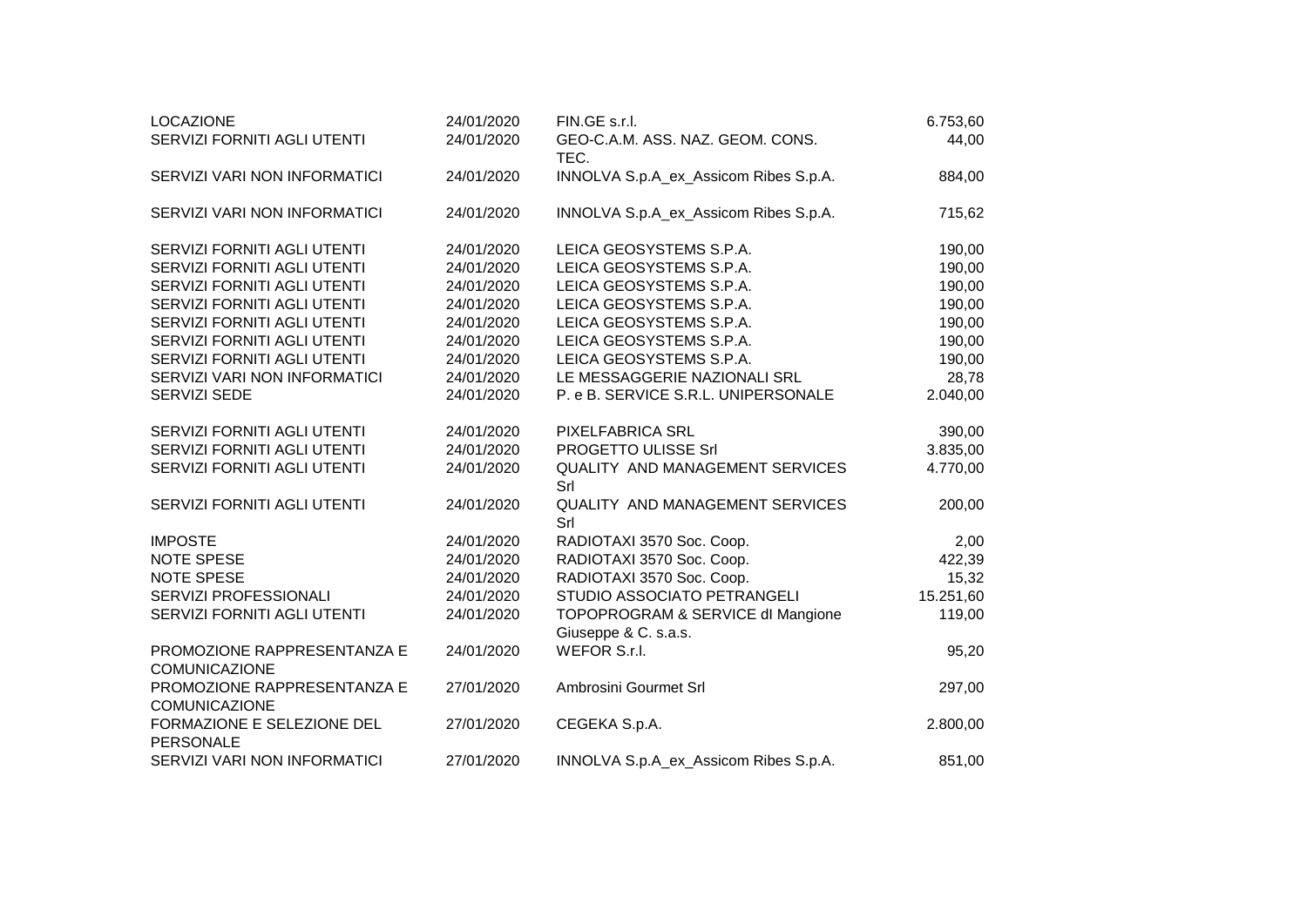| | | | |
|---|---|---|---|
| LOCAZIONE | 24/01/2020 | FIN.GE s.r.l. | 6.753,60 |
| SERVIZI FORNITI AGLI UTENTI | 24/01/2020 | GEO-C.A.M. ASS. NAZ. GEOM. CONS. TEC. | 44,00 |
| SERVIZI VARI NON INFORMATICI | 24/01/2020 | INNOLVA S.p.A_ex_Assicom Ribes S.p.A. | 884,00 |
| SERVIZI VARI NON INFORMATICI | 24/01/2020 | INNOLVA S.p.A_ex_Assicom Ribes S.p.A. | 715,62 |
| SERVIZI FORNITI AGLI UTENTI | 24/01/2020 | LEICA GEOSYSTEMS S.P.A. | 190,00 |
| SERVIZI FORNITI AGLI UTENTI | 24/01/2020 | LEICA GEOSYSTEMS S.P.A. | 190,00 |
| SERVIZI FORNITI AGLI UTENTI | 24/01/2020 | LEICA GEOSYSTEMS S.P.A. | 190,00 |
| SERVIZI FORNITI AGLI UTENTI | 24/01/2020 | LEICA GEOSYSTEMS S.P.A. | 190,00 |
| SERVIZI FORNITI AGLI UTENTI | 24/01/2020 | LEICA GEOSYSTEMS S.P.A. | 190,00 |
| SERVIZI FORNITI AGLI UTENTI | 24/01/2020 | LEICA GEOSYSTEMS S.P.A. | 190,00 |
| SERVIZI FORNITI AGLI UTENTI | 24/01/2020 | LEICA GEOSYSTEMS S.P.A. | 190,00 |
| SERVIZI VARI NON INFORMATICI | 24/01/2020 | LE MESSAGGERIE NAZIONALI SRL | 28,78 |
| SERVIZI SEDE | 24/01/2020 | P. e B. SERVICE S.R.L. UNIPERSONALE | 2.040,00 |
| SERVIZI FORNITI AGLI UTENTI | 24/01/2020 | PIXELFABRICA SRL | 390,00 |
| SERVIZI FORNITI AGLI UTENTI | 24/01/2020 | PROGETTO ULISSE Srl | 3.835,00 |
| SERVIZI FORNITI AGLI UTENTI | 24/01/2020 | QUALITY AND MANAGEMENT SERVICES Srl | 4.770,00 |
| SERVIZI FORNITI AGLI UTENTI | 24/01/2020 | QUALITY AND MANAGEMENT SERVICES Srl | 200,00 |
| IMPOSTE | 24/01/2020 | RADIOTAXI 3570 Soc. Coop. | 2,00 |
| NOTE SPESE | 24/01/2020 | RADIOTAXI 3570 Soc. Coop. | 422,39 |
| NOTE SPESE | 24/01/2020 | RADIOTAXI 3570 Soc. Coop. | 15,32 |
| SERVIZI PROFESSIONALI | 24/01/2020 | STUDIO ASSOCIATO PETRANGELI | 15.251,60 |
| SERVIZI FORNITI AGLI UTENTI | 24/01/2020 | TOPOPROGRAM & SERVICE dI Mangione Giuseppe & C. s.a.s. | 119,00 |
| PROMOZIONE RAPPRESENTANZA E COMUNICAZIONE | 24/01/2020 | WEFOR S.r.l. | 95,20 |
| PROMOZIONE RAPPRESENTANZA E COMUNICAZIONE | 27/01/2020 | Ambrosini Gourmet Srl | 297,00 |
| FORMAZIONE E SELEZIONE DEL PERSONALE | 27/01/2020 | CEGEKA S.p.A. | 2.800,00 |
| SERVIZI VARI NON INFORMATICI | 27/01/2020 | INNOLVA S.p.A_ex_Assicom Ribes S.p.A. | 851,00 |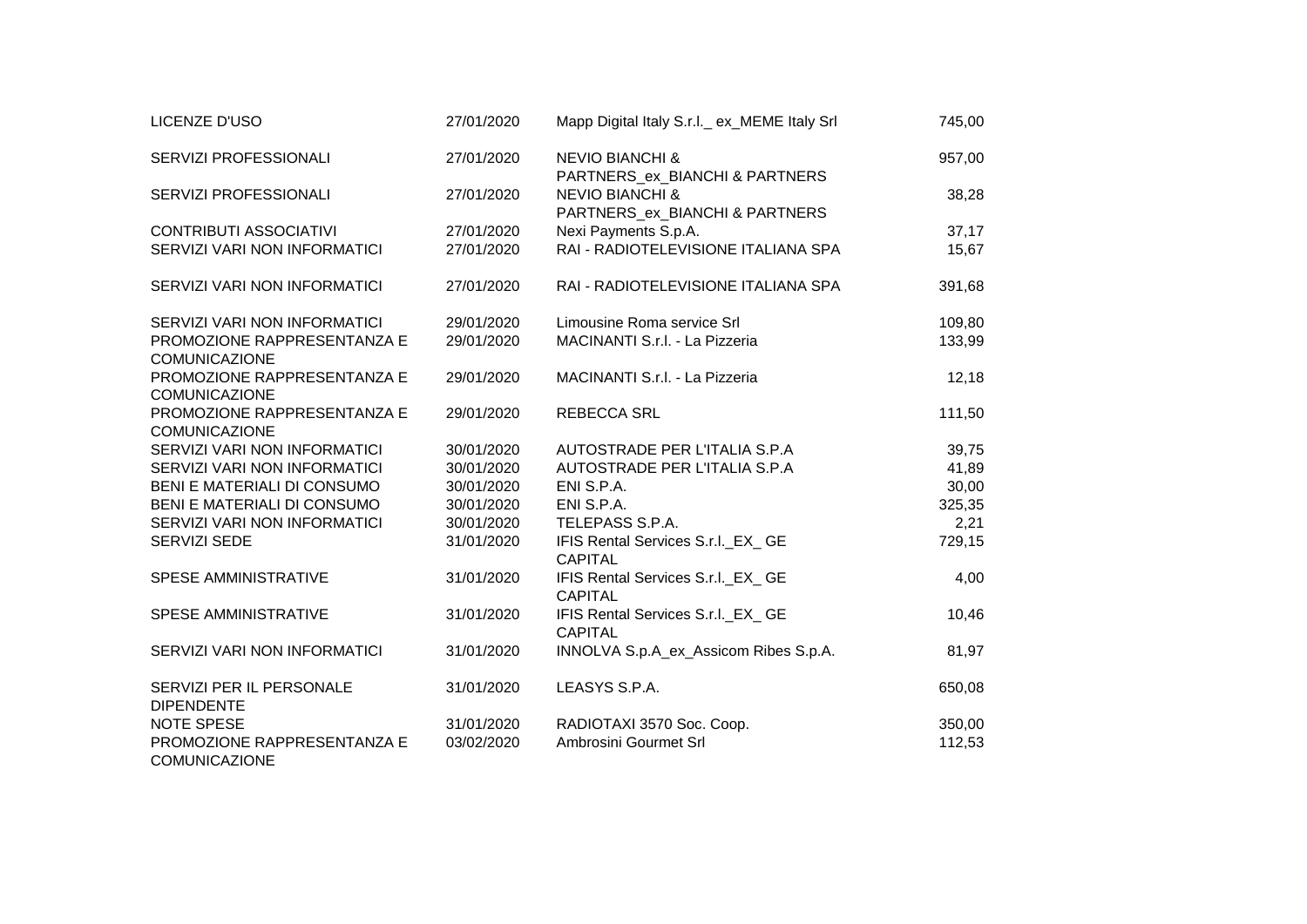| | | | |
|---|---|---|---|
| LICENZE D'USO | 27/01/2020 | Mapp Digital Italy S.r.l._ ex_MEME Italy Srl | 745,00 |
| SERVIZI PROFESSIONALI | 27/01/2020 | NEVIO BIANCHI & PARTNERS_ex_BIANCHI & PARTNERS | 957,00 |
| SERVIZI PROFESSIONALI | 27/01/2020 | NEVIO BIANCHI & PARTNERS_ex_BIANCHI & PARTNERS | 38,28 |
| CONTRIBUTI ASSOCIATIVI | 27/01/2020 | Nexi Payments S.p.A. | 37,17 |
| SERVIZI VARI NON INFORMATICI | 27/01/2020 | RAI - RADIOTELEVISIONE ITALIANA SPA | 15,67 |
| SERVIZI VARI NON INFORMATICI | 27/01/2020 | RAI - RADIOTELEVISIONE ITALIANA SPA | 391,68 |
| SERVIZI VARI NON INFORMATICI | 29/01/2020 | Limousine Roma service Srl | 109,80 |
| PROMOZIONE RAPPRESENTANZA E COMUNICAZIONE | 29/01/2020 | MACINANTI S.r.l. - La Pizzeria | 133,99 |
| PROMOZIONE RAPPRESENTANZA E COMUNICAZIONE | 29/01/2020 | MACINANTI S.r.l. - La Pizzeria | 12,18 |
| PROMOZIONE RAPPRESENTANZA E COMUNICAZIONE | 29/01/2020 | REBECCA SRL | 111,50 |
| SERVIZI VARI NON INFORMATICI | 30/01/2020 | AUTOSTRADE PER L'ITALIA S.P.A | 39,75 |
| SERVIZI VARI NON INFORMATICI | 30/01/2020 | AUTOSTRADE PER L'ITALIA S.P.A | 41,89 |
| BENI E MATERIALI DI CONSUMO | 30/01/2020 | ENI S.P.A. | 30,00 |
| BENI E MATERIALI DI CONSUMO | 30/01/2020 | ENI S.P.A. | 325,35 |
| SERVIZI VARI NON INFORMATICI | 30/01/2020 | TELEPASS S.P.A. | 2,21 |
| SERVIZI SEDE | 31/01/2020 | IFIS Rental Services S.r.l._EX_ GE CAPITAL | 729,15 |
| SPESE AMMINISTRATIVE | 31/01/2020 | IFIS Rental Services S.r.l._EX_ GE CAPITAL | 4,00 |
| SPESE AMMINISTRATIVE | 31/01/2020 | IFIS Rental Services S.r.l._EX_ GE CAPITAL | 10,46 |
| SERVIZI VARI NON INFORMATICI | 31/01/2020 | INNOLVA S.p.A_ex_Assicom Ribes S.p.A. | 81,97 |
| SERVIZI PER IL PERSONALE DIPENDENTE | 31/01/2020 | LEASYS S.P.A. | 650,08 |
| NOTE SPESE | 31/01/2020 | RADIOTAXI 3570 Soc. Coop. | 350,00 |
| PROMOZIONE RAPPRESENTANZA E COMUNICAZIONE | 03/02/2020 | Ambrosini Gourmet Srl | 112,53 |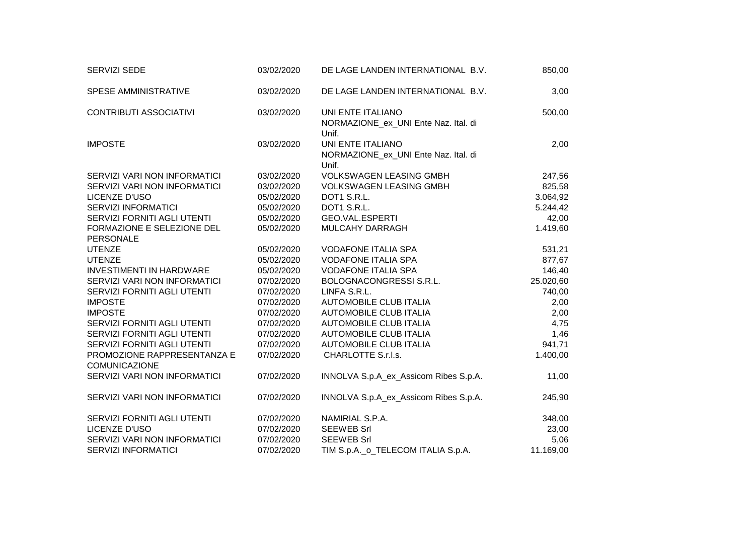| | | | |
|---|---|---|---|
| SERVIZI SEDE | 03/02/2020 | DE LAGE LANDEN INTERNATIONAL B.V. | 850,00 |
| SPESE AMMINISTRATIVE | 03/02/2020 | DE LAGE LANDEN INTERNATIONAL B.V. | 3,00 |
| CONTRIBUTI ASSOCIATIVI | 03/02/2020 | UNI ENTE ITALIANO NORMAZIONE_ex_UNI Ente Naz. Ital. di Unif. | 500,00 |
| IMPOSTE | 03/02/2020 | UNI ENTE ITALIANO NORMAZIONE_ex_UNI Ente Naz. Ital. di Unif. | 2,00 |
| SERVIZI VARI NON INFORMATICI | 03/02/2020 | VOLKSWAGEN LEASING GMBH | 247,56 |
| SERVIZI VARI NON INFORMATICI | 03/02/2020 | VOLKSWAGEN LEASING GMBH | 825,58 |
| LICENZE D'USO | 05/02/2020 | DOT1 S.R.L. | 3.064,92 |
| SERVIZI INFORMATICI | 05/02/2020 | DOT1 S.R.L. | 5.244,42 |
| SERVIZI FORNITI AGLI UTENTI | 05/02/2020 | GEO.VAL.ESPERTI | 42,00 |
| FORMAZIONE E SELEZIONE DEL PERSONALE | 05/02/2020 | MULCAHY DARRAGH | 1.419,60 |
| UTENZE | 05/02/2020 | VODAFONE ITALIA SPA | 531,21 |
| UTENZE | 05/02/2020 | VODAFONE ITALIA SPA | 877,67 |
| INVESTIMENTI IN HARDWARE | 05/02/2020 | VODAFONE ITALIA SPA | 146,40 |
| SERVIZI VARI NON INFORMATICI | 07/02/2020 | BOLOGNACONGRESSI S.R.L. | 25.020,60 |
| SERVIZI FORNITI AGLI UTENTI | 07/02/2020 | LINFA S.R.L. | 740,00 |
| IMPOSTE | 07/02/2020 | AUTOMOBILE CLUB ITALIA | 2,00 |
| IMPOSTE | 07/02/2020 | AUTOMOBILE CLUB ITALIA | 2,00 |
| SERVIZI FORNITI AGLI UTENTI | 07/02/2020 | AUTOMOBILE CLUB ITALIA | 4,75 |
| SERVIZI FORNITI AGLI UTENTI | 07/02/2020 | AUTOMOBILE CLUB ITALIA | 1,46 |
| SERVIZI FORNITI AGLI UTENTI | 07/02/2020 | AUTOMOBILE CLUB ITALIA | 941,71 |
| PROMOZIONE RAPPRESENTANZA E COMUNICAZIONE | 07/02/2020 | CHARLOTTE S.r.l.s. | 1.400,00 |
| SERVIZI VARI NON INFORMATICI | 07/02/2020 | INNOLVA S.p.A_ex_Assicom Ribes S.p.A. | 11,00 |
| SERVIZI VARI NON INFORMATICI | 07/02/2020 | INNOLVA S.p.A_ex_Assicom Ribes S.p.A. | 245,90 |
| SERVIZI FORNITI AGLI UTENTI | 07/02/2020 | NAMIRIAL S.P.A. | 348,00 |
| LICENZE D'USO | 07/02/2020 | SEEWEB Srl | 23,00 |
| SERVIZI VARI NON INFORMATICI | 07/02/2020 | SEEWEB Srl | 5,06 |
| SERVIZI INFORMATICI | 07/02/2020 | TIM S.p.A._o_TELECOM ITALIA S.p.A. | 11.169,00 |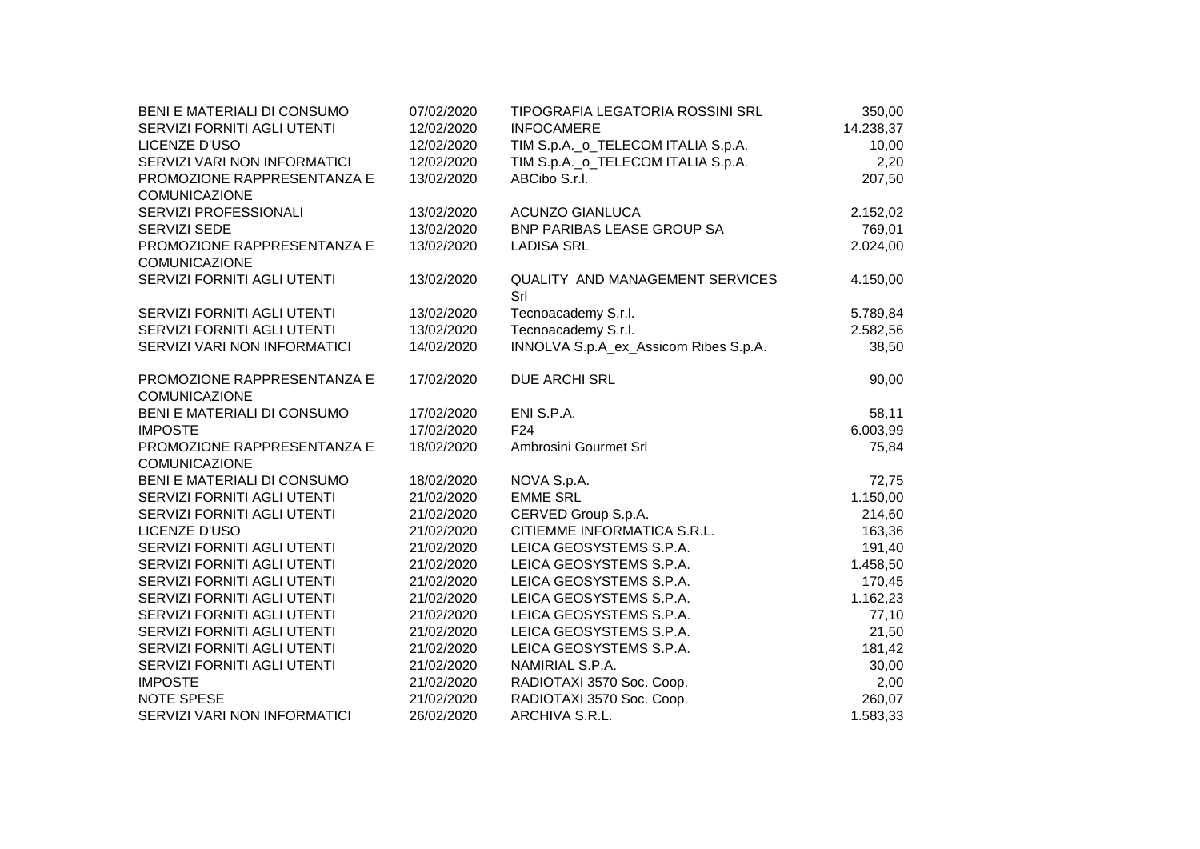| | | | |
|---|---|---|---|
| BENI E MATERIALI DI CONSUMO | 07/02/2020 | TIPOGRAFIA LEGATORIA ROSSINI SRL | 350,00 |
| SERVIZI FORNITI AGLI UTENTI | 12/02/2020 | INFOCAMERE | 14.238,37 |
| LICENZE D'USO | 12/02/2020 | TIM S.p.A._o_TELECOM ITALIA S.p.A. | 10,00 |
| SERVIZI VARI NON INFORMATICI | 12/02/2020 | TIM S.p.A._o_TELECOM ITALIA S.p.A. | 2,20 |
| PROMOZIONE RAPPRESENTANZA E COMUNICAZIONE | 13/02/2020 | ABCibo S.r.l. | 207,50 |
| SERVIZI PROFESSIONALI | 13/02/2020 | ACUNZO GIANLUCA | 2.152,02 |
| SERVIZI SEDE | 13/02/2020 | BNP PARIBAS LEASE GROUP SA | 769,01 |
| PROMOZIONE RAPPRESENTANZA E COMUNICAZIONE | 13/02/2020 | LADISA SRL | 2.024,00 |
| SERVIZI FORNITI AGLI UTENTI | 13/02/2020 | QUALITY AND MANAGEMENT SERVICES Srl | 4.150,00 |
| SERVIZI FORNITI AGLI UTENTI | 13/02/2020 | Tecnoacademy S.r.l. | 5.789,84 |
| SERVIZI FORNITI AGLI UTENTI | 13/02/2020 | Tecnoacademy S.r.l. | 2.582,56 |
| SERVIZI VARI NON INFORMATICI | 14/02/2020 | INNOLVA S.p.A_ex_Assicom Ribes S.p.A. | 38,50 |
| PROMOZIONE RAPPRESENTANZA E COMUNICAZIONE | 17/02/2020 | DUE ARCHI SRL | 90,00 |
| BENI E MATERIALI DI CONSUMO | 17/02/2020 | ENI S.P.A. | 58,11 |
| IMPOSTE | 17/02/2020 | F24 | 6.003,99 |
| PROMOZIONE RAPPRESENTANZA E COMUNICAZIONE | 18/02/2020 | Ambrosini Gourmet Srl | 75,84 |
| BENI E MATERIALI DI CONSUMO | 18/02/2020 | NOVA S.p.A. | 72,75 |
| SERVIZI FORNITI AGLI UTENTI | 21/02/2020 | EMME SRL | 1.150,00 |
| SERVIZI FORNITI AGLI UTENTI | 21/02/2020 | CERVED Group S.p.A. | 214,60 |
| LICENZE D'USO | 21/02/2020 | CITIEMME INFORMATICA S.R.L. | 163,36 |
| SERVIZI FORNITI AGLI UTENTI | 21/02/2020 | LEICA GEOSYSTEMS S.P.A. | 191,40 |
| SERVIZI FORNITI AGLI UTENTI | 21/02/2020 | LEICA GEOSYSTEMS S.P.A. | 1.458,50 |
| SERVIZI FORNITI AGLI UTENTI | 21/02/2020 | LEICA GEOSYSTEMS S.P.A. | 170,45 |
| SERVIZI FORNITI AGLI UTENTI | 21/02/2020 | LEICA GEOSYSTEMS S.P.A. | 1.162,23 |
| SERVIZI FORNITI AGLI UTENTI | 21/02/2020 | LEICA GEOSYSTEMS S.P.A. | 77,10 |
| SERVIZI FORNITI AGLI UTENTI | 21/02/2020 | LEICA GEOSYSTEMS S.P.A. | 21,50 |
| SERVIZI FORNITI AGLI UTENTI | 21/02/2020 | LEICA GEOSYSTEMS S.P.A. | 181,42 |
| SERVIZI FORNITI AGLI UTENTI | 21/02/2020 | NAMIRIAL S.P.A. | 30,00 |
| IMPOSTE | 21/02/2020 | RADIOTAXI 3570 Soc. Coop. | 2,00 |
| NOTE SPESE | 21/02/2020 | RADIOTAXI 3570 Soc. Coop. | 260,07 |
| SERVIZI VARI NON INFORMATICI | 26/02/2020 | ARCHIVA S.R.L. | 1.583,33 |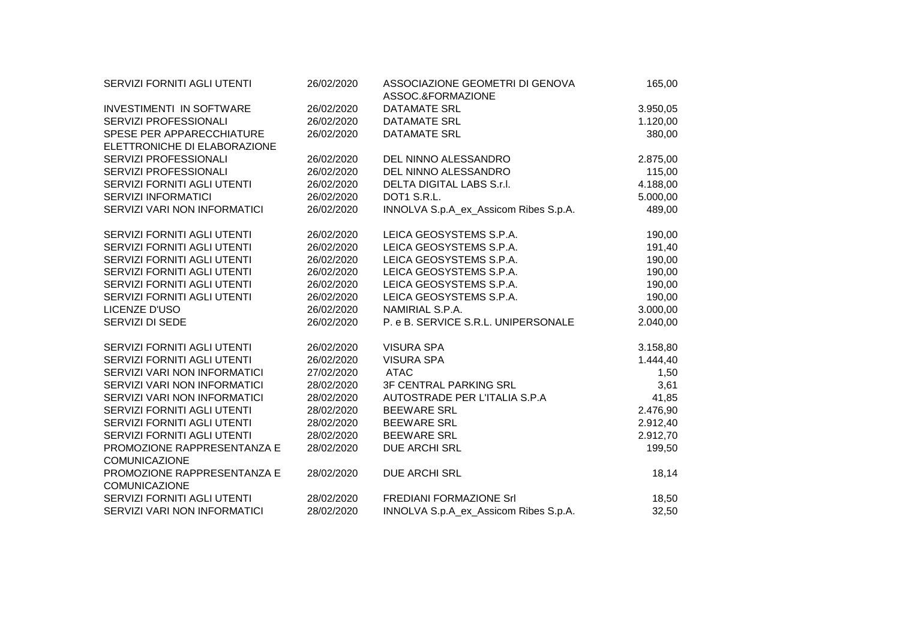| | | | |
|---|---|---|---|
| SERVIZI FORNITI AGLI UTENTI | 26/02/2020 | ASSOCIAZIONE GEOMETRI DI GENOVA ASSOC.&FORMAZIONE | 165,00 |
| INVESTIMENTI IN SOFTWARE | 26/02/2020 | DATAMATE SRL | 3.950,05 |
| SERVIZI PROFESSIONALI | 26/02/2020 | DATAMATE SRL | 1.120,00 |
| SPESE PER APPARECCHIATURE ELETTRONICHE DI ELABORAZIONE | 26/02/2020 | DATAMATE SRL | 380,00 |
| SERVIZI PROFESSIONALI | 26/02/2020 | DEL NINNO ALESSANDRO | 2.875,00 |
| SERVIZI PROFESSIONALI | 26/02/2020 | DEL NINNO ALESSANDRO | 115,00 |
| SERVIZI FORNITI AGLI UTENTI | 26/02/2020 | DELTA DIGITAL LABS S.r.l. | 4.188,00 |
| SERVIZI INFORMATICI | 26/02/2020 | DOT1 S.R.L. | 5.000,00 |
| SERVIZI VARI NON INFORMATICI | 26/02/2020 | INNOLVA S.p.A_ex_Assicom Ribes S.p.A. | 489,00 |
| SERVIZI FORNITI AGLI UTENTI | 26/02/2020 | LEICA GEOSYSTEMS S.P.A. | 190,00 |
| SERVIZI FORNITI AGLI UTENTI | 26/02/2020 | LEICA GEOSYSTEMS S.P.A. | 191,40 |
| SERVIZI FORNITI AGLI UTENTI | 26/02/2020 | LEICA GEOSYSTEMS S.P.A. | 190,00 |
| SERVIZI FORNITI AGLI UTENTI | 26/02/2020 | LEICA GEOSYSTEMS S.P.A. | 190,00 |
| SERVIZI FORNITI AGLI UTENTI | 26/02/2020 | LEICA GEOSYSTEMS S.P.A. | 190,00 |
| SERVIZI FORNITI AGLI UTENTI | 26/02/2020 | LEICA GEOSYSTEMS S.P.A. | 190,00 |
| LICENZE D'USO | 26/02/2020 | NAMIRIAL S.P.A. | 3.000,00 |
| SERVIZI DI SEDE | 26/02/2020 | P. e B. SERVICE S.R.L. UNIPERSONALE | 2.040,00 |
| SERVIZI FORNITI AGLI UTENTI | 26/02/2020 | VISURA SPA | 3.158,80 |
| SERVIZI FORNITI AGLI UTENTI | 26/02/2020 | VISURA SPA | 1.444,40 |
| SERVIZI VARI NON INFORMATICI | 27/02/2020 | ATAC | 1,50 |
| SERVIZI VARI NON INFORMATICI | 28/02/2020 | 3F CENTRAL PARKING SRL | 3,61 |
| SERVIZI VARI NON INFORMATICI | 28/02/2020 | AUTOSTRADE PER L'ITALIA S.P.A | 41,85 |
| SERVIZI FORNITI AGLI UTENTI | 28/02/2020 | BEEWARE SRL | 2.476,90 |
| SERVIZI FORNITI AGLI UTENTI | 28/02/2020 | BEEWARE SRL | 2.912,40 |
| SERVIZI FORNITI AGLI UTENTI | 28/02/2020 | BEEWARE SRL | 2.912,70 |
| PROMOZIONE RAPPRESENTANZA E COMUNICAZIONE | 28/02/2020 | DUE ARCHI SRL | 199,50 |
| PROMOZIONE RAPPRESENTANZA E COMUNICAZIONE | 28/02/2020 | DUE ARCHI SRL | 18,14 |
| SERVIZI FORNITI AGLI UTENTI | 28/02/2020 | FREDIANI FORMAZIONE Srl | 18,50 |
| SERVIZI VARI NON INFORMATICI | 28/02/2020 | INNOLVA S.p.A_ex_Assicom Ribes S.p.A. | 32,50 |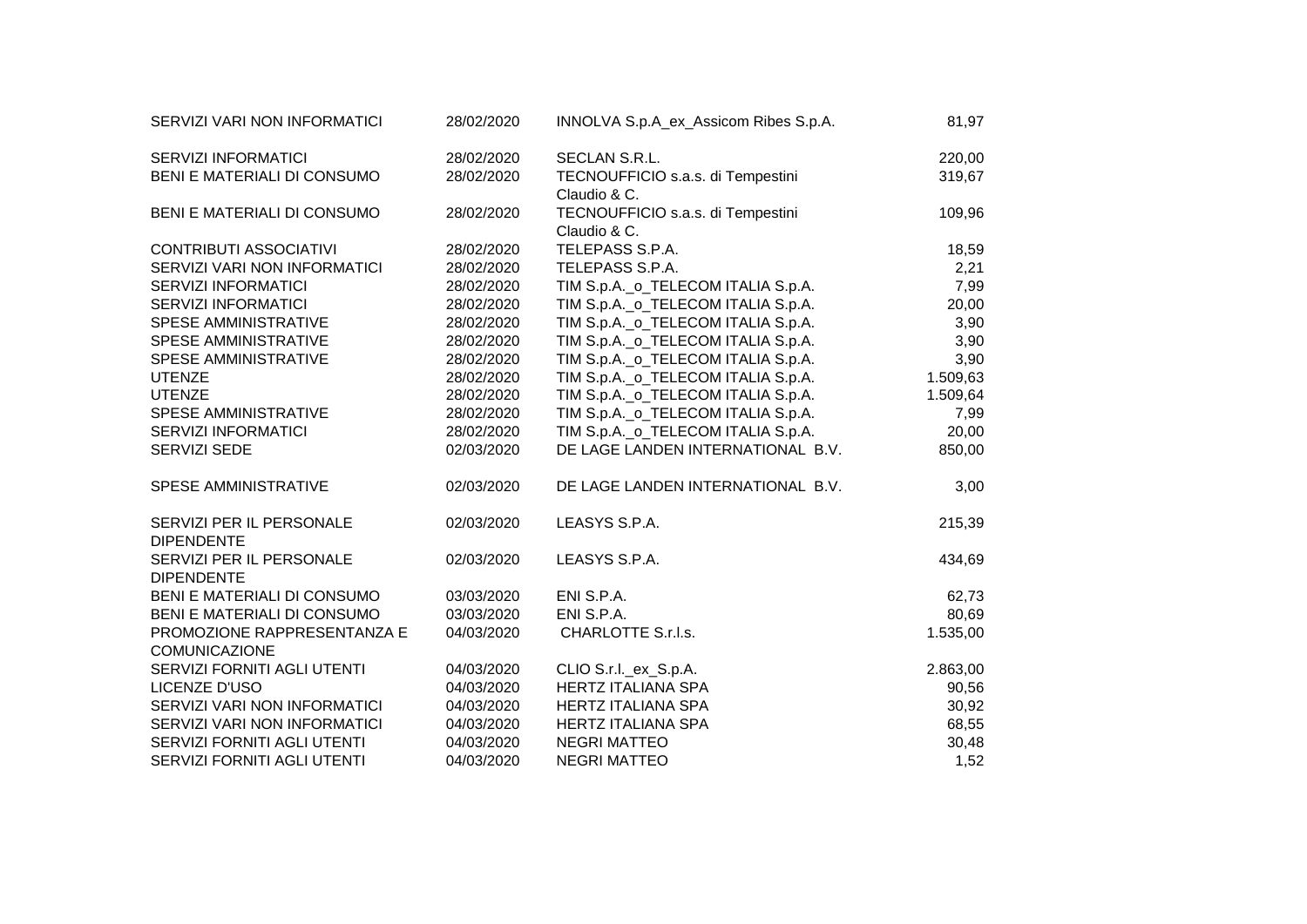| | | | |
|---|---|---|---|
| SERVIZI VARI NON INFORMATICI | 28/02/2020 | INNOLVA S.p.A_ex_Assicom Ribes S.p.A. | 81,97 |
| SERVIZI INFORMATICI | 28/02/2020 | SECLAN S.R.L. | 220,00 |
| BENI E MATERIALI DI CONSUMO | 28/02/2020 | TECNOUFFICIO s.a.s. di Tempestini Claudio & C. | 319,67 |
| BENI E MATERIALI DI CONSUMO | 28/02/2020 | TECNOUFFICIO s.a.s. di Tempestini Claudio & C. | 109,96 |
| CONTRIBUTI ASSOCIATIVI | 28/02/2020 | TELEPASS S.P.A. | 18,59 |
| SERVIZI VARI NON INFORMATICI | 28/02/2020 | TELEPASS S.P.A. | 2,21 |
| SERVIZI INFORMATICI | 28/02/2020 | TIM S.p.A._o_TELECOM ITALIA S.p.A. | 7,99 |
| SERVIZI INFORMATICI | 28/02/2020 | TIM S.p.A._o_TELECOM ITALIA S.p.A. | 20,00 |
| SPESE AMMINISTRATIVE | 28/02/2020 | TIM S.p.A._o_TELECOM ITALIA S.p.A. | 3,90 |
| SPESE AMMINISTRATIVE | 28/02/2020 | TIM S.p.A._o_TELECOM ITALIA S.p.A. | 3,90 |
| SPESE AMMINISTRATIVE | 28/02/2020 | TIM S.p.A._o_TELECOM ITALIA S.p.A. | 3,90 |
| UTENZE | 28/02/2020 | TIM S.p.A._o_TELECOM ITALIA S.p.A. | 1.509,63 |
| UTENZE | 28/02/2020 | TIM S.p.A._o_TELECOM ITALIA S.p.A. | 1.509,64 |
| SPESE AMMINISTRATIVE | 28/02/2020 | TIM S.p.A._o_TELECOM ITALIA S.p.A. | 7,99 |
| SERVIZI INFORMATICI | 28/02/2020 | TIM S.p.A._o_TELECOM ITALIA S.p.A. | 20,00 |
| SERVIZI SEDE | 02/03/2020 | DE LAGE LANDEN INTERNATIONAL B.V. | 850,00 |
| SPESE AMMINISTRATIVE | 02/03/2020 | DE LAGE LANDEN INTERNATIONAL B.V. | 3,00 |
| SERVIZI PER IL PERSONALE DIPENDENTE | 02/03/2020 | LEASYS S.P.A. | 215,39 |
| SERVIZI PER IL PERSONALE DIPENDENTE | 02/03/2020 | LEASYS S.P.A. | 434,69 |
| BENI E MATERIALI DI CONSUMO | 03/03/2020 | ENI S.P.A. | 62,73 |
| BENI E MATERIALI DI CONSUMO | 03/03/2020 | ENI S.P.A. | 80,69 |
| PROMOZIONE RAPPRESENTANZA E COMUNICAZIONE | 04/03/2020 | CHARLOTTE S.r.l.s. | 1.535,00 |
| SERVIZI FORNITI AGLI UTENTI | 04/03/2020 | CLIO S.r.l._ex_S.p.A. | 2.863,00 |
| LICENZE D'USO | 04/03/2020 | HERTZ ITALIANA SPA | 90,56 |
| SERVIZI VARI NON INFORMATICI | 04/03/2020 | HERTZ ITALIANA SPA | 30,92 |
| SERVIZI VARI NON INFORMATICI | 04/03/2020 | HERTZ ITALIANA SPA | 68,55 |
| SERVIZI FORNITI AGLI UTENTI | 04/03/2020 | NEGRI MATTEO | 30,48 |
| SERVIZI FORNITI AGLI UTENTI | 04/03/2020 | NEGRI MATTEO | 1,52 |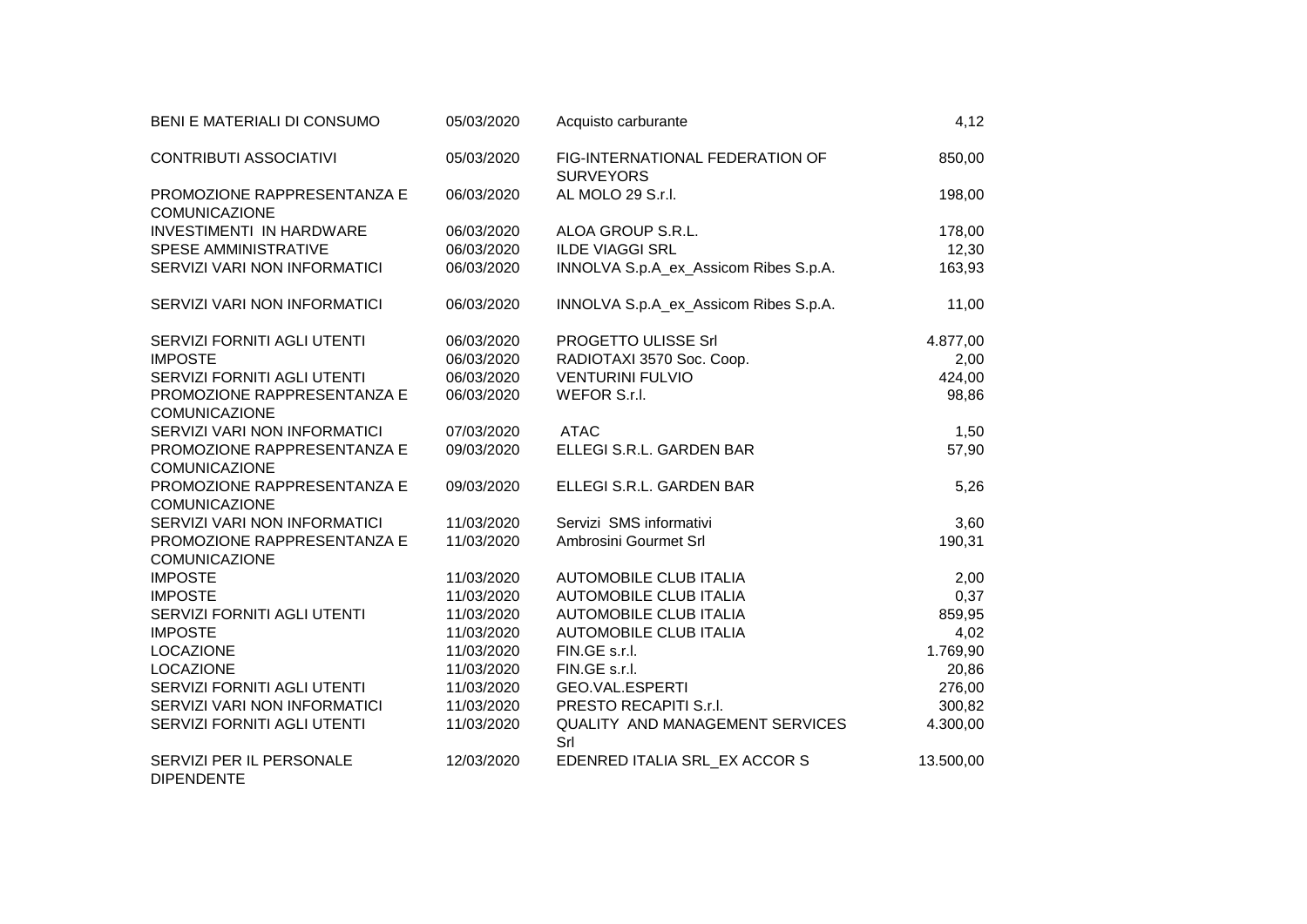| | | | |
|---|---|---|---|
| BENI E MATERIALI DI CONSUMO | 05/03/2020 | Acquisto carburante | 4,12 |
| CONTRIBUTI ASSOCIATIVI | 05/03/2020 | FIG-INTERNATIONAL FEDERATION OF SURVEYORS | 850,00 |
| PROMOZIONE RAPPRESENTANZA E COMUNICAZIONE | 06/03/2020 | AL MOLO 29 S.r.l. | 198,00 |
| INVESTIMENTI IN HARDWARE | 06/03/2020 | ALOA GROUP S.R.L. | 178,00 |
| SPESE AMMINISTRATIVE | 06/03/2020 | ILDE VIAGGI SRL | 12,30 |
| SERVIZI VARI NON INFORMATICI | 06/03/2020 | INNOLVA S.p.A_ex_Assicom Ribes S.p.A. | 163,93 |
| SERVIZI VARI NON INFORMATICI | 06/03/2020 | INNOLVA S.p.A_ex_Assicom Ribes S.p.A. | 11,00 |
| SERVIZI FORNITI AGLI UTENTI | 06/03/2020 | PROGETTO ULISSE Srl | 4.877,00 |
| IMPOSTE | 06/03/2020 | RADIOTAXI 3570 Soc. Coop. | 2,00 |
| SERVIZI FORNITI AGLI UTENTI | 06/03/2020 | VENTURINI FULVIO | 424,00 |
| PROMOZIONE RAPPRESENTANZA E COMUNICAZIONE | 06/03/2020 | WEFOR S.r.l. | 98,86 |
| SERVIZI VARI NON INFORMATICI | 07/03/2020 | ATAC | 1,50 |
| PROMOZIONE RAPPRESENTANZA E COMUNICAZIONE | 09/03/2020 | ELLEGI S.R.L. GARDEN BAR | 57,90 |
| PROMOZIONE RAPPRESENTANZA E COMUNICAZIONE | 09/03/2020 | ELLEGI S.R.L. GARDEN BAR | 5,26 |
| SERVIZI VARI NON INFORMATICI | 11/03/2020 | Servizi SMS informativi | 3,60 |
| PROMOZIONE RAPPRESENTANZA E COMUNICAZIONE | 11/03/2020 | Ambrosini Gourmet Srl | 190,31 |
| IMPOSTE | 11/03/2020 | AUTOMOBILE CLUB ITALIA | 2,00 |
| IMPOSTE | 11/03/2020 | AUTOMOBILE CLUB ITALIA | 0,37 |
| SERVIZI FORNITI AGLI UTENTI | 11/03/2020 | AUTOMOBILE CLUB ITALIA | 859,95 |
| IMPOSTE | 11/03/2020 | AUTOMOBILE CLUB ITALIA | 4,02 |
| LOCAZIONE | 11/03/2020 | FIN.GE s.r.l. | 1.769,90 |
| LOCAZIONE | 11/03/2020 | FIN.GE s.r.l. | 20,86 |
| SERVIZI FORNITI AGLI UTENTI | 11/03/2020 | GEO.VAL.ESPERTI | 276,00 |
| SERVIZI VARI NON INFORMATICI | 11/03/2020 | PRESTO RECAPITI S.r.l. | 300,82 |
| SERVIZI FORNITI AGLI UTENTI | 11/03/2020 | QUALITY AND MANAGEMENT SERVICES Srl | 4.300,00 |
| SERVIZI PER IL PERSONALE DIPENDENTE | 12/03/2020 | EDENRED ITALIA SRL_EX ACCOR S | 13.500,00 |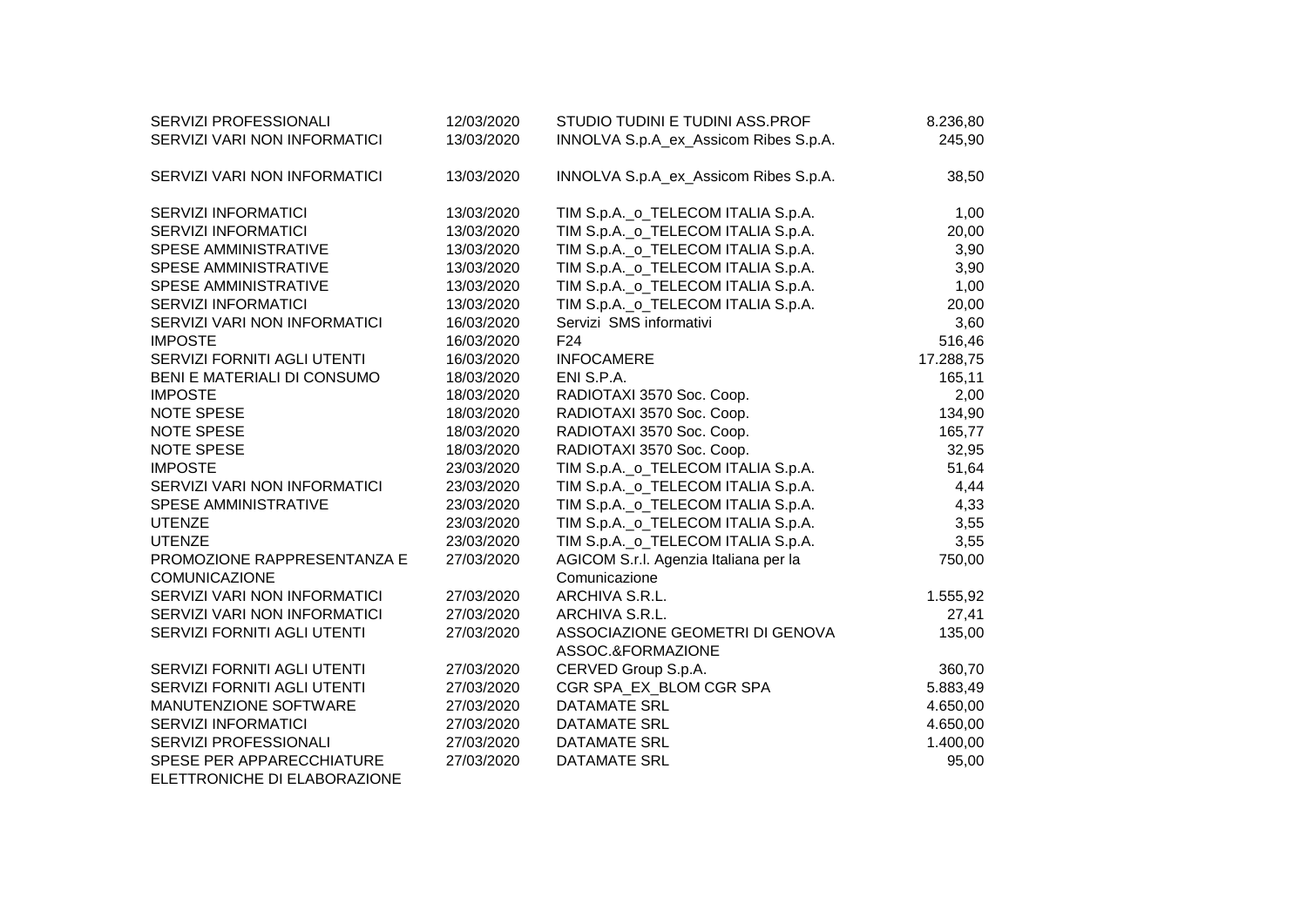| | | | |
|---|---|---|---|
| SERVIZI PROFESSIONALI | 12/03/2020 | STUDIO TUDINI E TUDINI ASS.PROF | 8.236,80 |
| SERVIZI VARI NON INFORMATICI | 13/03/2020 | INNOLVA S.p.A_ex_Assicom Ribes S.p.A. | 245,90 |
| SERVIZI VARI NON INFORMATICI | 13/03/2020 | INNOLVA S.p.A_ex_Assicom Ribes S.p.A. | 38,50 |
| SERVIZI INFORMATICI | 13/03/2020 | TIM S.p.A._o_TELECOM ITALIA S.p.A. | 1,00 |
| SERVIZI INFORMATICI | 13/03/2020 | TIM S.p.A._o_TELECOM ITALIA S.p.A. | 20,00 |
| SPESE AMMINISTRATIVE | 13/03/2020 | TIM S.p.A._o_TELECOM ITALIA S.p.A. | 3,90 |
| SPESE AMMINISTRATIVE | 13/03/2020 | TIM S.p.A._o_TELECOM ITALIA S.p.A. | 3,90 |
| SPESE AMMINISTRATIVE | 13/03/2020 | TIM S.p.A._o_TELECOM ITALIA S.p.A. | 1,00 |
| SERVIZI INFORMATICI | 13/03/2020 | TIM S.p.A._o_TELECOM ITALIA S.p.A. | 20,00 |
| SERVIZI VARI NON INFORMATICI | 16/03/2020 | Servizi SMS informativi | 3,60 |
| IMPOSTE | 16/03/2020 | F24 | 516,46 |
| SERVIZI FORNITI AGLI UTENTI | 16/03/2020 | INFOCAMERE | 17.288,75 |
| BENI E MATERIALI DI CONSUMO | 18/03/2020 | ENI S.P.A. | 165,11 |
| IMPOSTE | 18/03/2020 | RADIOTAXI 3570 Soc. Coop. | 2,00 |
| NOTE SPESE | 18/03/2020 | RADIOTAXI 3570 Soc. Coop. | 134,90 |
| NOTE SPESE | 18/03/2020 | RADIOTAXI 3570 Soc. Coop. | 165,77 |
| NOTE SPESE | 18/03/2020 | RADIOTAXI 3570 Soc. Coop. | 32,95 |
| IMPOSTE | 23/03/2020 | TIM S.p.A._o_TELECOM ITALIA S.p.A. | 51,64 |
| SERVIZI VARI NON INFORMATICI | 23/03/2020 | TIM S.p.A._o_TELECOM ITALIA S.p.A. | 4,44 |
| SPESE AMMINISTRATIVE | 23/03/2020 | TIM S.p.A._o_TELECOM ITALIA S.p.A. | 4,33 |
| UTENZE | 23/03/2020 | TIM S.p.A._o_TELECOM ITALIA S.p.A. | 3,55 |
| UTENZE | 23/03/2020 | TIM S.p.A._o_TELECOM ITALIA S.p.A. | 3,55 |
| PROMOZIONE RAPPRESENTANZA E COMUNICAZIONE | 27/03/2020 | AGICOM S.r.l. Agenzia Italiana per la Comunicazione | 750,00 |
| SERVIZI VARI NON INFORMATICI | 27/03/2020 | ARCHIVA S.R.L. | 1.555,92 |
| SERVIZI VARI NON INFORMATICI | 27/03/2020 | ARCHIVA S.R.L. | 27,41 |
| SERVIZI FORNITI AGLI UTENTI | 27/03/2020 | ASSOCIAZIONE GEOMETRI DI GENOVA ASSOC.&FORMAZIONE | 135,00 |
| SERVIZI FORNITI AGLI UTENTI | 27/03/2020 | CERVED Group S.p.A. | 360,70 |
| SERVIZI FORNITI AGLI UTENTI | 27/03/2020 | CGR SPA_EX_BLOM CGR SPA | 5.883,49 |
| MANUTENZIONE SOFTWARE | 27/03/2020 | DATAMATE SRL | 4.650,00 |
| SERVIZI INFORMATICI | 27/03/2020 | DATAMATE SRL | 4.650,00 |
| SERVIZI PROFESSIONALI | 27/03/2020 | DATAMATE SRL | 1.400,00 |
| SPESE PER APPARECCHIATURE ELETTRONICHE DI ELABORAZIONE | 27/03/2020 | DATAMATE SRL | 95,00 |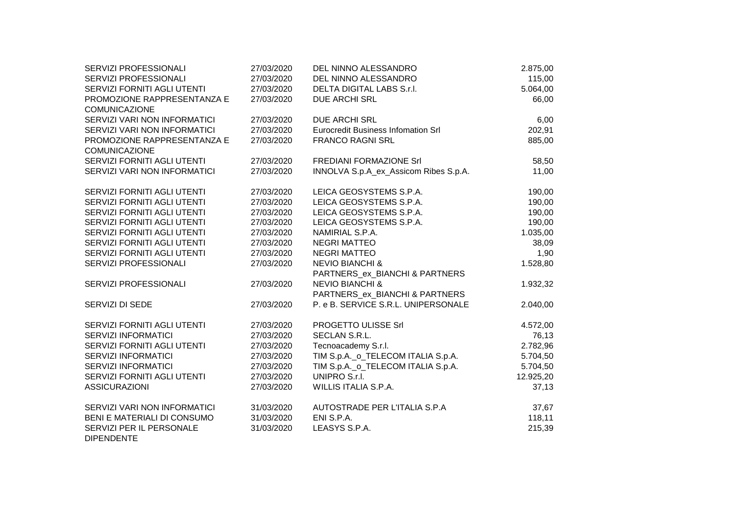| | | | |
|---|---|---|---|
| SERVIZI PROFESSIONALI | 27/03/2020 | DEL NINNO ALESSANDRO | 2.875,00 |
| SERVIZI PROFESSIONALI | 27/03/2020 | DEL NINNO ALESSANDRO | 115,00 |
| SERVIZI FORNITI AGLI UTENTI | 27/03/2020 | DELTA DIGITAL LABS S.r.l. | 5.064,00 |
| PROMOZIONE RAPPRESENTANZA E COMUNICAZIONE | 27/03/2020 | DUE ARCHI SRL | 66,00 |
| SERVIZI VARI NON INFORMATICI | 27/03/2020 | DUE ARCHI SRL | 6,00 |
| SERVIZI VARI NON INFORMATICI | 27/03/2020 | Eurocredit Business Infomation Srl | 202,91 |
| PROMOZIONE RAPPRESENTANZA E COMUNICAZIONE | 27/03/2020 | FRANCO RAGNI SRL | 885,00 |
| SERVIZI FORNITI AGLI UTENTI | 27/03/2020 | FREDIANI FORMAZIONE Srl | 58,50 |
| SERVIZI VARI NON INFORMATICI | 27/03/2020 | INNOLVA S.p.A_ex_Assicom Ribes S.p.A. | 11,00 |
| SERVIZI FORNITI AGLI UTENTI | 27/03/2020 | LEICA GEOSYSTEMS S.P.A. | 190,00 |
| SERVIZI FORNITI AGLI UTENTI | 27/03/2020 | LEICA GEOSYSTEMS S.P.A. | 190,00 |
| SERVIZI FORNITI AGLI UTENTI | 27/03/2020 | LEICA GEOSYSTEMS S.P.A. | 190,00 |
| SERVIZI FORNITI AGLI UTENTI | 27/03/2020 | LEICA GEOSYSTEMS S.P.A. | 190,00 |
| SERVIZI FORNITI AGLI UTENTI | 27/03/2020 | NAMIRIAL S.P.A. | 1.035,00 |
| SERVIZI FORNITI AGLI UTENTI | 27/03/2020 | NEGRI MATTEO | 38,09 |
| SERVIZI FORNITI AGLI UTENTI | 27/03/2020 | NEGRI MATTEO | 1,90 |
| SERVIZI PROFESSIONALI | 27/03/2020 | NEVIO BIANCHI & PARTNERS_ex_BIANCHI & PARTNERS | 1.528,80 |
| SERVIZI PROFESSIONALI | 27/03/2020 | NEVIO BIANCHI & PARTNERS_ex_BIANCHI & PARTNERS | 1.932,32 |
| SERVIZI DI SEDE | 27/03/2020 | P. e B. SERVICE S.R.L. UNIPERSONALE | 2.040,00 |
| SERVIZI FORNITI AGLI UTENTI | 27/03/2020 | PROGETTO ULISSE Srl | 4.572,00 |
| SERVIZI INFORMATICI | 27/03/2020 | SECLAN S.R.L. | 76,13 |
| SERVIZI FORNITI AGLI UTENTI | 27/03/2020 | Tecnoacademy S.r.l. | 2.782,96 |
| SERVIZI INFORMATICI | 27/03/2020 | TIM S.p.A._o_TELECOM ITALIA S.p.A. | 5.704,50 |
| SERVIZI INFORMATICI | 27/03/2020 | TIM S.p.A._o_TELECOM ITALIA S.p.A. | 5.704,50 |
| SERVIZI FORNITI AGLI UTENTI | 27/03/2020 | UNIPRO S.r.l. | 12.925,20 |
| ASSICURAZIONI | 27/03/2020 | WILLIS ITALIA S.P.A. | 37,13 |
| SERVIZI VARI NON INFORMATICI | 31/03/2020 | AUTOSTRADE PER L'ITALIA S.P.A | 37,67 |
| BENI E MATERIALI DI CONSUMO | 31/03/2020 | ENI S.P.A. | 118,11 |
| SERVIZI PER IL PERSONALE DIPENDENTE | 31/03/2020 | LEASYS S.P.A. | 215,39 |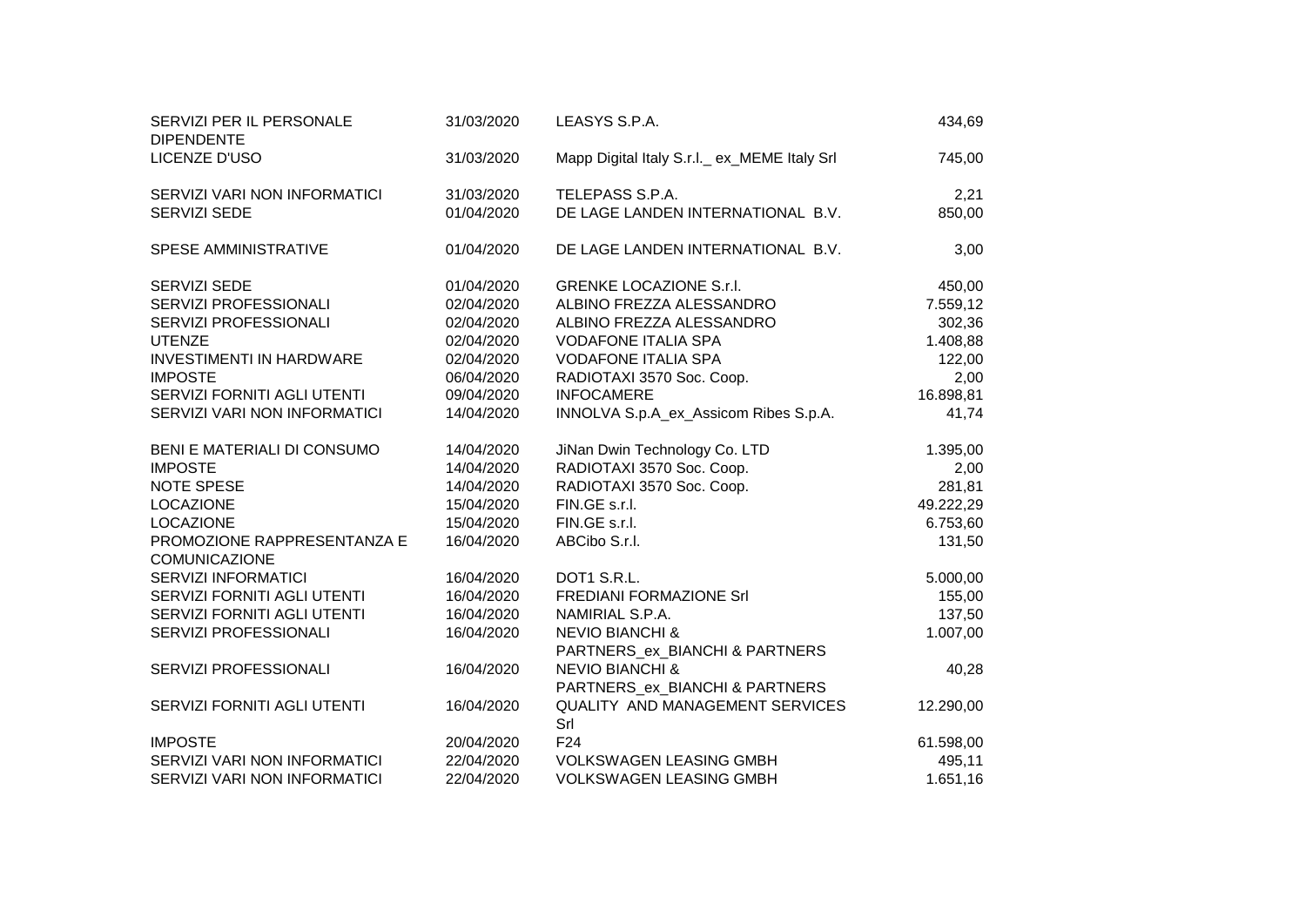| | | | |
|---|---|---|---|
| SERVIZI PER IL PERSONALE DIPENDENTE | 31/03/2020 | LEASYS S.P.A. | 434,69 |
| LICENZE D'USO | 31/03/2020 | Mapp Digital Italy S.r.l._ ex_MEME Italy Srl | 745,00 |
| SERVIZI VARI NON INFORMATICI | 31/03/2020 | TELEPASS S.P.A. | 2,21 |
| SERVIZI SEDE | 01/04/2020 | DE LAGE LANDEN INTERNATIONAL B.V. | 850,00 |
| SPESE AMMINISTRATIVE | 01/04/2020 | DE LAGE LANDEN INTERNATIONAL B.V. | 3,00 |
| SERVIZI SEDE | 01/04/2020 | GRENKE LOCAZIONE S.r.l. | 450,00 |
| SERVIZI PROFESSIONALI | 02/04/2020 | ALBINO FREZZA ALESSANDRO | 7.559,12 |
| SERVIZI PROFESSIONALI | 02/04/2020 | ALBINO FREZZA ALESSANDRO | 302,36 |
| UTENZE | 02/04/2020 | VODAFONE ITALIA SPA | 1.408,88 |
| INVESTIMENTI IN HARDWARE | 02/04/2020 | VODAFONE ITALIA SPA | 122,00 |
| IMPOSTE | 06/04/2020 | RADIOTAXI 3570 Soc. Coop. | 2,00 |
| SERVIZI FORNITI AGLI UTENTI | 09/04/2020 | INFOCAMERE | 16.898,81 |
| SERVIZI VARI NON INFORMATICI | 14/04/2020 | INNOLVA S.p.A_ex_Assicom Ribes S.p.A. | 41,74 |
| BENI E MATERIALI DI CONSUMO | 14/04/2020 | JiNan Dwin Technology Co. LTD | 1.395,00 |
| IMPOSTE | 14/04/2020 | RADIOTAXI 3570 Soc. Coop. | 2,00 |
| NOTE SPESE | 14/04/2020 | RADIOTAXI 3570 Soc. Coop. | 281,81 |
| LOCAZIONE | 15/04/2020 | FIN.GE s.r.l. | 49.222,29 |
| LOCAZIONE | 15/04/2020 | FIN.GE s.r.l. | 6.753,60 |
| PROMOZIONE RAPPRESENTANZA E COMUNICAZIONE | 16/04/2020 | ABCibo S.r.l. | 131,50 |
| SERVIZI INFORMATICI | 16/04/2020 | DOT1 S.R.L. | 5.000,00 |
| SERVIZI FORNITI AGLI UTENTI | 16/04/2020 | FREDIANI FORMAZIONE Srl | 155,00 |
| SERVIZI FORNITI AGLI UTENTI | 16/04/2020 | NAMIRIAL S.P.A. | 137,50 |
| SERVIZI PROFESSIONALI | 16/04/2020 | NEVIO BIANCHI & PARTNERS_ex_BIANCHI & PARTNERS | 1.007,00 |
| SERVIZI PROFESSIONALI | 16/04/2020 | NEVIO BIANCHI & PARTNERS_ex_BIANCHI & PARTNERS | 40,28 |
| SERVIZI FORNITI AGLI UTENTI | 16/04/2020 | QUALITY AND MANAGEMENT SERVICES Srl | 12.290,00 |
| IMPOSTE | 20/04/2020 | F24 | 61.598,00 |
| SERVIZI VARI NON INFORMATICI | 22/04/2020 | VOLKSWAGEN LEASING GMBH | 495,11 |
| SERVIZI VARI NON INFORMATICI | 22/04/2020 | VOLKSWAGEN LEASING GMBH | 1.651,16 |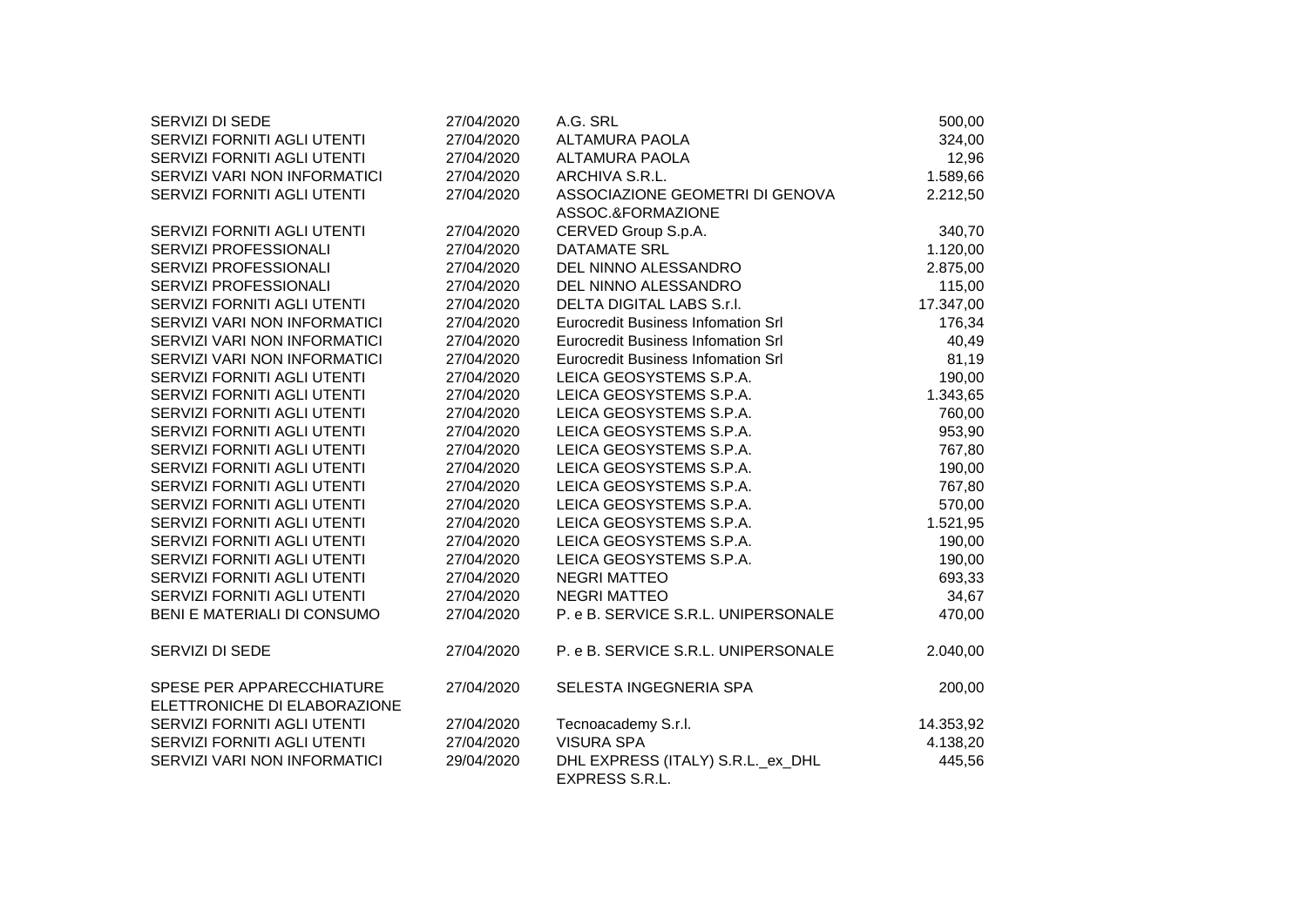| | | | |
|---|---|---|---|
| SERVIZI DI SEDE | 27/04/2020 | A.G. SRL | 500,00 |
| SERVIZI FORNITI AGLI UTENTI | 27/04/2020 | ALTAMURA PAOLA | 324,00 |
| SERVIZI FORNITI AGLI UTENTI | 27/04/2020 | ALTAMURA PAOLA | 12,96 |
| SERVIZI VARI NON INFORMATICI | 27/04/2020 | ARCHIVA S.R.L. | 1.589,66 |
| SERVIZI FORNITI AGLI UTENTI | 27/04/2020 | ASSOCIAZIONE GEOMETRI DI GENOVA ASSOC.&FORMAZIONE | 2.212,50 |
| SERVIZI FORNITI AGLI UTENTI | 27/04/2020 | CERVED Group S.p.A. | 340,70 |
| SERVIZI PROFESSIONALI | 27/04/2020 | DATAMATE SRL | 1.120,00 |
| SERVIZI PROFESSIONALI | 27/04/2020 | DEL NINNO ALESSANDRO | 2.875,00 |
| SERVIZI PROFESSIONALI | 27/04/2020 | DEL NINNO ALESSANDRO | 115,00 |
| SERVIZI FORNITI AGLI UTENTI | 27/04/2020 | DELTA DIGITAL LABS S.r.l. | 17.347,00 |
| SERVIZI VARI NON INFORMATICI | 27/04/2020 | Eurocredit Business Infomation Srl | 176,34 |
| SERVIZI VARI NON INFORMATICI | 27/04/2020 | Eurocredit Business Infomation Srl | 40,49 |
| SERVIZI VARI NON INFORMATICI | 27/04/2020 | Eurocredit Business Infomation Srl | 81,19 |
| SERVIZI FORNITI AGLI UTENTI | 27/04/2020 | LEICA GEOSYSTEMS S.P.A. | 190,00 |
| SERVIZI FORNITI AGLI UTENTI | 27/04/2020 | LEICA GEOSYSTEMS S.P.A. | 1.343,65 |
| SERVIZI FORNITI AGLI UTENTI | 27/04/2020 | LEICA GEOSYSTEMS S.P.A. | 760,00 |
| SERVIZI FORNITI AGLI UTENTI | 27/04/2020 | LEICA GEOSYSTEMS S.P.A. | 953,90 |
| SERVIZI FORNITI AGLI UTENTI | 27/04/2020 | LEICA GEOSYSTEMS S.P.A. | 767,80 |
| SERVIZI FORNITI AGLI UTENTI | 27/04/2020 | LEICA GEOSYSTEMS S.P.A. | 190,00 |
| SERVIZI FORNITI AGLI UTENTI | 27/04/2020 | LEICA GEOSYSTEMS S.P.A. | 767,80 |
| SERVIZI FORNITI AGLI UTENTI | 27/04/2020 | LEICA GEOSYSTEMS S.P.A. | 570,00 |
| SERVIZI FORNITI AGLI UTENTI | 27/04/2020 | LEICA GEOSYSTEMS S.P.A. | 1.521,95 |
| SERVIZI FORNITI AGLI UTENTI | 27/04/2020 | LEICA GEOSYSTEMS S.P.A. | 190,00 |
| SERVIZI FORNITI AGLI UTENTI | 27/04/2020 | LEICA GEOSYSTEMS S.P.A. | 190,00 |
| SERVIZI FORNITI AGLI UTENTI | 27/04/2020 | NEGRI MATTEO | 693,33 |
| SERVIZI FORNITI AGLI UTENTI | 27/04/2020 | NEGRI MATTEO | 34,67 |
| BENI E MATERIALI DI CONSUMO | 27/04/2020 | P. e B. SERVICE S.R.L. UNIPERSONALE | 470,00 |
| SERVIZI DI SEDE | 27/04/2020 | P. e B. SERVICE S.R.L. UNIPERSONALE | 2.040,00 |
| SPESE PER APPARECCHIATURE ELETTRONICHE DI ELABORAZIONE | 27/04/2020 | SELESTA INGEGNERIA SPA | 200,00 |
| SERVIZI FORNITI AGLI UTENTI | 27/04/2020 | Tecnoacademy S.r.l. | 14.353,92 |
| SERVIZI FORNITI AGLI UTENTI | 27/04/2020 | VISURA SPA | 4.138,20 |
| SERVIZI VARI NON INFORMATICI | 29/04/2020 | DHL EXPRESS (ITALY) S.R.L._ex_DHL EXPRESS S.R.L. | 445,56 |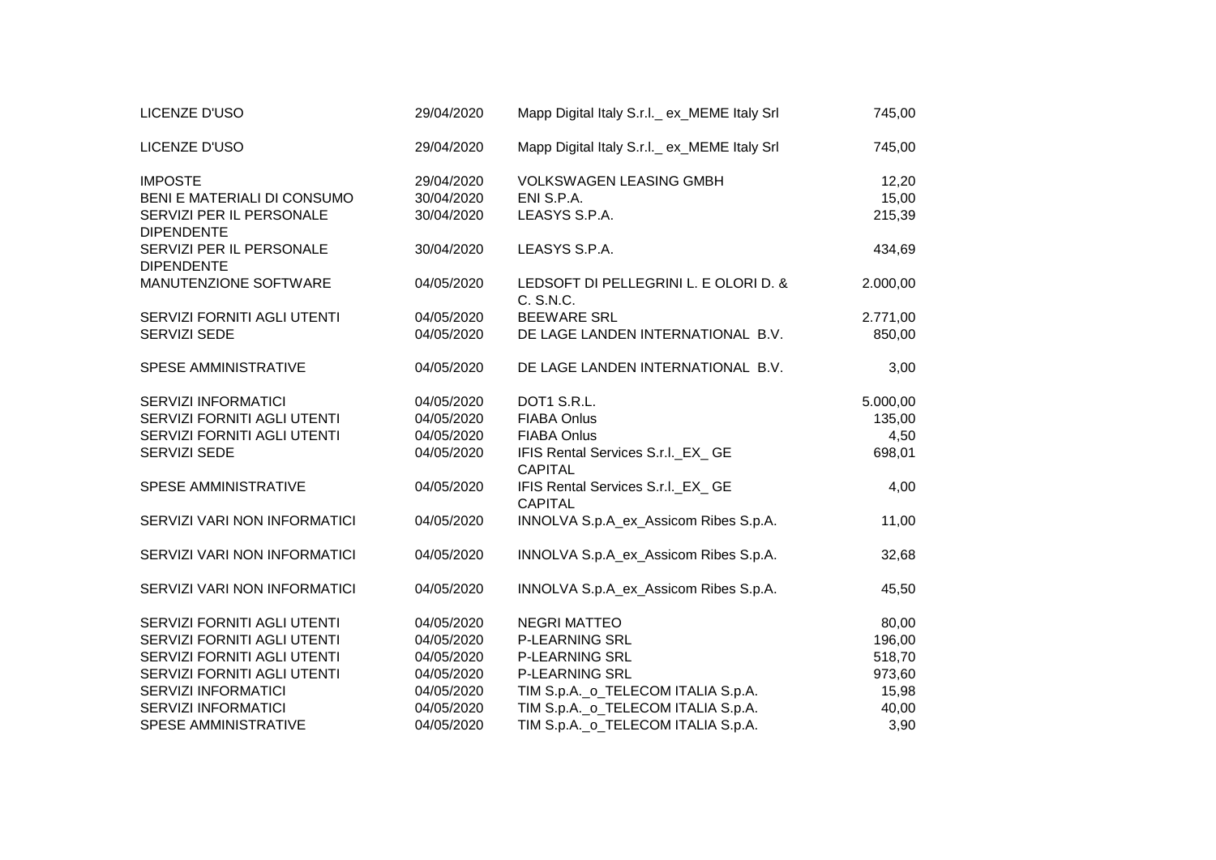| | | | |
|---|---|---|---|
| LICENZE D'USO | 29/04/2020 | Mapp Digital Italy S.r.l._ ex_MEME Italy Srl | 745,00 |
| LICENZE D'USO | 29/04/2020 | Mapp Digital Italy S.r.l._ ex_MEME Italy Srl | 745,00 |
| IMPOSTE | 29/04/2020 | VOLKSWAGEN LEASING GMBH | 12,20 |
| BENI E MATERIALI DI CONSUMO | 30/04/2020 | ENI S.P.A. | 15,00 |
| SERVIZI PER IL PERSONALE DIPENDENTE | 30/04/2020 | LEASYS S.P.A. | 215,39 |
| SERVIZI PER IL PERSONALE DIPENDENTE | 30/04/2020 | LEASYS S.P.A. | 434,69 |
| MANUTENZIONE SOFTWARE | 04/05/2020 | LEDSOFT DI PELLEGRINI L. E OLORI D. & C. S.N.C. | 2.000,00 |
| SERVIZI FORNITI AGLI UTENTI | 04/05/2020 | BEEWARE SRL | 2.771,00 |
| SERVIZI SEDE | 04/05/2020 | DE LAGE LANDEN INTERNATIONAL B.V. | 850,00 |
| SPESE AMMINISTRATIVE | 04/05/2020 | DE LAGE LANDEN INTERNATIONAL B.V. | 3,00 |
| SERVIZI INFORMATICI | 04/05/2020 | DOT1 S.R.L. | 5.000,00 |
| SERVIZI FORNITI AGLI UTENTI | 04/05/2020 | FIABA Onlus | 135,00 |
| SERVIZI FORNITI AGLI UTENTI | 04/05/2020 | FIABA Onlus | 4,50 |
| SERVIZI SEDE | 04/05/2020 | IFIS Rental Services S.r.l._EX_ GE CAPITAL | 698,01 |
| SPESE AMMINISTRATIVE | 04/05/2020 | IFIS Rental Services S.r.l._EX_ GE CAPITAL | 4,00 |
| SERVIZI VARI NON INFORMATICI | 04/05/2020 | INNOLVA S.p.A_ex_Assicom Ribes S.p.A. | 11,00 |
| SERVIZI VARI NON INFORMATICI | 04/05/2020 | INNOLVA S.p.A_ex_Assicom Ribes S.p.A. | 32,68 |
| SERVIZI VARI NON INFORMATICI | 04/05/2020 | INNOLVA S.p.A_ex_Assicom Ribes S.p.A. | 45,50 |
| SERVIZI FORNITI AGLI UTENTI | 04/05/2020 | NEGRI MATTEO | 80,00 |
| SERVIZI FORNITI AGLI UTENTI | 04/05/2020 | P-LEARNING SRL | 196,00 |
| SERVIZI FORNITI AGLI UTENTI | 04/05/2020 | P-LEARNING SRL | 518,70 |
| SERVIZI FORNITI AGLI UTENTI | 04/05/2020 | P-LEARNING SRL | 973,60 |
| SERVIZI INFORMATICI | 04/05/2020 | TIM S.p.A._o_TELECOM ITALIA S.p.A. | 15,98 |
| SERVIZI INFORMATICI | 04/05/2020 | TIM S.p.A._o_TELECOM ITALIA S.p.A. | 40,00 |
| SPESE AMMINISTRATIVE | 04/05/2020 | TIM S.p.A._o_TELECOM ITALIA S.p.A. | 3,90 |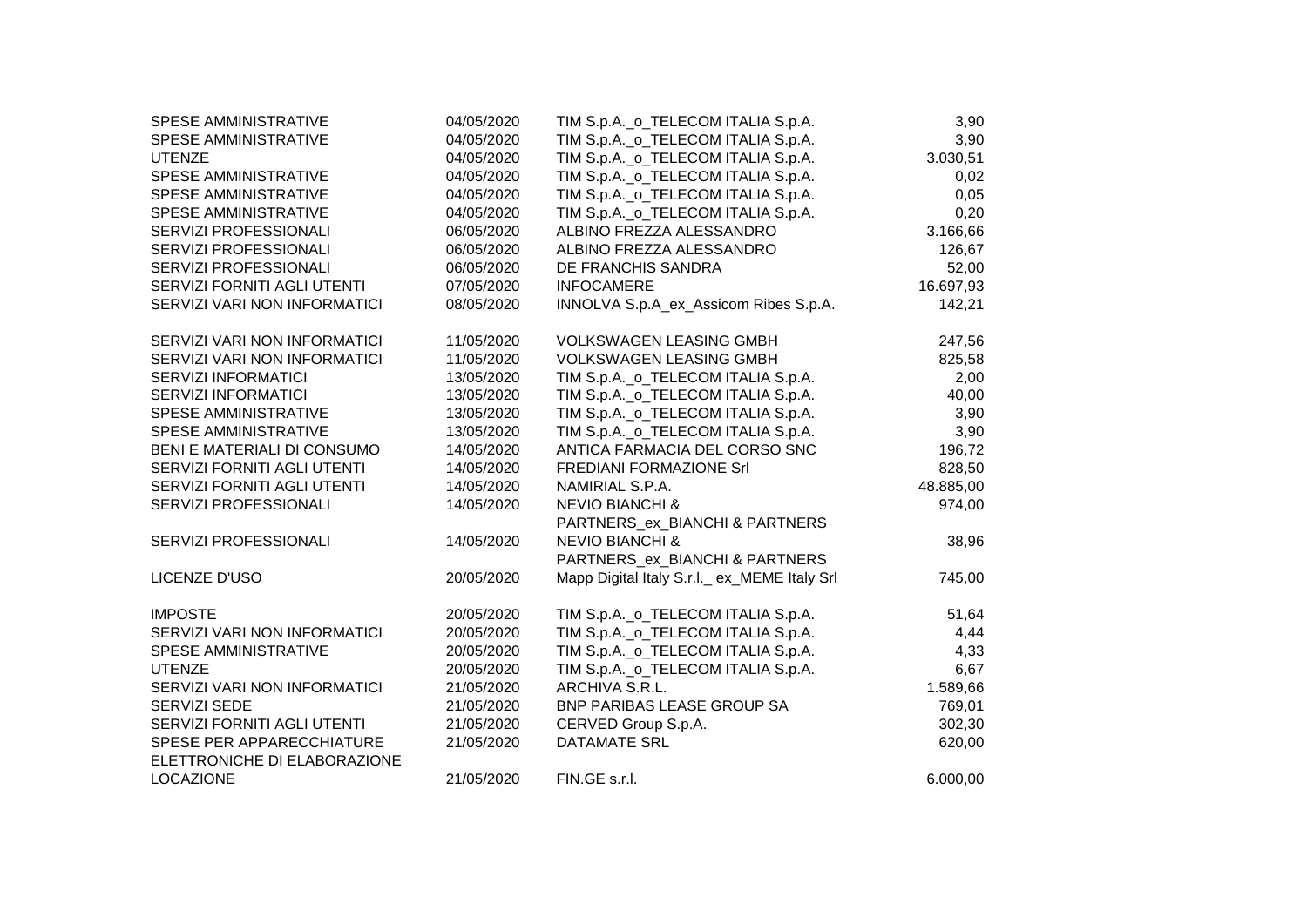| | | | |
|---|---|---|---|
| SPESE AMMINISTRATIVE | 04/05/2020 | TIM S.p.A._o_TELECOM ITALIA S.p.A. | 3,90 |
| SPESE AMMINISTRATIVE | 04/05/2020 | TIM S.p.A._o_TELECOM ITALIA S.p.A. | 3,90 |
| UTENZE | 04/05/2020 | TIM S.p.A._o_TELECOM ITALIA S.p.A. | 3.030,51 |
| SPESE AMMINISTRATIVE | 04/05/2020 | TIM S.p.A._o_TELECOM ITALIA S.p.A. | 0,02 |
| SPESE AMMINISTRATIVE | 04/05/2020 | TIM S.p.A._o_TELECOM ITALIA S.p.A. | 0,05 |
| SPESE AMMINISTRATIVE | 04/05/2020 | TIM S.p.A._o_TELECOM ITALIA S.p.A. | 0,20 |
| SERVIZI PROFESSIONALI | 06/05/2020 | ALBINO FREZZA ALESSANDRO | 3.166,66 |
| SERVIZI PROFESSIONALI | 06/05/2020 | ALBINO FREZZA ALESSANDRO | 126,67 |
| SERVIZI PROFESSIONALI | 06/05/2020 | DE FRANCHIS SANDRA | 52,00 |
| SERVIZI FORNITI AGLI UTENTI | 07/05/2020 | INFOCAMERE | 16.697,93 |
| SERVIZI VARI NON INFORMATICI | 08/05/2020 | INNOLVA S.p.A_ex_Assicom Ribes S.p.A. | 142,21 |
| SERVIZI VARI NON INFORMATICI | 11/05/2020 | VOLKSWAGEN LEASING GMBH | 247,56 |
| SERVIZI VARI NON INFORMATICI | 11/05/2020 | VOLKSWAGEN LEASING GMBH | 825,58 |
| SERVIZI INFORMATICI | 13/05/2020 | TIM S.p.A._o_TELECOM ITALIA S.p.A. | 2,00 |
| SERVIZI INFORMATICI | 13/05/2020 | TIM S.p.A._o_TELECOM ITALIA S.p.A. | 40,00 |
| SPESE AMMINISTRATIVE | 13/05/2020 | TIM S.p.A._o_TELECOM ITALIA S.p.A. | 3,90 |
| SPESE AMMINISTRATIVE | 13/05/2020 | TIM S.p.A._o_TELECOM ITALIA S.p.A. | 3,90 |
| BENI E MATERIALI DI CONSUMO | 14/05/2020 | ANTICA FARMACIA DEL CORSO SNC | 196,72 |
| SERVIZI FORNITI AGLI UTENTI | 14/05/2020 | FREDIANI FORMAZIONE Srl | 828,50 |
| SERVIZI FORNITI AGLI UTENTI | 14/05/2020 | NAMIRIAL S.P.A. | 48.885,00 |
| SERVIZI PROFESSIONALI | 14/05/2020 | NEVIO BIANCHI & PARTNERS_ex_BIANCHI & PARTNERS | 974,00 |
| SERVIZI PROFESSIONALI | 14/05/2020 | NEVIO BIANCHI & PARTNERS_ex_BIANCHI & PARTNERS | 38,96 |
| LICENZE D'USO | 20/05/2020 | Mapp Digital Italy S.r.l._ ex_MEME Italy Srl | 745,00 |
| IMPOSTE | 20/05/2020 | TIM S.p.A._o_TELECOM ITALIA S.p.A. | 51,64 |
| SERVIZI VARI NON INFORMATICI | 20/05/2020 | TIM S.p.A._o_TELECOM ITALIA S.p.A. | 4,44 |
| SPESE AMMINISTRATIVE | 20/05/2020 | TIM S.p.A._o_TELECOM ITALIA S.p.A. | 4,33 |
| UTENZE | 20/05/2020 | TIM S.p.A._o_TELECOM ITALIA S.p.A. | 6,67 |
| SERVIZI VARI NON INFORMATICI | 21/05/2020 | ARCHIVA S.R.L. | 1.589,66 |
| SERVIZI SEDE | 21/05/2020 | BNP PARIBAS LEASE GROUP SA | 769,01 |
| SERVIZI FORNITI AGLI UTENTI | 21/05/2020 | CERVED Group S.p.A. | 302,30 |
| SPESE PER APPARECCHIATURE ELETTRONICHE DI ELABORAZIONE | 21/05/2020 | DATAMATE SRL | 620,00 |
| LOCAZIONE | 21/05/2020 | FIN.GE s.r.l. | 6.000,00 |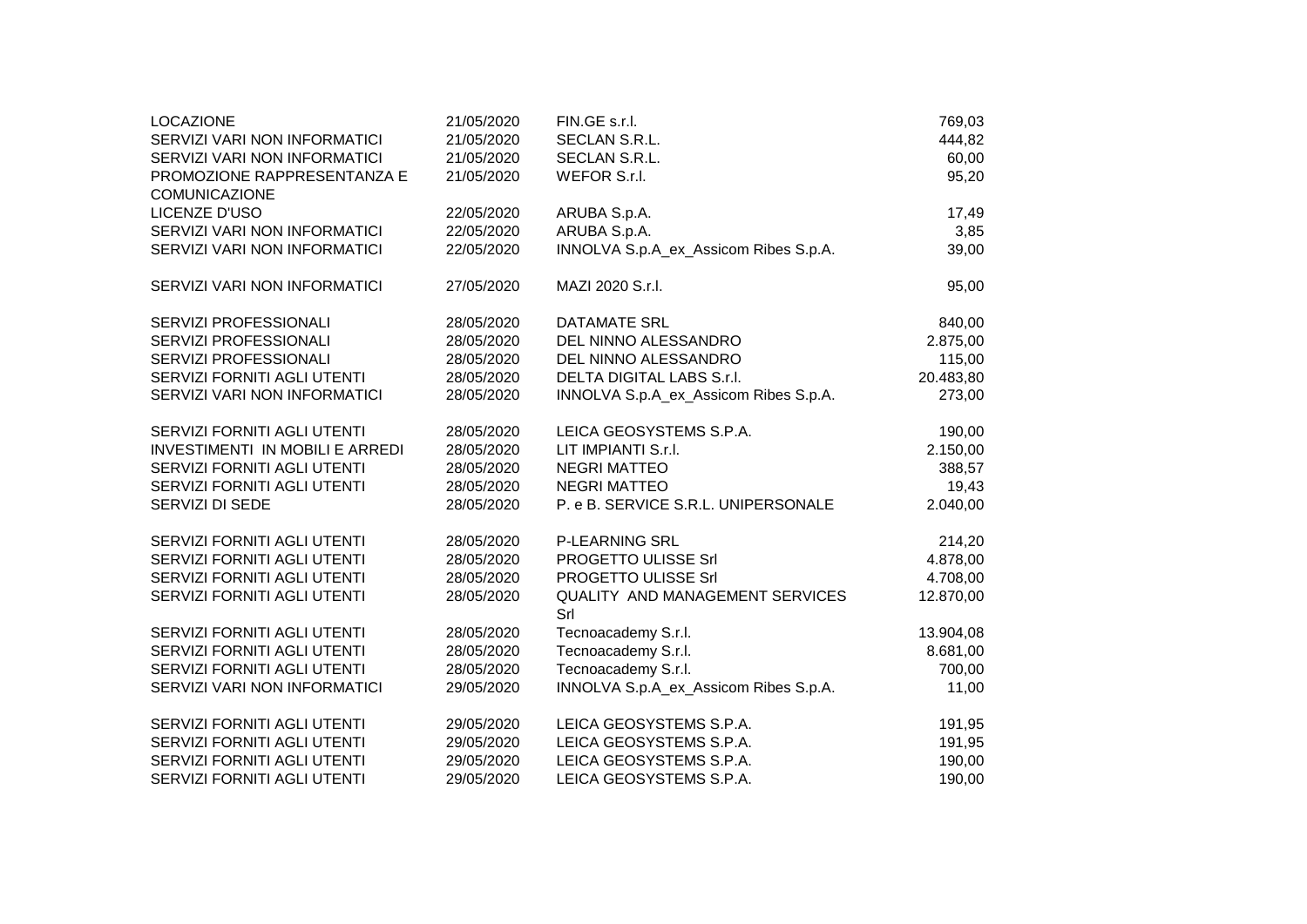| | | | |
|---|---|---|---|
| LOCAZIONE | 21/05/2020 | FIN.GE s.r.l. | 769,03 |
| SERVIZI VARI NON INFORMATICI | 21/05/2020 | SECLAN S.R.L. | 444,82 |
| SERVIZI VARI NON INFORMATICI | 21/05/2020 | SECLAN S.R.L. | 60,00 |
| PROMOZIONE RAPPRESENTANZA E COMUNICAZIONE | 21/05/2020 | WEFOR S.r.l. | 95,20 |
| LICENZE D'USO | 22/05/2020 | ARUBA S.p.A. | 17,49 |
| SERVIZI VARI NON INFORMATICI | 22/05/2020 | ARUBA S.p.A. | 3,85 |
| SERVIZI VARI NON INFORMATICI | 22/05/2020 | INNOLVA S.p.A_ex_Assicom Ribes S.p.A. | 39,00 |
| SERVIZI VARI NON INFORMATICI | 27/05/2020 | MAZI 2020 S.r.l. | 95,00 |
| SERVIZI PROFESSIONALI | 28/05/2020 | DATAMATE SRL | 840,00 |
| SERVIZI PROFESSIONALI | 28/05/2020 | DEL NINNO ALESSANDRO | 2.875,00 |
| SERVIZI PROFESSIONALI | 28/05/2020 | DEL NINNO ALESSANDRO | 115,00 |
| SERVIZI FORNITI AGLI UTENTI | 28/05/2020 | DELTA DIGITAL LABS S.r.l. | 20.483,80 |
| SERVIZI VARI NON INFORMATICI | 28/05/2020 | INNOLVA S.p.A_ex_Assicom Ribes S.p.A. | 273,00 |
| SERVIZI FORNITI AGLI UTENTI | 28/05/2020 | LEICA GEOSYSTEMS S.P.A. | 190,00 |
| INVESTIMENTI IN MOBILI E ARREDI | 28/05/2020 | LIT IMPIANTI S.r.l. | 2.150,00 |
| SERVIZI FORNITI AGLI UTENTI | 28/05/2020 | NEGRI MATTEO | 388,57 |
| SERVIZI FORNITI AGLI UTENTI | 28/05/2020 | NEGRI MATTEO | 19,43 |
| SERVIZI DI SEDE | 28/05/2020 | P. e B. SERVICE S.R.L. UNIPERSONALE | 2.040,00 |
| SERVIZI FORNITI AGLI UTENTI | 28/05/2020 | P-LEARNING SRL | 214,20 |
| SERVIZI FORNITI AGLI UTENTI | 28/05/2020 | PROGETTO ULISSE Srl | 4.878,00 |
| SERVIZI FORNITI AGLI UTENTI | 28/05/2020 | PROGETTO ULISSE Srl | 4.708,00 |
| SERVIZI FORNITI AGLI UTENTI | 28/05/2020 | QUALITY AND MANAGEMENT SERVICES Srl | 12.870,00 |
| SERVIZI FORNITI AGLI UTENTI | 28/05/2020 | Tecnoacademy S.r.l. | 13.904,08 |
| SERVIZI FORNITI AGLI UTENTI | 28/05/2020 | Tecnoacademy S.r.l. | 8.681,00 |
| SERVIZI FORNITI AGLI UTENTI | 28/05/2020 | Tecnoacademy S.r.l. | 700,00 |
| SERVIZI VARI NON INFORMATICI | 29/05/2020 | INNOLVA S.p.A_ex_Assicom Ribes S.p.A. | 11,00 |
| SERVIZI FORNITI AGLI UTENTI | 29/05/2020 | LEICA GEOSYSTEMS S.P.A. | 191,95 |
| SERVIZI FORNITI AGLI UTENTI | 29/05/2020 | LEICA GEOSYSTEMS S.P.A. | 191,95 |
| SERVIZI FORNITI AGLI UTENTI | 29/05/2020 | LEICA GEOSYSTEMS S.P.A. | 190,00 |
| SERVIZI FORNITI AGLI UTENTI | 29/05/2020 | LEICA GEOSYSTEMS S.P.A. | 190,00 |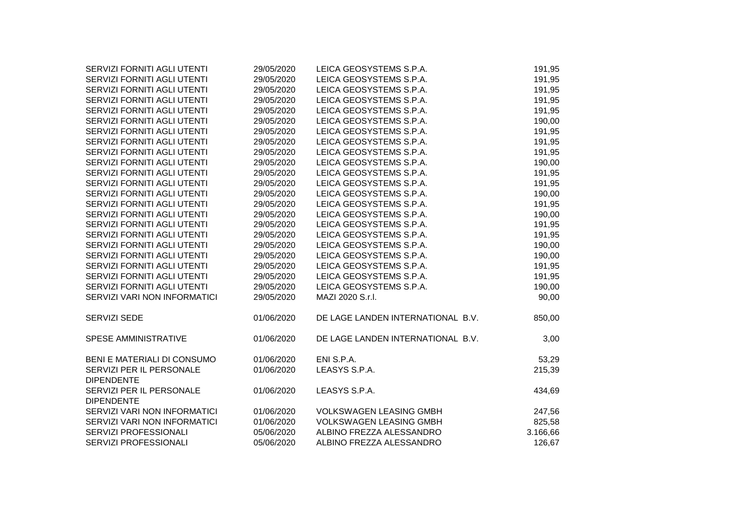| | | | |
|---|---|---|---|
| SERVIZI FORNITI AGLI UTENTI | 29/05/2020 | LEICA GEOSYSTEMS S.P.A. | 191,95 |
| SERVIZI FORNITI AGLI UTENTI | 29/05/2020 | LEICA GEOSYSTEMS S.P.A. | 191,95 |
| SERVIZI FORNITI AGLI UTENTI | 29/05/2020 | LEICA GEOSYSTEMS S.P.A. | 191,95 |
| SERVIZI FORNITI AGLI UTENTI | 29/05/2020 | LEICA GEOSYSTEMS S.P.A. | 191,95 |
| SERVIZI FORNITI AGLI UTENTI | 29/05/2020 | LEICA GEOSYSTEMS S.P.A. | 191,95 |
| SERVIZI FORNITI AGLI UTENTI | 29/05/2020 | LEICA GEOSYSTEMS S.P.A. | 190,00 |
| SERVIZI FORNITI AGLI UTENTI | 29/05/2020 | LEICA GEOSYSTEMS S.P.A. | 191,95 |
| SERVIZI FORNITI AGLI UTENTI | 29/05/2020 | LEICA GEOSYSTEMS S.P.A. | 191,95 |
| SERVIZI FORNITI AGLI UTENTI | 29/05/2020 | LEICA GEOSYSTEMS S.P.A. | 191,95 |
| SERVIZI FORNITI AGLI UTENTI | 29/05/2020 | LEICA GEOSYSTEMS S.P.A. | 190,00 |
| SERVIZI FORNITI AGLI UTENTI | 29/05/2020 | LEICA GEOSYSTEMS S.P.A. | 191,95 |
| SERVIZI FORNITI AGLI UTENTI | 29/05/2020 | LEICA GEOSYSTEMS S.P.A. | 191,95 |
| SERVIZI FORNITI AGLI UTENTI | 29/05/2020 | LEICA GEOSYSTEMS S.P.A. | 190,00 |
| SERVIZI FORNITI AGLI UTENTI | 29/05/2020 | LEICA GEOSYSTEMS S.P.A. | 191,95 |
| SERVIZI FORNITI AGLI UTENTI | 29/05/2020 | LEICA GEOSYSTEMS S.P.A. | 190,00 |
| SERVIZI FORNITI AGLI UTENTI | 29/05/2020 | LEICA GEOSYSTEMS S.P.A. | 191,95 |
| SERVIZI FORNITI AGLI UTENTI | 29/05/2020 | LEICA GEOSYSTEMS S.P.A. | 191,95 |
| SERVIZI FORNITI AGLI UTENTI | 29/05/2020 | LEICA GEOSYSTEMS S.P.A. | 190,00 |
| SERVIZI FORNITI AGLI UTENTI | 29/05/2020 | LEICA GEOSYSTEMS S.P.A. | 190,00 |
| SERVIZI FORNITI AGLI UTENTI | 29/05/2020 | LEICA GEOSYSTEMS S.P.A. | 191,95 |
| SERVIZI FORNITI AGLI UTENTI | 29/05/2020 | LEICA GEOSYSTEMS S.P.A. | 191,95 |
| SERVIZI FORNITI AGLI UTENTI | 29/05/2020 | LEICA GEOSYSTEMS S.P.A. | 190,00 |
| SERVIZI VARI NON INFORMATICI | 29/05/2020 | MAZI 2020 S.r.l. | 90,00 |
| SERVIZI SEDE | 01/06/2020 | DE LAGE LANDEN INTERNATIONAL B.V. | 850,00 |
| SPESE AMMINISTRATIVE | 01/06/2020 | DE LAGE LANDEN INTERNATIONAL B.V. | 3,00 |
| BENI E MATERIALI DI CONSUMO | 01/06/2020 | ENI S.P.A. | 53,29 |
| SERVIZI PER IL PERSONALE DIPENDENTE | 01/06/2020 | LEASYS S.P.A. | 215,39 |
| SERVIZI PER IL PERSONALE DIPENDENTE | 01/06/2020 | LEASYS S.P.A. | 434,69 |
| SERVIZI VARI NON INFORMATICI | 01/06/2020 | VOLKSWAGEN LEASING GMBH | 247,56 |
| SERVIZI VARI NON INFORMATICI | 01/06/2020 | VOLKSWAGEN LEASING GMBH | 825,58 |
| SERVIZI PROFESSIONALI | 05/06/2020 | ALBINO FREZZA ALESSANDRO | 3.166,66 |
| SERVIZI PROFESSIONALI | 05/06/2020 | ALBINO FREZZA ALESSANDRO | 126,67 |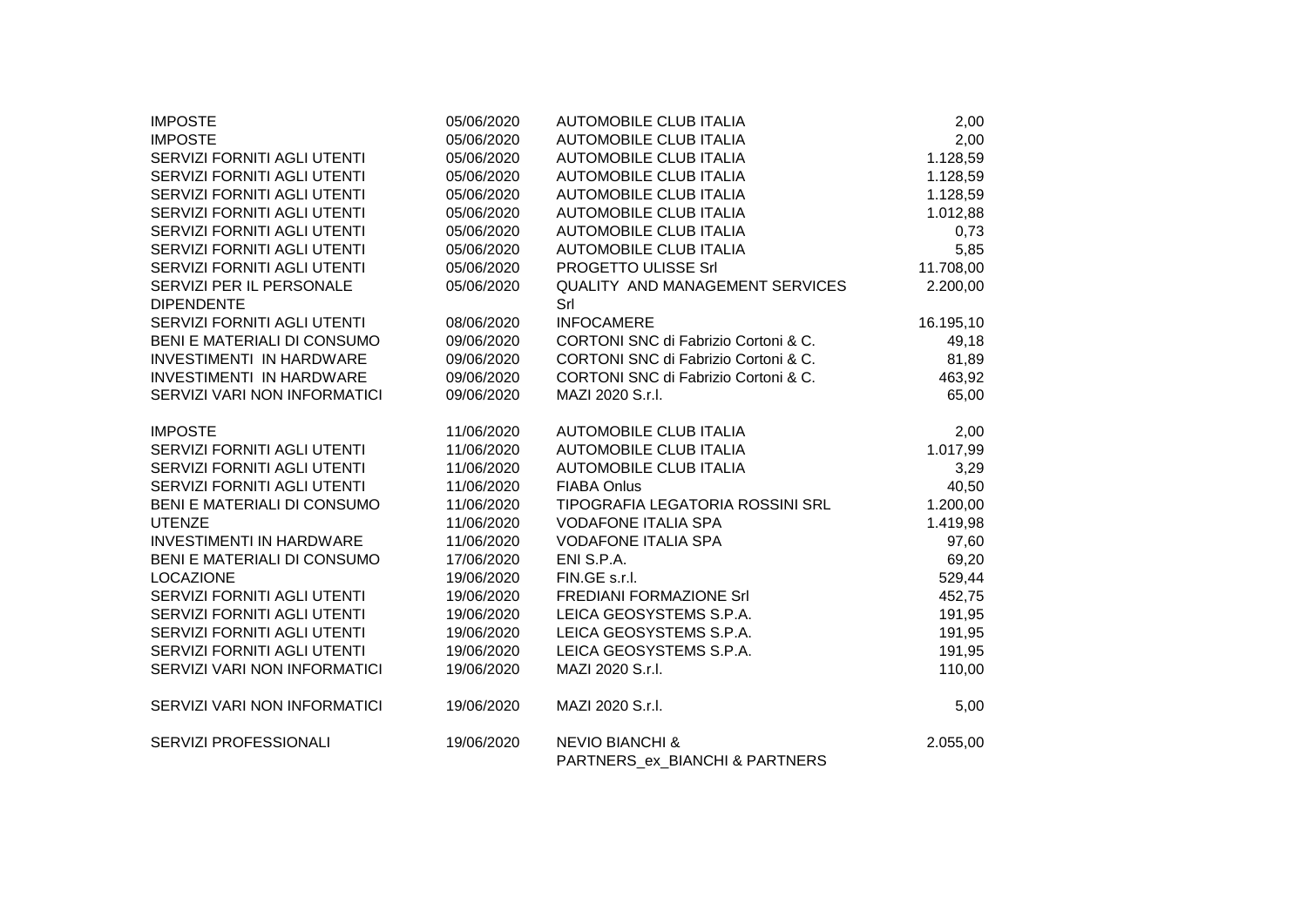| | | | |
|---|---|---|---|
| IMPOSTE | 05/06/2020 | AUTOMOBILE CLUB ITALIA | 2,00 |
| IMPOSTE | 05/06/2020 | AUTOMOBILE CLUB ITALIA | 2,00 |
| SERVIZI FORNITI AGLI UTENTI | 05/06/2020 | AUTOMOBILE CLUB ITALIA | 1.128,59 |
| SERVIZI FORNITI AGLI UTENTI | 05/06/2020 | AUTOMOBILE CLUB ITALIA | 1.128,59 |
| SERVIZI FORNITI AGLI UTENTI | 05/06/2020 | AUTOMOBILE CLUB ITALIA | 1.128,59 |
| SERVIZI FORNITI AGLI UTENTI | 05/06/2020 | AUTOMOBILE CLUB ITALIA | 1.012,88 |
| SERVIZI FORNITI AGLI UTENTI | 05/06/2020 | AUTOMOBILE CLUB ITALIA | 0,73 |
| SERVIZI FORNITI AGLI UTENTI | 05/06/2020 | AUTOMOBILE CLUB ITALIA | 5,85 |
| SERVIZI FORNITI AGLI UTENTI | 05/06/2020 | PROGETTO ULISSE Srl | 11.708,00 |
| SERVIZI PER IL PERSONALE DIPENDENTE | 05/06/2020 | QUALITY AND MANAGEMENT SERVICES Srl | 2.200,00 |
| SERVIZI FORNITI AGLI UTENTI | 08/06/2020 | INFOCAMERE | 16.195,10 |
| BENI E MATERIALI DI CONSUMO | 09/06/2020 | CORTONI SNC di Fabrizio Cortoni & C. | 49,18 |
| INVESTIMENTI IN HARDWARE | 09/06/2020 | CORTONI SNC di Fabrizio Cortoni & C. | 81,89 |
| INVESTIMENTI IN HARDWARE | 09/06/2020 | CORTONI SNC di Fabrizio Cortoni & C. | 463,92 |
| SERVIZI VARI NON INFORMATICI | 09/06/2020 | MAZI 2020 S.r.l. | 65,00 |
| IMPOSTE | 11/06/2020 | AUTOMOBILE CLUB ITALIA | 2,00 |
| SERVIZI FORNITI AGLI UTENTI | 11/06/2020 | AUTOMOBILE CLUB ITALIA | 1.017,99 |
| SERVIZI FORNITI AGLI UTENTI | 11/06/2020 | AUTOMOBILE CLUB ITALIA | 3,29 |
| SERVIZI FORNITI AGLI UTENTI | 11/06/2020 | FIABA Onlus | 40,50 |
| BENI E MATERIALI DI CONSUMO | 11/06/2020 | TIPOGRAFIA LEGATORIA ROSSINI SRL | 1.200,00 |
| UTENZE | 11/06/2020 | VODAFONE ITALIA SPA | 1.419,98 |
| INVESTIMENTI IN HARDWARE | 11/06/2020 | VODAFONE ITALIA SPA | 97,60 |
| BENI E MATERIALI DI CONSUMO | 17/06/2020 | ENI S.P.A. | 69,20 |
| LOCAZIONE | 19/06/2020 | FIN.GE s.r.l. | 529,44 |
| SERVIZI FORNITI AGLI UTENTI | 19/06/2020 | FREDIANI FORMAZIONE Srl | 452,75 |
| SERVIZI FORNITI AGLI UTENTI | 19/06/2020 | LEICA GEOSYSTEMS S.P.A. | 191,95 |
| SERVIZI FORNITI AGLI UTENTI | 19/06/2020 | LEICA GEOSYSTEMS S.P.A. | 191,95 |
| SERVIZI FORNITI AGLI UTENTI | 19/06/2020 | LEICA GEOSYSTEMS S.P.A. | 191,95 |
| SERVIZI VARI NON INFORMATICI | 19/06/2020 | MAZI 2020 S.r.l. | 110,00 |
| SERVIZI VARI NON INFORMATICI | 19/06/2020 | MAZI 2020 S.r.l. | 5,00 |
| SERVIZI PROFESSIONALI | 19/06/2020 | NEVIO BIANCHI & PARTNERS_ex_BIANCHI & PARTNERS | 2.055,00 |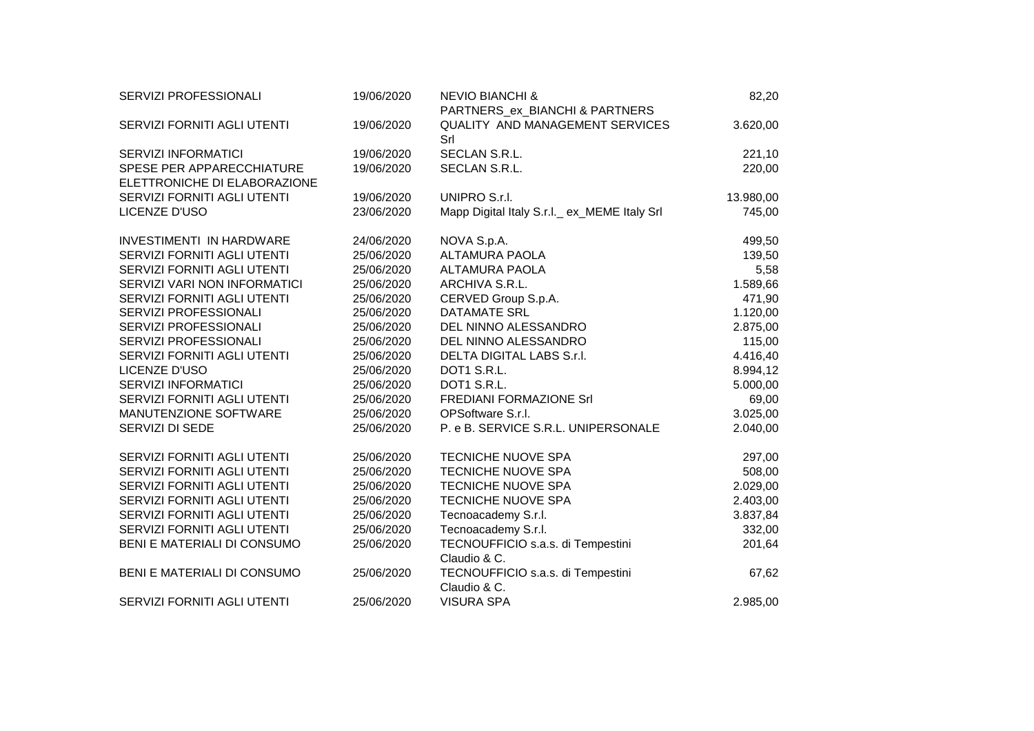| | | | |
|---|---|---|---|
| SERVIZI PROFESSIONALI | 19/06/2020 | NEVIO BIANCHI & PARTNERS_ex_BIANCHI & PARTNERS | 82,20 |
| SERVIZI FORNITI AGLI UTENTI | 19/06/2020 | QUALITY AND MANAGEMENT SERVICES Srl | 3.620,00 |
| SERVIZI INFORMATICI | 19/06/2020 | SECLAN S.R.L. | 221,10 |
| SPESE PER APPARECCHIATURE ELETTRONICHE DI ELABORAZIONE | 19/06/2020 | SECLAN S.R.L. | 220,00 |
| SERVIZI FORNITI AGLI UTENTI | 19/06/2020 | UNIPRO S.r.l. | 13.980,00 |
| LICENZE D'USO | 23/06/2020 | Mapp Digital Italy S.r.l._ ex_MEME Italy Srl | 745,00 |
| INVESTIMENTI IN HARDWARE | 24/06/2020 | NOVA S.p.A. | 499,50 |
| SERVIZI FORNITI AGLI UTENTI | 25/06/2020 | ALTAMURA PAOLA | 139,50 |
| SERVIZI FORNITI AGLI UTENTI | 25/06/2020 | ALTAMURA PAOLA | 5,58 |
| SERVIZI VARI NON INFORMATICI | 25/06/2020 | ARCHIVA S.R.L. | 1.589,66 |
| SERVIZI FORNITI AGLI UTENTI | 25/06/2020 | CERVED Group S.p.A. | 471,90 |
| SERVIZI PROFESSIONALI | 25/06/2020 | DATAMATE SRL | 1.120,00 |
| SERVIZI PROFESSIONALI | 25/06/2020 | DEL NINNO ALESSANDRO | 2.875,00 |
| SERVIZI PROFESSIONALI | 25/06/2020 | DEL NINNO ALESSANDRO | 115,00 |
| SERVIZI FORNITI AGLI UTENTI | 25/06/2020 | DELTA DIGITAL LABS S.r.l. | 4.416,40 |
| LICENZE D'USO | 25/06/2020 | DOT1 S.R.L. | 8.994,12 |
| SERVIZI INFORMATICI | 25/06/2020 | DOT1 S.R.L. | 5.000,00 |
| SERVIZI FORNITI AGLI UTENTI | 25/06/2020 | FREDIANI FORMAZIONE Srl | 69,00 |
| MANUTENZIONE SOFTWARE | 25/06/2020 | OPSoftware S.r.l. | 3.025,00 |
| SERVIZI DI SEDE | 25/06/2020 | P. e B. SERVICE S.R.L. UNIPERSONALE | 2.040,00 |
| SERVIZI FORNITI AGLI UTENTI | 25/06/2020 | TECNICHE NUOVE SPA | 297,00 |
| SERVIZI FORNITI AGLI UTENTI | 25/06/2020 | TECNICHE NUOVE SPA | 508,00 |
| SERVIZI FORNITI AGLI UTENTI | 25/06/2020 | TECNICHE NUOVE SPA | 2.029,00 |
| SERVIZI FORNITI AGLI UTENTI | 25/06/2020 | TECNICHE NUOVE SPA | 2.403,00 |
| SERVIZI FORNITI AGLI UTENTI | 25/06/2020 | Tecnoacademy S.r.l. | 3.837,84 |
| SERVIZI FORNITI AGLI UTENTI | 25/06/2020 | Tecnoacademy S.r.l. | 332,00 |
| BENI E MATERIALI DI CONSUMO | 25/06/2020 | TECNOUFFICIO s.a.s. di Tempestini Claudio & C. | 201,64 |
| BENI E MATERIALI DI CONSUMO | 25/06/2020 | TECNOUFFICIO s.a.s. di Tempestini Claudio & C. | 67,62 |
| SERVIZI FORNITI AGLI UTENTI | 25/06/2020 | VISURA SPA | 2.985,00 |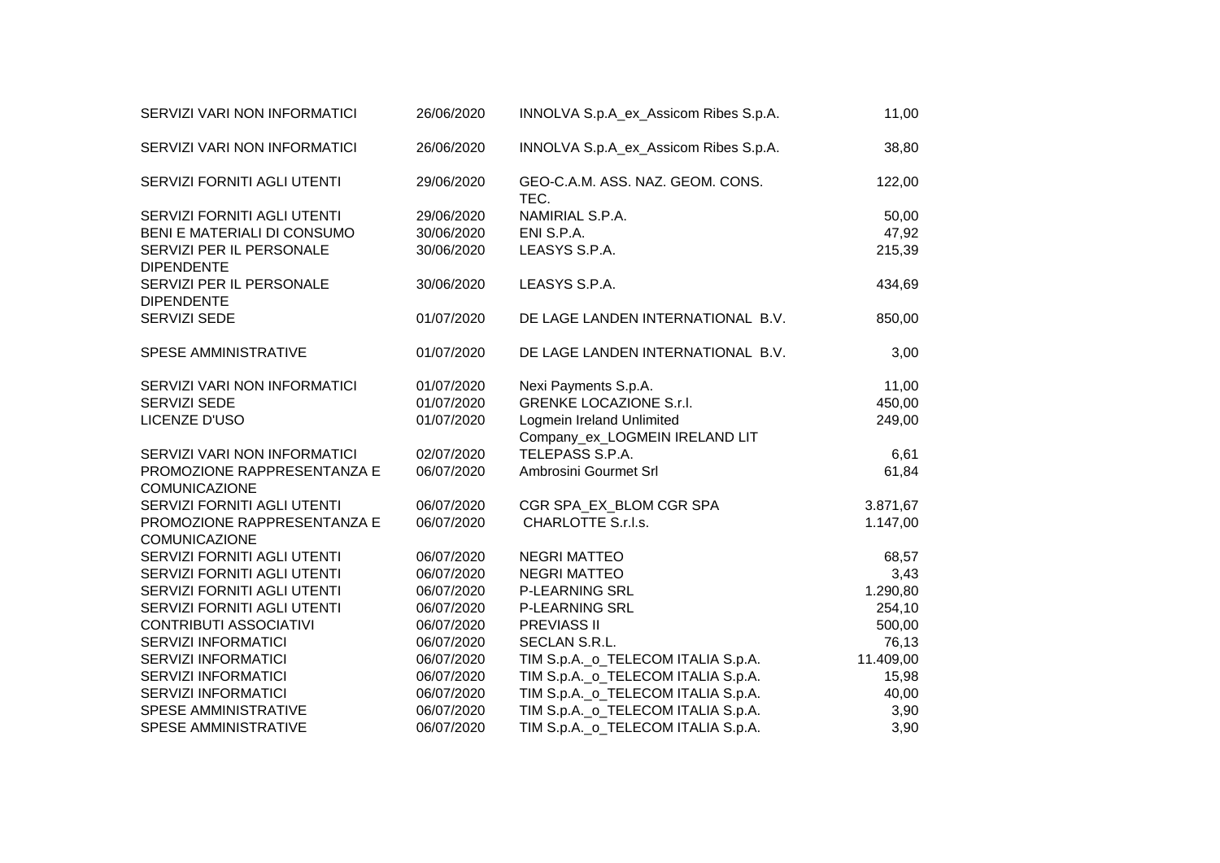| | | | |
|---|---|---|---|
| SERVIZI VARI NON INFORMATICI | 26/06/2020 | INNOLVA S.p.A_ex_Assicom Ribes S.p.A. | 11,00 |
| SERVIZI VARI NON INFORMATICI | 26/06/2020 | INNOLVA S.p.A_ex_Assicom Ribes S.p.A. | 38,80 |
| SERVIZI FORNITI AGLI UTENTI | 29/06/2020 | GEO-C.A.M. ASS. NAZ. GEOM. CONS. TEC. | 122,00 |
| SERVIZI FORNITI AGLI UTENTI | 29/06/2020 | NAMIRIAL S.P.A. | 50,00 |
| BENI E MATERIALI DI CONSUMO | 30/06/2020 | ENI S.P.A. | 47,92 |
| SERVIZI PER IL PERSONALE DIPENDENTE | 30/06/2020 | LEASYS S.P.A. | 215,39 |
| SERVIZI PER IL PERSONALE DIPENDENTE | 30/06/2020 | LEASYS S.P.A. | 434,69 |
| SERVIZI SEDE | 01/07/2020 | DE LAGE LANDEN INTERNATIONAL B.V. | 850,00 |
| SPESE AMMINISTRATIVE | 01/07/2020 | DE LAGE LANDEN INTERNATIONAL B.V. | 3,00 |
| SERVIZI VARI NON INFORMATICI | 01/07/2020 | Nexi Payments S.p.A. | 11,00 |
| SERVIZI SEDE | 01/07/2020 | GRENKE LOCAZIONE S.r.l. | 450,00 |
| LICENZE D'USO | 01/07/2020 | Logmein Ireland Unlimited Company_ex_LOGMEIN IRELAND LIT | 249,00 |
| SERVIZI VARI NON INFORMATICI | 02/07/2020 | TELEPASS S.P.A. | 6,61 |
| PROMOZIONE RAPPRESENTANZA E COMUNICAZIONE | 06/07/2020 | Ambrosini Gourmet Srl | 61,84 |
| SERVIZI FORNITI AGLI UTENTI | 06/07/2020 | CGR SPA_EX_BLOM CGR SPA | 3.871,67 |
| PROMOZIONE RAPPRESENTANZA E COMUNICAZIONE | 06/07/2020 | CHARLOTTE S.r.l.s. | 1.147,00 |
| SERVIZI FORNITI AGLI UTENTI | 06/07/2020 | NEGRI MATTEO | 68,57 |
| SERVIZI FORNITI AGLI UTENTI | 06/07/2020 | NEGRI MATTEO | 3,43 |
| SERVIZI FORNITI AGLI UTENTI | 06/07/2020 | P-LEARNING SRL | 1.290,80 |
| SERVIZI FORNITI AGLI UTENTI | 06/07/2020 | P-LEARNING SRL | 254,10 |
| CONTRIBUTI ASSOCIATIVI | 06/07/2020 | PREVIASS II | 500,00 |
| SERVIZI INFORMATICI | 06/07/2020 | SECLAN S.R.L. | 76,13 |
| SERVIZI INFORMATICI | 06/07/2020 | TIM S.p.A._o_TELECOM ITALIA S.p.A. | 11.409,00 |
| SERVIZI INFORMATICI | 06/07/2020 | TIM S.p.A._o_TELECOM ITALIA S.p.A. | 15,98 |
| SERVIZI INFORMATICI | 06/07/2020 | TIM S.p.A._o_TELECOM ITALIA S.p.A. | 40,00 |
| SPESE AMMINISTRATIVE | 06/07/2020 | TIM S.p.A._o_TELECOM ITALIA S.p.A. | 3,90 |
| SPESE AMMINISTRATIVE | 06/07/2020 | TIM S.p.A._o_TELECOM ITALIA S.p.A. | 3,90 |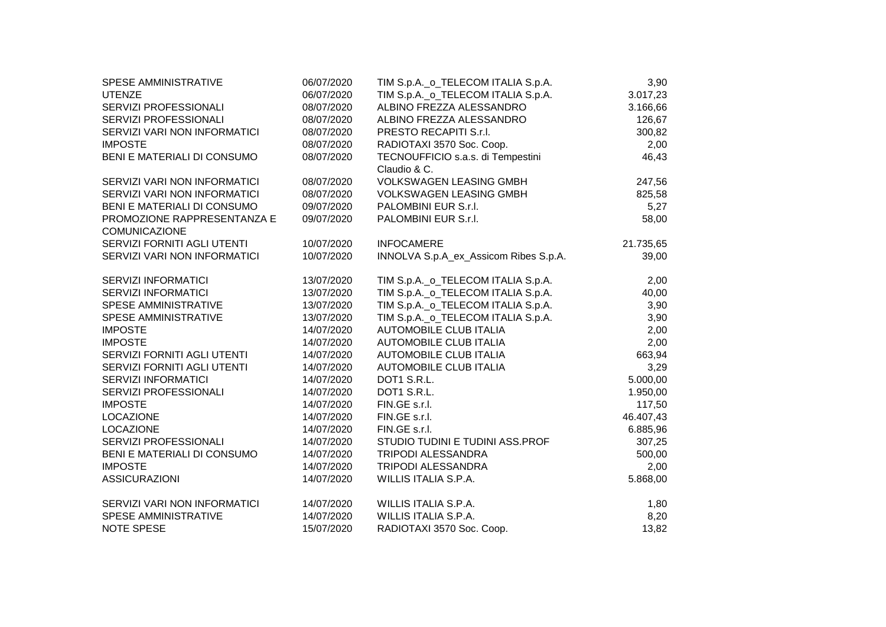| | | | |
|---|---|---|---|
| SPESE AMMINISTRATIVE | 06/07/2020 | TIM S.p.A._o_TELECOM ITALIA S.p.A. | 3,90 |
| UTENZE | 06/07/2020 | TIM S.p.A._o_TELECOM ITALIA S.p.A. | 3.017,23 |
| SERVIZI PROFESSIONALI | 08/07/2020 | ALBINO FREZZA ALESSANDRO | 3.166,66 |
| SERVIZI PROFESSIONALI | 08/07/2020 | ALBINO FREZZA ALESSANDRO | 126,67 |
| SERVIZI VARI NON INFORMATICI | 08/07/2020 | PRESTO RECAPITI S.r.l. | 300,82 |
| IMPOSTE | 08/07/2020 | RADIOTAXI 3570 Soc. Coop. | 2,00 |
| BENI E MATERIALI DI CONSUMO | 08/07/2020 | TECNOUFFICIO s.a.s. di Tempestini Claudio & C. | 46,43 |
| SERVIZI VARI NON INFORMATICI | 08/07/2020 | VOLKSWAGEN LEASING GMBH | 247,56 |
| SERVIZI VARI NON INFORMATICI | 08/07/2020 | VOLKSWAGEN LEASING GMBH | 825,58 |
| BENI E MATERIALI DI CONSUMO | 09/07/2020 | PALOMBINI EUR S.r.l. | 5,27 |
| PROMOZIONE RAPPRESENTANZA E COMUNICAZIONE | 09/07/2020 | PALOMBINI EUR S.r.l. | 58,00 |
| SERVIZI FORNITI AGLI UTENTI | 10/07/2020 | INFOCAMERE | 21.735,65 |
| SERVIZI VARI NON INFORMATICI | 10/07/2020 | INNOLVA S.p.A_ex_Assicom Ribes S.p.A. | 39,00 |
| SERVIZI INFORMATICI | 13/07/2020 | TIM S.p.A._o_TELECOM ITALIA S.p.A. | 2,00 |
| SERVIZI INFORMATICI | 13/07/2020 | TIM S.p.A._o_TELECOM ITALIA S.p.A. | 40,00 |
| SPESE AMMINISTRATIVE | 13/07/2020 | TIM S.p.A._o_TELECOM ITALIA S.p.A. | 3,90 |
| SPESE AMMINISTRATIVE | 13/07/2020 | TIM S.p.A._o_TELECOM ITALIA S.p.A. | 3,90 |
| IMPOSTE | 14/07/2020 | AUTOMOBILE CLUB ITALIA | 2,00 |
| IMPOSTE | 14/07/2020 | AUTOMOBILE CLUB ITALIA | 2,00 |
| SERVIZI FORNITI AGLI UTENTI | 14/07/2020 | AUTOMOBILE CLUB ITALIA | 663,94 |
| SERVIZI FORNITI AGLI UTENTI | 14/07/2020 | AUTOMOBILE CLUB ITALIA | 3,29 |
| SERVIZI INFORMATICI | 14/07/2020 | DOT1 S.R.L. | 5.000,00 |
| SERVIZI PROFESSIONALI | 14/07/2020 | DOT1 S.R.L. | 1.950,00 |
| IMPOSTE | 14/07/2020 | FIN.GE s.r.l. | 117,50 |
| LOCAZIONE | 14/07/2020 | FIN.GE s.r.l. | 46.407,43 |
| LOCAZIONE | 14/07/2020 | FIN.GE s.r.l. | 6.885,96 |
| SERVIZI PROFESSIONALI | 14/07/2020 | STUDIO TUDINI E TUDINI ASS.PROF | 307,25 |
| BENI E MATERIALI DI CONSUMO | 14/07/2020 | TRIPODI ALESSANDRA | 500,00 |
| IMPOSTE | 14/07/2020 | TRIPODI ALESSANDRA | 2,00 |
| ASSICURAZIONI | 14/07/2020 | WILLIS ITALIA S.P.A. | 5.868,00 |
| SERVIZI VARI NON INFORMATICI | 14/07/2020 | WILLIS ITALIA S.P.A. | 1,80 |
| SPESE AMMINISTRATIVE | 14/07/2020 | WILLIS ITALIA S.P.A. | 8,20 |
| NOTE SPESE | 15/07/2020 | RADIOTAXI 3570 Soc. Coop. | 13,82 |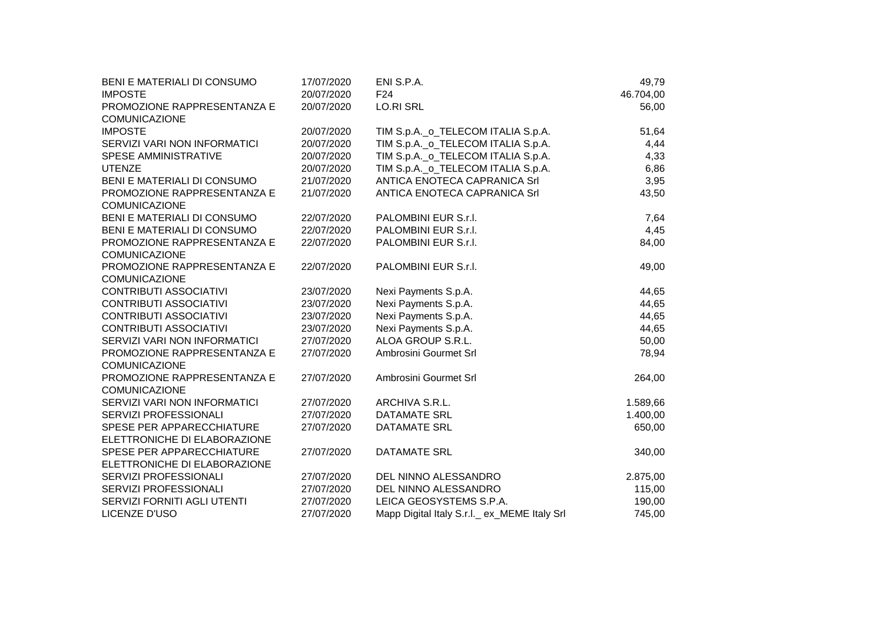| | | | |
|---|---|---|---|
| BENI E MATERIALI DI CONSUMO | 17/07/2020 | ENI S.P.A. | 49,79 |
| IMPOSTE | 20/07/2020 | F24 | 46.704,00 |
| PROMOZIONE RAPPRESENTANZA E COMUNICAZIONE | 20/07/2020 | LO.RI SRL | 56,00 |
| IMPOSTE | 20/07/2020 | TIM S.p.A._o_TELECOM ITALIA S.p.A. | 51,64 |
| SERVIZI VARI NON INFORMATICI | 20/07/2020 | TIM S.p.A._o_TELECOM ITALIA S.p.A. | 4,44 |
| SPESE AMMINISTRATIVE | 20/07/2020 | TIM S.p.A._o_TELECOM ITALIA S.p.A. | 4,33 |
| UTENZE | 20/07/2020 | TIM S.p.A._o_TELECOM ITALIA S.p.A. | 6,86 |
| BENI E MATERIALI DI CONSUMO | 21/07/2020 | ANTICA ENOTECA CAPRANICA Srl | 3,95 |
| PROMOZIONE RAPPRESENTANZA E COMUNICAZIONE | 21/07/2020 | ANTICA ENOTECA CAPRANICA Srl | 43,50 |
| BENI E MATERIALI DI CONSUMO | 22/07/2020 | PALOMBINI EUR S.r.l. | 7,64 |
| BENI E MATERIALI DI CONSUMO | 22/07/2020 | PALOMBINI EUR S.r.l. | 4,45 |
| PROMOZIONE RAPPRESENTANZA E COMUNICAZIONE | 22/07/2020 | PALOMBINI EUR S.r.l. | 84,00 |
| PROMOZIONE RAPPRESENTANZA E COMUNICAZIONE | 22/07/2020 | PALOMBINI EUR S.r.l. | 49,00 |
| CONTRIBUTI ASSOCIATIVI | 23/07/2020 | Nexi Payments S.p.A. | 44,65 |
| CONTRIBUTI ASSOCIATIVI | 23/07/2020 | Nexi Payments S.p.A. | 44,65 |
| CONTRIBUTI ASSOCIATIVI | 23/07/2020 | Nexi Payments S.p.A. | 44,65 |
| CONTRIBUTI ASSOCIATIVI | 23/07/2020 | Nexi Payments S.p.A. | 44,65 |
| SERVIZI VARI NON INFORMATICI | 27/07/2020 | ALOA GROUP S.R.L. | 50,00 |
| PROMOZIONE RAPPRESENTANZA E COMUNICAZIONE | 27/07/2020 | Ambrosini Gourmet Srl | 78,94 |
| PROMOZIONE RAPPRESENTANZA E COMUNICAZIONE | 27/07/2020 | Ambrosini Gourmet Srl | 264,00 |
| SERVIZI VARI NON INFORMATICI | 27/07/2020 | ARCHIVA S.R.L. | 1.589,66 |
| SERVIZI PROFESSIONALI | 27/07/2020 | DATAMATE SRL | 1.400,00 |
| SPESE PER APPARECCHIATURE ELETTRONICHE DI ELABORAZIONE | 27/07/2020 | DATAMATE SRL | 650,00 |
| SPESE PER APPARECCHIATURE ELETTRONICHE DI ELABORAZIONE | 27/07/2020 | DATAMATE SRL | 340,00 |
| SERVIZI PROFESSIONALI | 27/07/2020 | DEL NINNO ALESSANDRO | 2.875,00 |
| SERVIZI PROFESSIONALI | 27/07/2020 | DEL NINNO ALESSANDRO | 115,00 |
| SERVIZI FORNITI AGLI UTENTI | 27/07/2020 | LEICA GEOSYSTEMS S.P.A. | 190,00 |
| LICENZE D'USO | 27/07/2020 | Mapp Digital Italy S.r.l._ ex_MEME Italy Srl | 745,00 |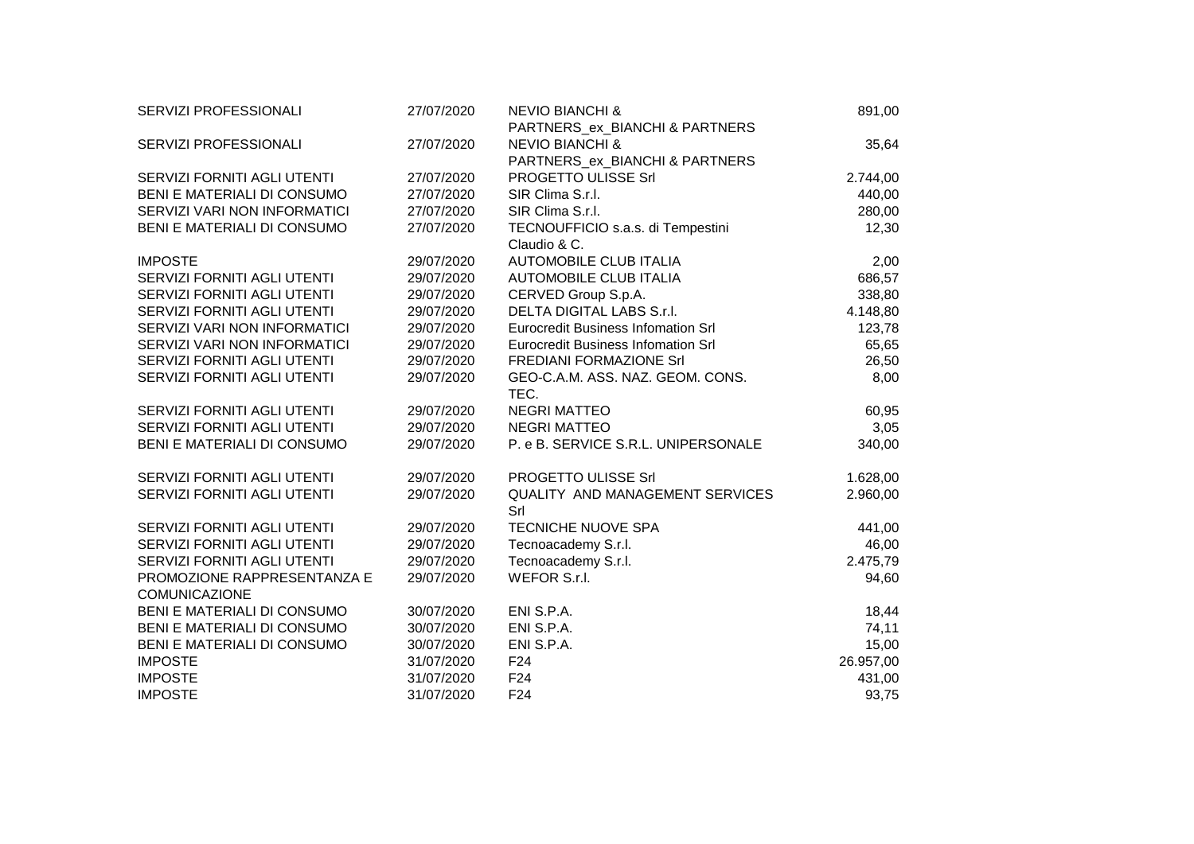| | | | |
|---|---|---|---|
| SERVIZI PROFESSIONALI | 27/07/2020 | NEVIO BIANCHI & PARTNERS_ex_BIANCHI & PARTNERS | 891,00 |
| SERVIZI PROFESSIONALI | 27/07/2020 | NEVIO BIANCHI & PARTNERS_ex_BIANCHI & PARTNERS | 35,64 |
| SERVIZI FORNITI AGLI UTENTI | 27/07/2020 | PROGETTO ULISSE Srl | 2.744,00 |
| BENI E MATERIALI DI CONSUMO | 27/07/2020 | SIR Clima S.r.l. | 440,00 |
| SERVIZI VARI NON INFORMATICI | 27/07/2020 | SIR Clima S.r.l. | 280,00 |
| BENI E MATERIALI DI CONSUMO | 27/07/2020 | TECNOUFFICIO s.a.s. di Tempestini Claudio & C. | 12,30 |
| IMPOSTE | 29/07/2020 | AUTOMOBILE CLUB ITALIA | 2,00 |
| SERVIZI FORNITI AGLI UTENTI | 29/07/2020 | AUTOMOBILE CLUB ITALIA | 686,57 |
| SERVIZI FORNITI AGLI UTENTI | 29/07/2020 | CERVED Group S.p.A. | 338,80 |
| SERVIZI FORNITI AGLI UTENTI | 29/07/2020 | DELTA DIGITAL LABS S.r.l. | 4.148,80 |
| SERVIZI VARI NON INFORMATICI | 29/07/2020 | Eurocredit Business Infomation Srl | 123,78 |
| SERVIZI VARI NON INFORMATICI | 29/07/2020 | Eurocredit Business Infomation Srl | 65,65 |
| SERVIZI FORNITI AGLI UTENTI | 29/07/2020 | FREDIANI FORMAZIONE Srl | 26,50 |
| SERVIZI FORNITI AGLI UTENTI | 29/07/2020 | GEO-C.A.M. ASS. NAZ. GEOM. CONS. TEC. | 8,00 |
| SERVIZI FORNITI AGLI UTENTI | 29/07/2020 | NEGRI MATTEO | 60,95 |
| SERVIZI FORNITI AGLI UTENTI | 29/07/2020 | NEGRI MATTEO | 3,05 |
| BENI E MATERIALI DI CONSUMO | 29/07/2020 | P. e B. SERVICE S.R.L. UNIPERSONALE | 340,00 |
| SERVIZI FORNITI AGLI UTENTI | 29/07/2020 | PROGETTO ULISSE Srl | 1.628,00 |
| SERVIZI FORNITI AGLI UTENTI | 29/07/2020 | QUALITY AND MANAGEMENT SERVICES Srl | 2.960,00 |
| SERVIZI FORNITI AGLI UTENTI | 29/07/2020 | TECNICHE NUOVE SPA | 441,00 |
| SERVIZI FORNITI AGLI UTENTI | 29/07/2020 | Tecnoacademy S.r.l. | 46,00 |
| SERVIZI FORNITI AGLI UTENTI | 29/07/2020 | Tecnoacademy S.r.l. | 2.475,79 |
| PROMOZIONE RAPPRESENTANZA E COMUNICAZIONE | 29/07/2020 | WEFOR S.r.l. | 94,60 |
| BENI E MATERIALI DI CONSUMO | 30/07/2020 | ENI S.P.A. | 18,44 |
| BENI E MATERIALI DI CONSUMO | 30/07/2020 | ENI S.P.A. | 74,11 |
| BENI E MATERIALI DI CONSUMO | 30/07/2020 | ENI S.P.A. | 15,00 |
| IMPOSTE | 31/07/2020 | F24 | 26.957,00 |
| IMPOSTE | 31/07/2020 | F24 | 431,00 |
| IMPOSTE | 31/07/2020 | F24 | 93,75 |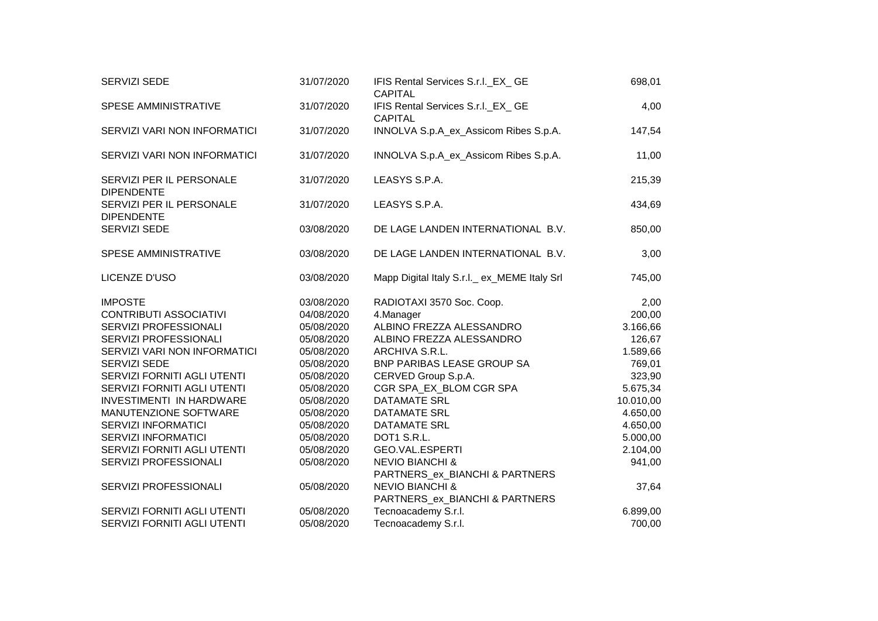| | | | |
|---|---|---|---|
| SERVIZI SEDE | 31/07/2020 | IFIS Rental Services S.r.l._EX_ GE CAPITAL | 698,01 |
| SPESE AMMINISTRATIVE | 31/07/2020 | IFIS Rental Services S.r.l._EX_ GE CAPITAL | 4,00 |
| SERVIZI VARI NON INFORMATICI | 31/07/2020 | INNOLVA S.p.A_ex_Assicom Ribes S.p.A. | 147,54 |
| SERVIZI VARI NON INFORMATICI | 31/07/2020 | INNOLVA S.p.A_ex_Assicom Ribes S.p.A. | 11,00 |
| SERVIZI PER IL PERSONALE DIPENDENTE | 31/07/2020 | LEASYS S.P.A. | 215,39 |
| SERVIZI PER IL PERSONALE DIPENDENTE | 31/07/2020 | LEASYS S.P.A. | 434,69 |
| SERVIZI SEDE | 03/08/2020 | DE LAGE LANDEN INTERNATIONAL B.V. | 850,00 |
| SPESE AMMINISTRATIVE | 03/08/2020 | DE LAGE LANDEN INTERNATIONAL B.V. | 3,00 |
| LICENZE D'USO | 03/08/2020 | Mapp Digital Italy S.r.l._ ex_MEME Italy Srl | 745,00 |
| IMPOSTE | 03/08/2020 | RADIOTAXI 3570 Soc. Coop. | 2,00 |
| CONTRIBUTI ASSOCIATIVI | 04/08/2020 | 4.Manager | 200,00 |
| SERVIZI PROFESSIONALI | 05/08/2020 | ALBINO FREZZA ALESSANDRO | 3.166,66 |
| SERVIZI PROFESSIONALI | 05/08/2020 | ALBINO FREZZA ALESSANDRO | 126,67 |
| SERVIZI VARI NON INFORMATICI | 05/08/2020 | ARCHIVA S.R.L. | 1.589,66 |
| SERVIZI SEDE | 05/08/2020 | BNP PARIBAS LEASE GROUP SA | 769,01 |
| SERVIZI FORNITI AGLI UTENTI | 05/08/2020 | CERVED Group S.p.A. | 323,90 |
| SERVIZI FORNITI AGLI UTENTI | 05/08/2020 | CGR SPA_EX_BLOM CGR SPA | 5.675,34 |
| INVESTIMENTI IN HARDWARE | 05/08/2020 | DATAMATE SRL | 10.010,00 |
| MANUTENZIONE SOFTWARE | 05/08/2020 | DATAMATE SRL | 4.650,00 |
| SERVIZI INFORMATICI | 05/08/2020 | DATAMATE SRL | 4.650,00 |
| SERVIZI INFORMATICI | 05/08/2020 | DOT1 S.R.L. | 5.000,00 |
| SERVIZI FORNITI AGLI UTENTI | 05/08/2020 | GEO.VAL.ESPERTI | 2.104,00 |
| SERVIZI PROFESSIONALI | 05/08/2020 | NEVIO BIANCHI & PARTNERS_ex_BIANCHI & PARTNERS | 941,00 |
| SERVIZI PROFESSIONALI | 05/08/2020 | NEVIO BIANCHI & PARTNERS_ex_BIANCHI & PARTNERS | 37,64 |
| SERVIZI FORNITI AGLI UTENTI | 05/08/2020 | Tecnoacademy S.r.l. | 6.899,00 |
| SERVIZI FORNITI AGLI UTENTI | 05/08/2020 | Tecnoacademy S.r.l. | 700,00 |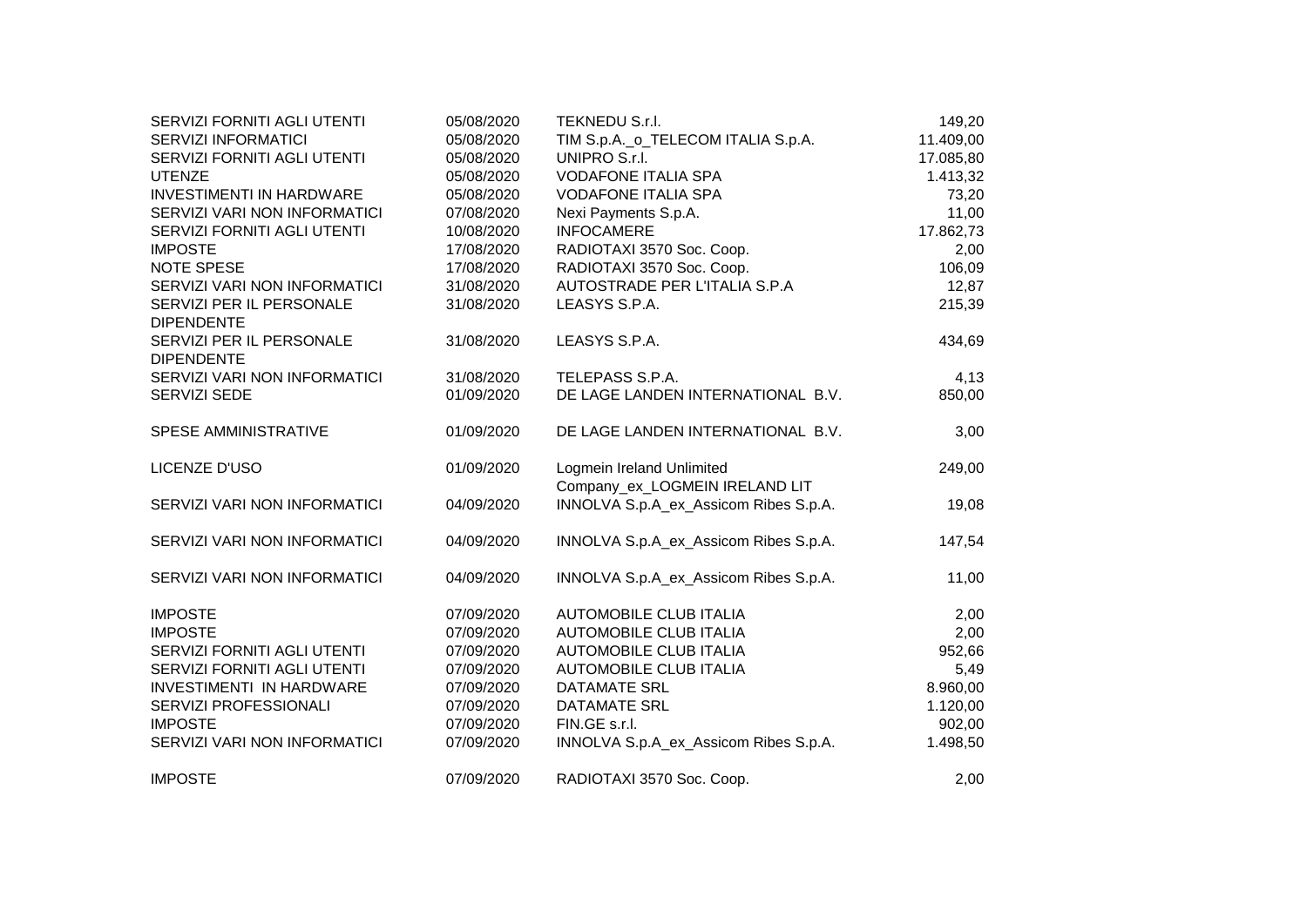| | | | |
|---|---|---|---|
| SERVIZI FORNITI AGLI UTENTI | 05/08/2020 | TEKNEDU S.r.l. | 149,20 |
| SERVIZI INFORMATICI | 05/08/2020 | TIM S.p.A._o_TELECOM ITALIA S.p.A. | 11.409,00 |
| SERVIZI FORNITI AGLI UTENTI | 05/08/2020 | UNIPRO S.r.l. | 17.085,80 |
| UTENZE | 05/08/2020 | VODAFONE ITALIA SPA | 1.413,32 |
| INVESTIMENTI IN HARDWARE | 05/08/2020 | VODAFONE ITALIA SPA | 73,20 |
| SERVIZI VARI NON INFORMATICI | 07/08/2020 | Nexi Payments S.p.A. | 11,00 |
| SERVIZI FORNITI AGLI UTENTI | 10/08/2020 | INFOCAMERE | 17.862,73 |
| IMPOSTE | 17/08/2020 | RADIOTAXI 3570 Soc. Coop. | 2,00 |
| NOTE SPESE | 17/08/2020 | RADIOTAXI 3570 Soc. Coop. | 106,09 |
| SERVIZI VARI NON INFORMATICI | 31/08/2020 | AUTOSTRADE PER L'ITALIA S.P.A | 12,87 |
| SERVIZI PER IL PERSONALE DIPENDENTE | 31/08/2020 | LEASYS S.P.A. | 215,39 |
| SERVIZI PER IL PERSONALE DIPENDENTE | 31/08/2020 | LEASYS S.P.A. | 434,69 |
| SERVIZI VARI NON INFORMATICI | 31/08/2020 | TELEPASS S.P.A. | 4,13 |
| SERVIZI SEDE | 01/09/2020 | DE LAGE LANDEN INTERNATIONAL B.V. | 850,00 |
| SPESE AMMINISTRATIVE | 01/09/2020 | DE LAGE LANDEN INTERNATIONAL B.V. | 3,00 |
| LICENZE D'USO | 01/09/2020 | Logmein Ireland Unlimited Company_ex_LOGMEIN IRELAND LIT | 249,00 |
| SERVIZI VARI NON INFORMATICI | 04/09/2020 | INNOLVA S.p.A_ex_Assicom Ribes S.p.A. | 19,08 |
| SERVIZI VARI NON INFORMATICI | 04/09/2020 | INNOLVA S.p.A_ex_Assicom Ribes S.p.A. | 147,54 |
| SERVIZI VARI NON INFORMATICI | 04/09/2020 | INNOLVA S.p.A_ex_Assicom Ribes S.p.A. | 11,00 |
| IMPOSTE | 07/09/2020 | AUTOMOBILE CLUB ITALIA | 2,00 |
| IMPOSTE | 07/09/2020 | AUTOMOBILE CLUB ITALIA | 2,00 |
| SERVIZI FORNITI AGLI UTENTI | 07/09/2020 | AUTOMOBILE CLUB ITALIA | 952,66 |
| SERVIZI FORNITI AGLI UTENTI | 07/09/2020 | AUTOMOBILE CLUB ITALIA | 5,49 |
| INVESTIMENTI IN HARDWARE | 07/09/2020 | DATAMATE SRL | 8.960,00 |
| SERVIZI PROFESSIONALI | 07/09/2020 | DATAMATE SRL | 1.120,00 |
| IMPOSTE | 07/09/2020 | FIN.GE s.r.l. | 902,00 |
| SERVIZI VARI NON INFORMATICI | 07/09/2020 | INNOLVA S.p.A_ex_Assicom Ribes S.p.A. | 1.498,50 |
| IMPOSTE | 07/09/2020 | RADIOTAXI 3570 Soc. Coop. | 2,00 |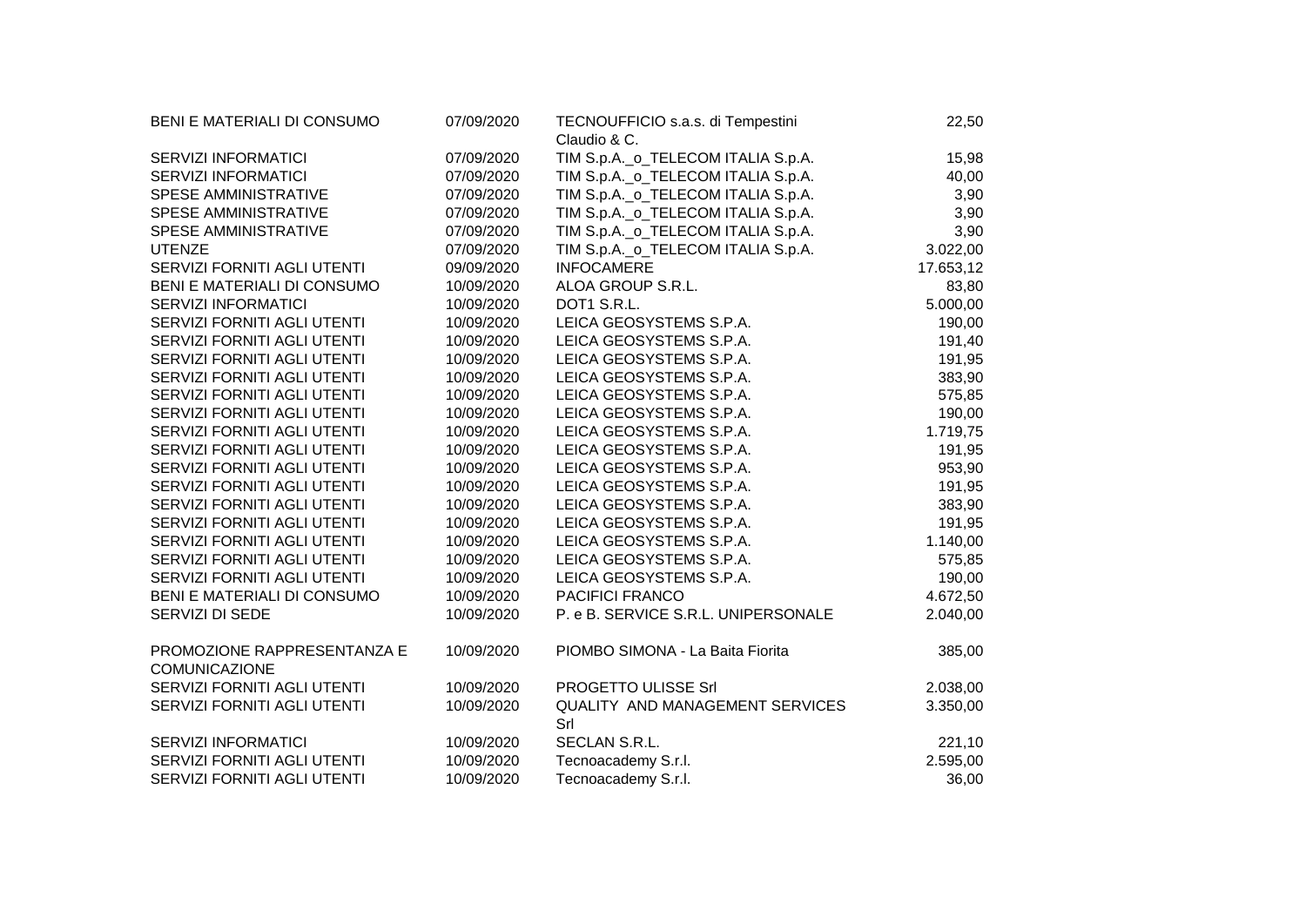| | | | |
|---|---|---|---|
| BENI E MATERIALI DI CONSUMO | 07/09/2020 | TECNOUFFICIO s.a.s. di Tempestini Claudio & C. | 22,50 |
| SERVIZI INFORMATICI | 07/09/2020 | TIM S.p.A._o_TELECOM ITALIA S.p.A. | 15,98 |
| SERVIZI INFORMATICI | 07/09/2020 | TIM S.p.A._o_TELECOM ITALIA S.p.A. | 40,00 |
| SPESE AMMINISTRATIVE | 07/09/2020 | TIM S.p.A._o_TELECOM ITALIA S.p.A. | 3,90 |
| SPESE AMMINISTRATIVE | 07/09/2020 | TIM S.p.A._o_TELECOM ITALIA S.p.A. | 3,90 |
| SPESE AMMINISTRATIVE | 07/09/2020 | TIM S.p.A._o_TELECOM ITALIA S.p.A. | 3,90 |
| UTENZE | 07/09/2020 | TIM S.p.A._o_TELECOM ITALIA S.p.A. | 3.022,00 |
| SERVIZI FORNITI AGLI UTENTI | 09/09/2020 | INFOCAMERE | 17.653,12 |
| BENI E MATERIALI DI CONSUMO | 10/09/2020 | ALOA GROUP S.R.L. | 83,80 |
| SERVIZI INFORMATICI | 10/09/2020 | DOT1 S.R.L. | 5.000,00 |
| SERVIZI FORNITI AGLI UTENTI | 10/09/2020 | LEICA GEOSYSTEMS S.P.A. | 190,00 |
| SERVIZI FORNITI AGLI UTENTI | 10/09/2020 | LEICA GEOSYSTEMS S.P.A. | 191,40 |
| SERVIZI FORNITI AGLI UTENTI | 10/09/2020 | LEICA GEOSYSTEMS S.P.A. | 191,95 |
| SERVIZI FORNITI AGLI UTENTI | 10/09/2020 | LEICA GEOSYSTEMS S.P.A. | 383,90 |
| SERVIZI FORNITI AGLI UTENTI | 10/09/2020 | LEICA GEOSYSTEMS S.P.A. | 575,85 |
| SERVIZI FORNITI AGLI UTENTI | 10/09/2020 | LEICA GEOSYSTEMS S.P.A. | 190,00 |
| SERVIZI FORNITI AGLI UTENTI | 10/09/2020 | LEICA GEOSYSTEMS S.P.A. | 1.719,75 |
| SERVIZI FORNITI AGLI UTENTI | 10/09/2020 | LEICA GEOSYSTEMS S.P.A. | 191,95 |
| SERVIZI FORNITI AGLI UTENTI | 10/09/2020 | LEICA GEOSYSTEMS S.P.A. | 953,90 |
| SERVIZI FORNITI AGLI UTENTI | 10/09/2020 | LEICA GEOSYSTEMS S.P.A. | 191,95 |
| SERVIZI FORNITI AGLI UTENTI | 10/09/2020 | LEICA GEOSYSTEMS S.P.A. | 383,90 |
| SERVIZI FORNITI AGLI UTENTI | 10/09/2020 | LEICA GEOSYSTEMS S.P.A. | 191,95 |
| SERVIZI FORNITI AGLI UTENTI | 10/09/2020 | LEICA GEOSYSTEMS S.P.A. | 1.140,00 |
| SERVIZI FORNITI AGLI UTENTI | 10/09/2020 | LEICA GEOSYSTEMS S.P.A. | 575,85 |
| SERVIZI FORNITI AGLI UTENTI | 10/09/2020 | LEICA GEOSYSTEMS S.P.A. | 190,00 |
| BENI E MATERIALI DI CONSUMO | 10/09/2020 | PACIFICI FRANCO | 4.672,50 |
| SERVIZI DI SEDE | 10/09/2020 | P. e B. SERVICE S.R.L. UNIPERSONALE | 2.040,00 |
| PROMOZIONE RAPPRESENTANZA E COMUNICAZIONE | 10/09/2020 | PIOMBO SIMONA - La Baita Fiorita | 385,00 |
| SERVIZI FORNITI AGLI UTENTI | 10/09/2020 | PROGETTO ULISSE Srl | 2.038,00 |
| SERVIZI FORNITI AGLI UTENTI | 10/09/2020 | QUALITY AND MANAGEMENT SERVICES Srl | 3.350,00 |
| SERVIZI INFORMATICI | 10/09/2020 | SECLAN S.R.L. | 221,10 |
| SERVIZI FORNITI AGLI UTENTI | 10/09/2020 | Tecnoacademy S.r.l. | 2.595,00 |
| SERVIZI FORNITI AGLI UTENTI | 10/09/2020 | Tecnoacademy S.r.l. | 36,00 |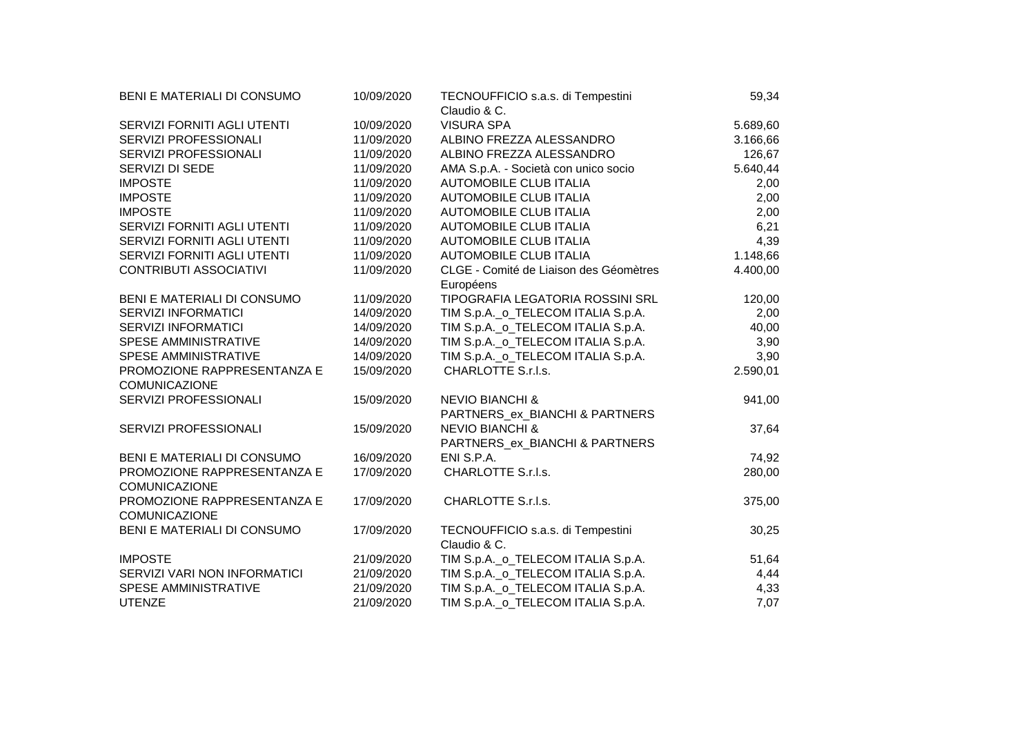| | | | |
|---|---|---|---|
| BENI E MATERIALI DI CONSUMO | 10/09/2020 | TECNOUFFICIO s.a.s. di Tempestini Claudio & C. | 59,34 |
| SERVIZI FORNITI AGLI UTENTI | 10/09/2020 | VISURA SPA | 5.689,60 |
| SERVIZI PROFESSIONALI | 11/09/2020 | ALBINO FREZZA ALESSANDRO | 3.166,66 |
| SERVIZI PROFESSIONALI | 11/09/2020 | ALBINO FREZZA ALESSANDRO | 126,67 |
| SERVIZI DI SEDE | 11/09/2020 | AMA S.p.A. - Società con unico socio | 5.640,44 |
| IMPOSTE | 11/09/2020 | AUTOMOBILE CLUB ITALIA | 2,00 |
| IMPOSTE | 11/09/2020 | AUTOMOBILE CLUB ITALIA | 2,00 |
| IMPOSTE | 11/09/2020 | AUTOMOBILE CLUB ITALIA | 2,00 |
| SERVIZI FORNITI AGLI UTENTI | 11/09/2020 | AUTOMOBILE CLUB ITALIA | 6,21 |
| SERVIZI FORNITI AGLI UTENTI | 11/09/2020 | AUTOMOBILE CLUB ITALIA | 4,39 |
| SERVIZI FORNITI AGLI UTENTI | 11/09/2020 | AUTOMOBILE CLUB ITALIA | 1.148,66 |
| CONTRIBUTI ASSOCIATIVI | 11/09/2020 | CLGE - Comité de Liaison des Géomètres Européens | 4.400,00 |
| BENI E MATERIALI DI CONSUMO | 11/09/2020 | TIPOGRAFIA LEGATORIA ROSSINI SRL | 120,00 |
| SERVIZI INFORMATICI | 14/09/2020 | TIM S.p.A._o_TELECOM ITALIA S.p.A. | 2,00 |
| SERVIZI INFORMATICI | 14/09/2020 | TIM S.p.A._o_TELECOM ITALIA S.p.A. | 40,00 |
| SPESE AMMINISTRATIVE | 14/09/2020 | TIM S.p.A._o_TELECOM ITALIA S.p.A. | 3,90 |
| SPESE AMMINISTRATIVE | 14/09/2020 | TIM S.p.A._o_TELECOM ITALIA S.p.A. | 3,90 |
| PROMOZIONE RAPPRESENTANZA E COMUNICAZIONE | 15/09/2020 | CHARLOTTE S.r.l.s. | 2.590,01 |
| SERVIZI PROFESSIONALI | 15/09/2020 | NEVIO BIANCHI & PARTNERS_ex_BIANCHI & PARTNERS | 941,00 |
| SERVIZI PROFESSIONALI | 15/09/2020 | NEVIO BIANCHI & PARTNERS_ex_BIANCHI & PARTNERS | 37,64 |
| BENI E MATERIALI DI CONSUMO | 16/09/2020 | ENI S.P.A. | 74,92 |
| PROMOZIONE RAPPRESENTANZA E COMUNICAZIONE | 17/09/2020 | CHARLOTTE S.r.l.s. | 280,00 |
| PROMOZIONE RAPPRESENTANZA E COMUNICAZIONE | 17/09/2020 | CHARLOTTE S.r.l.s. | 375,00 |
| BENI E MATERIALI DI CONSUMO | 17/09/2020 | TECNOUFFICIO s.a.s. di Tempestini Claudio & C. | 30,25 |
| IMPOSTE | 21/09/2020 | TIM S.p.A._o_TELECOM ITALIA S.p.A. | 51,64 |
| SERVIZI VARI NON INFORMATICI | 21/09/2020 | TIM S.p.A._o_TELECOM ITALIA S.p.A. | 4,44 |
| SPESE AMMINISTRATIVE | 21/09/2020 | TIM S.p.A._o_TELECOM ITALIA S.p.A. | 4,33 |
| UTENZE | 21/09/2020 | TIM S.p.A._o_TELECOM ITALIA S.p.A. | 7,07 |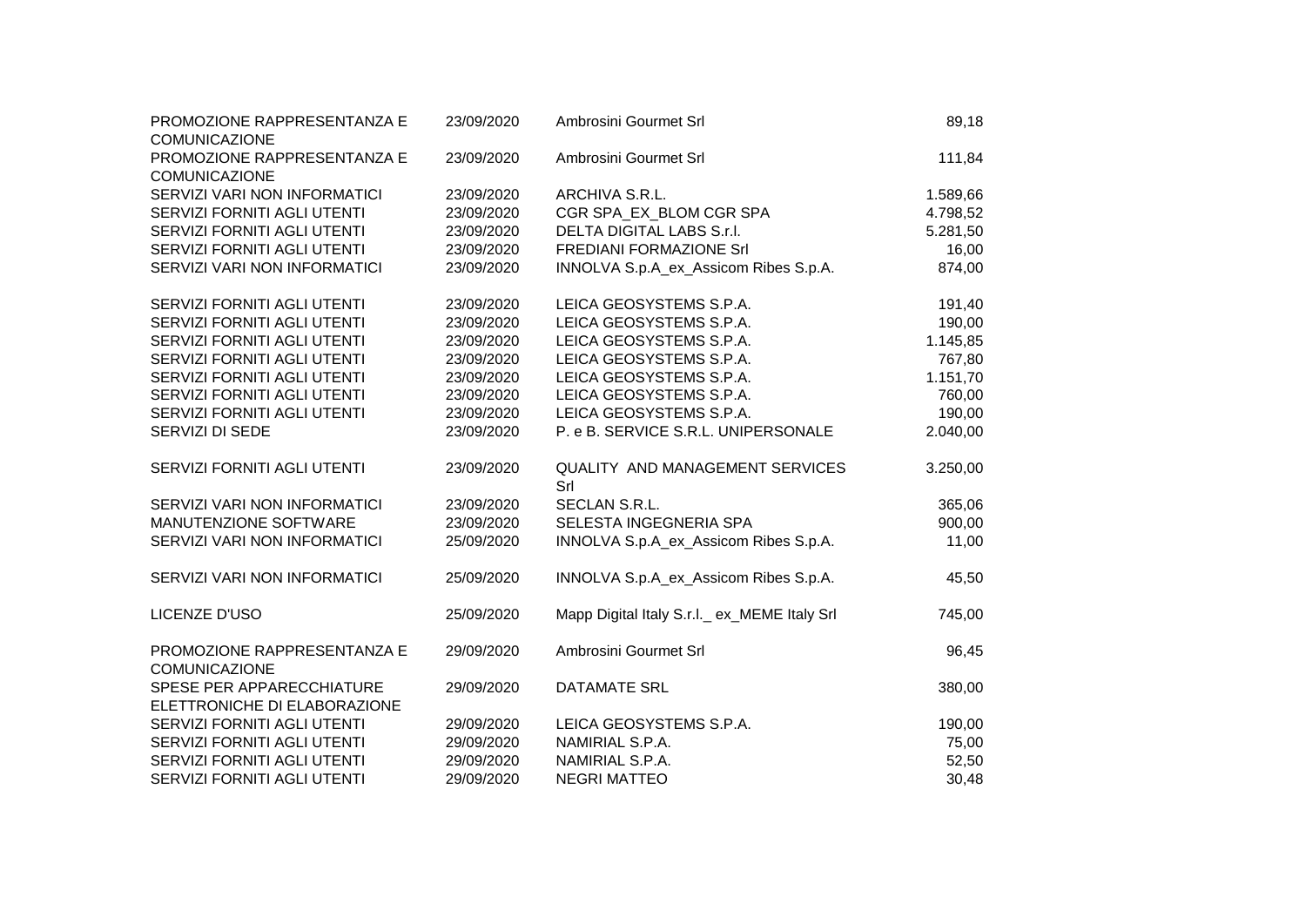| | | | |
|---|---|---|---|
| PROMOZIONE RAPPRESENTANZA E COMUNICAZIONE | 23/09/2020 | Ambrosini Gourmet Srl | 89,18 |
| PROMOZIONE RAPPRESENTANZA E COMUNICAZIONE | 23/09/2020 | Ambrosini Gourmet Srl | 111,84 |
| SERVIZI VARI NON INFORMATICI | 23/09/2020 | ARCHIVA S.R.L. | 1.589,66 |
| SERVIZI FORNITI AGLI UTENTI | 23/09/2020 | CGR SPA_EX_BLOM CGR SPA | 4.798,52 |
| SERVIZI FORNITI AGLI UTENTI | 23/09/2020 | DELTA DIGITAL LABS S.r.l. | 5.281,50 |
| SERVIZI FORNITI AGLI UTENTI | 23/09/2020 | FREDIANI FORMAZIONE Srl | 16,00 |
| SERVIZI VARI NON INFORMATICI | 23/09/2020 | INNOLVA S.p.A_ex_Assicom Ribes S.p.A. | 874,00 |
| SERVIZI FORNITI AGLI UTENTI | 23/09/2020 | LEICA GEOSYSTEMS S.P.A. | 191,40 |
| SERVIZI FORNITI AGLI UTENTI | 23/09/2020 | LEICA GEOSYSTEMS S.P.A. | 190,00 |
| SERVIZI FORNITI AGLI UTENTI | 23/09/2020 | LEICA GEOSYSTEMS S.P.A. | 1.145,85 |
| SERVIZI FORNITI AGLI UTENTI | 23/09/2020 | LEICA GEOSYSTEMS S.P.A. | 767,80 |
| SERVIZI FORNITI AGLI UTENTI | 23/09/2020 | LEICA GEOSYSTEMS S.P.A. | 1.151,70 |
| SERVIZI FORNITI AGLI UTENTI | 23/09/2020 | LEICA GEOSYSTEMS S.P.A. | 760,00 |
| SERVIZI FORNITI AGLI UTENTI | 23/09/2020 | LEICA GEOSYSTEMS S.P.A. | 190,00 |
| SERVIZI DI SEDE | 23/09/2020 | P. e B. SERVICE S.R.L. UNIPERSONALE | 2.040,00 |
| SERVIZI FORNITI AGLI UTENTI | 23/09/2020 | QUALITY AND MANAGEMENT SERVICES Srl | 3.250,00 |
| SERVIZI VARI NON INFORMATICI | 23/09/2020 | SECLAN S.R.L. | 365,06 |
| MANUTENZIONE SOFTWARE | 23/09/2020 | SELESTA INGEGNERIA SPA | 900,00 |
| SERVIZI VARI NON INFORMATICI | 25/09/2020 | INNOLVA S.p.A_ex_Assicom Ribes S.p.A. | 11,00 |
| SERVIZI VARI NON INFORMATICI | 25/09/2020 | INNOLVA S.p.A_ex_Assicom Ribes S.p.A. | 45,50 |
| LICENZE D'USO | 25/09/2020 | Mapp Digital Italy S.r.l._ ex_MEME Italy Srl | 745,00 |
| PROMOZIONE RAPPRESENTANZA E COMUNICAZIONE | 29/09/2020 | Ambrosini Gourmet Srl | 96,45 |
| SPESE PER APPARECCHIATURE ELETTRONICHE DI ELABORAZIONE | 29/09/2020 | DATAMATE SRL | 380,00 |
| SERVIZI FORNITI AGLI UTENTI | 29/09/2020 | LEICA GEOSYSTEMS S.P.A. | 190,00 |
| SERVIZI FORNITI AGLI UTENTI | 29/09/2020 | NAMIRIAL S.P.A. | 75,00 |
| SERVIZI FORNITI AGLI UTENTI | 29/09/2020 | NAMIRIAL S.P.A. | 52,50 |
| SERVIZI FORNITI AGLI UTENTI | 29/09/2020 | NEGRI MATTEO | 30,48 |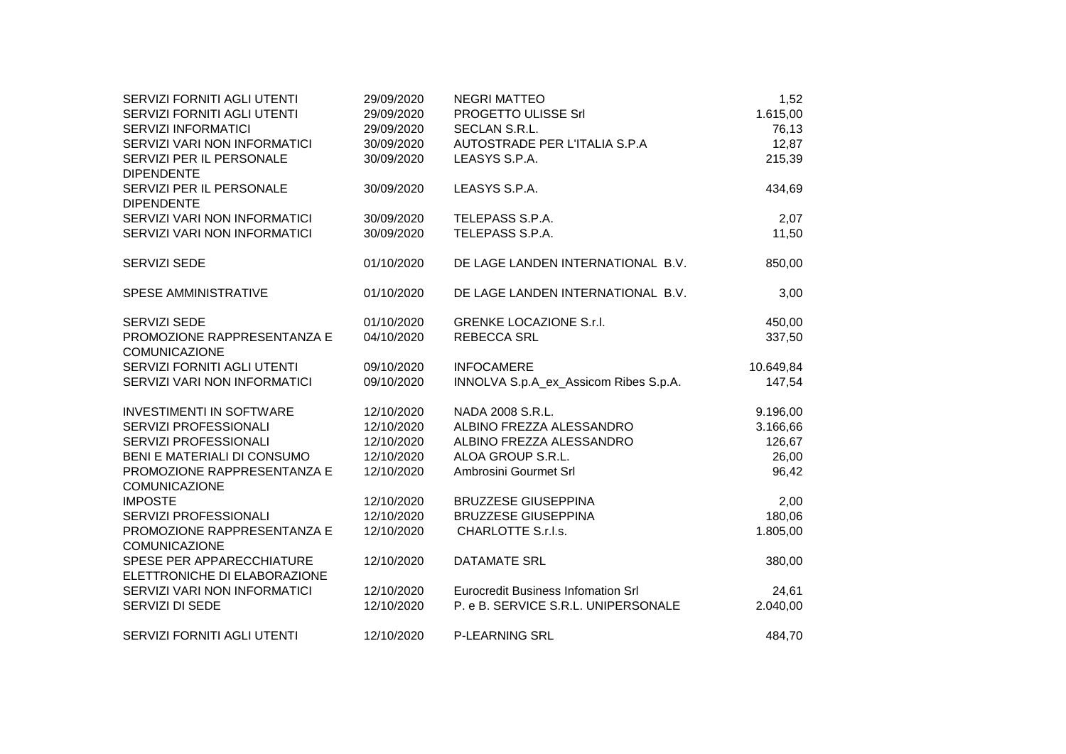| | | | |
|---|---|---|---|
| SERVIZI FORNITI AGLI UTENTI | 29/09/2020 | NEGRI MATTEO | 1,52 |
| SERVIZI FORNITI AGLI UTENTI | 29/09/2020 | PROGETTO ULISSE Srl | 1.615,00 |
| SERVIZI INFORMATICI | 29/09/2020 | SECLAN S.R.L. | 76,13 |
| SERVIZI VARI NON INFORMATICI | 30/09/2020 | AUTOSTRADE PER L'ITALIA S.P.A | 12,87 |
| SERVIZI PER IL PERSONALE DIPENDENTE | 30/09/2020 | LEASYS S.P.A. | 215,39 |
| SERVIZI PER IL PERSONALE DIPENDENTE | 30/09/2020 | LEASYS S.P.A. | 434,69 |
| SERVIZI VARI NON INFORMATICI | 30/09/2020 | TELEPASS S.P.A. | 2,07 |
| SERVIZI VARI NON INFORMATICI | 30/09/2020 | TELEPASS S.P.A. | 11,50 |
| SERVIZI SEDE | 01/10/2020 | DE LAGE LANDEN INTERNATIONAL B.V. | 850,00 |
| SPESE AMMINISTRATIVE | 01/10/2020 | DE LAGE LANDEN INTERNATIONAL B.V. | 3,00 |
| SERVIZI SEDE | 01/10/2020 | GRENKE LOCAZIONE S.r.l. | 450,00 |
| PROMOZIONE RAPPRESENTANZA E COMUNICAZIONE | 04/10/2020 | REBECCA SRL | 337,50 |
| SERVIZI FORNITI AGLI UTENTI | 09/10/2020 | INFOCAMERE | 10.649,84 |
| SERVIZI VARI NON INFORMATICI | 09/10/2020 | INNOLVA S.p.A_ex_Assicom Ribes S.p.A. | 147,54 |
| INVESTIMENTI IN SOFTWARE | 12/10/2020 | NADA 2008 S.R.L. | 9.196,00 |
| SERVIZI PROFESSIONALI | 12/10/2020 | ALBINO FREZZA ALESSANDRO | 3.166,66 |
| SERVIZI PROFESSIONALI | 12/10/2020 | ALBINO FREZZA ALESSANDRO | 126,67 |
| BENI E MATERIALI DI CONSUMO | 12/10/2020 | ALOA GROUP S.R.L. | 26,00 |
| PROMOZIONE RAPPRESENTANZA E COMUNICAZIONE | 12/10/2020 | Ambrosini Gourmet Srl | 96,42 |
| IMPOSTE | 12/10/2020 | BRUZZESE GIUSEPPINA | 2,00 |
| SERVIZI PROFESSIONALI | 12/10/2020 | BRUZZESE GIUSEPPINA | 180,06 |
| PROMOZIONE RAPPRESENTANZA E COMUNICAZIONE | 12/10/2020 | CHARLOTTE S.r.l.s. | 1.805,00 |
| SPESE PER APPARECCHIATURE ELETTRONICHE DI ELABORAZIONE | 12/10/2020 | DATAMATE SRL | 380,00 |
| SERVIZI VARI NON INFORMATICI | 12/10/2020 | Eurocredit Business Infomation Srl | 24,61 |
| SERVIZI DI SEDE | 12/10/2020 | P. e B. SERVICE S.R.L. UNIPERSONALE | 2.040,00 |
| SERVIZI FORNITI AGLI UTENTI | 12/10/2020 | P-LEARNING SRL | 484,70 |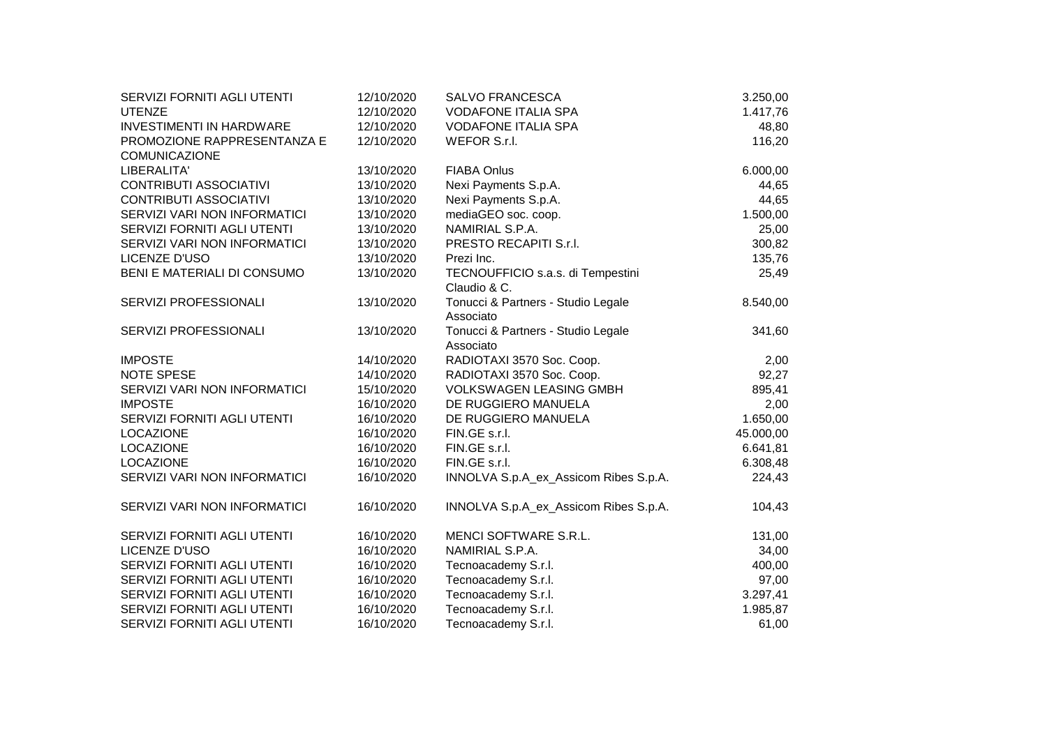| | | | |
|---|---|---|---|
| SERVIZI FORNITI AGLI UTENTI | 12/10/2020 | SALVO FRANCESCA | 3.250,00 |
| UTENZE | 12/10/2020 | VODAFONE ITALIA SPA | 1.417,76 |
| INVESTIMENTI IN HARDWARE | 12/10/2020 | VODAFONE ITALIA SPA | 48,80 |
| PROMOZIONE RAPPRESENTANZA E COMUNICAZIONE | 12/10/2020 | WEFOR S.r.l. | 116,20 |
| LIBERALITA' | 13/10/2020 | FIABA Onlus | 6.000,00 |
| CONTRIBUTI ASSOCIATIVI | 13/10/2020 | Nexi Payments S.p.A. | 44,65 |
| CONTRIBUTI ASSOCIATIVI | 13/10/2020 | Nexi Payments S.p.A. | 44,65 |
| SERVIZI VARI NON INFORMATICI | 13/10/2020 | mediaGEO soc. coop. | 1.500,00 |
| SERVIZI FORNITI AGLI UTENTI | 13/10/2020 | NAMIRIAL S.P.A. | 25,00 |
| SERVIZI VARI NON INFORMATICI | 13/10/2020 | PRESTO RECAPITI S.r.l. | 300,82 |
| LICENZE D'USO | 13/10/2020 | Prezi Inc. | 135,76 |
| BENI E MATERIALI DI CONSUMO | 13/10/2020 | TECNOUFFICIO s.a.s. di Tempestini Claudio & C. | 25,49 |
| SERVIZI PROFESSIONALI | 13/10/2020 | Tonucci & Partners - Studio Legale Associato | 8.540,00 |
| SERVIZI PROFESSIONALI | 13/10/2020 | Tonucci & Partners - Studio Legale Associato | 341,60 |
| IMPOSTE | 14/10/2020 | RADIOTAXI 3570 Soc. Coop. | 2,00 |
| NOTE SPESE | 14/10/2020 | RADIOTAXI 3570 Soc. Coop. | 92,27 |
| SERVIZI VARI NON INFORMATICI | 15/10/2020 | VOLKSWAGEN LEASING GMBH | 895,41 |
| IMPOSTE | 16/10/2020 | DE RUGGIERO MANUELA | 2,00 |
| SERVIZI FORNITI AGLI UTENTI | 16/10/2020 | DE RUGGIERO MANUELA | 1.650,00 |
| LOCAZIONE | 16/10/2020 | FIN.GE s.r.l. | 45.000,00 |
| LOCAZIONE | 16/10/2020 | FIN.GE s.r.l. | 6.641,81 |
| LOCAZIONE | 16/10/2020 | FIN.GE s.r.l. | 6.308,48 |
| SERVIZI VARI NON INFORMATICI | 16/10/2020 | INNOLVA S.p.A_ex_Assicom Ribes S.p.A. | 224,43 |
| SERVIZI VARI NON INFORMATICI | 16/10/2020 | INNOLVA S.p.A_ex_Assicom Ribes S.p.A. | 104,43 |
| SERVIZI FORNITI AGLI UTENTI | 16/10/2020 | MENCI SOFTWARE S.R.L. | 131,00 |
| LICENZE D'USO | 16/10/2020 | NAMIRIAL S.P.A. | 34,00 |
| SERVIZI FORNITI AGLI UTENTI | 16/10/2020 | Tecnoacademy S.r.l. | 400,00 |
| SERVIZI FORNITI AGLI UTENTI | 16/10/2020 | Tecnoacademy S.r.l. | 97,00 |
| SERVIZI FORNITI AGLI UTENTI | 16/10/2020 | Tecnoacademy S.r.l. | 3.297,41 |
| SERVIZI FORNITI AGLI UTENTI | 16/10/2020 | Tecnoacademy S.r.l. | 1.985,87 |
| SERVIZI FORNITI AGLI UTENTI | 16/10/2020 | Tecnoacademy S.r.l. | 61,00 |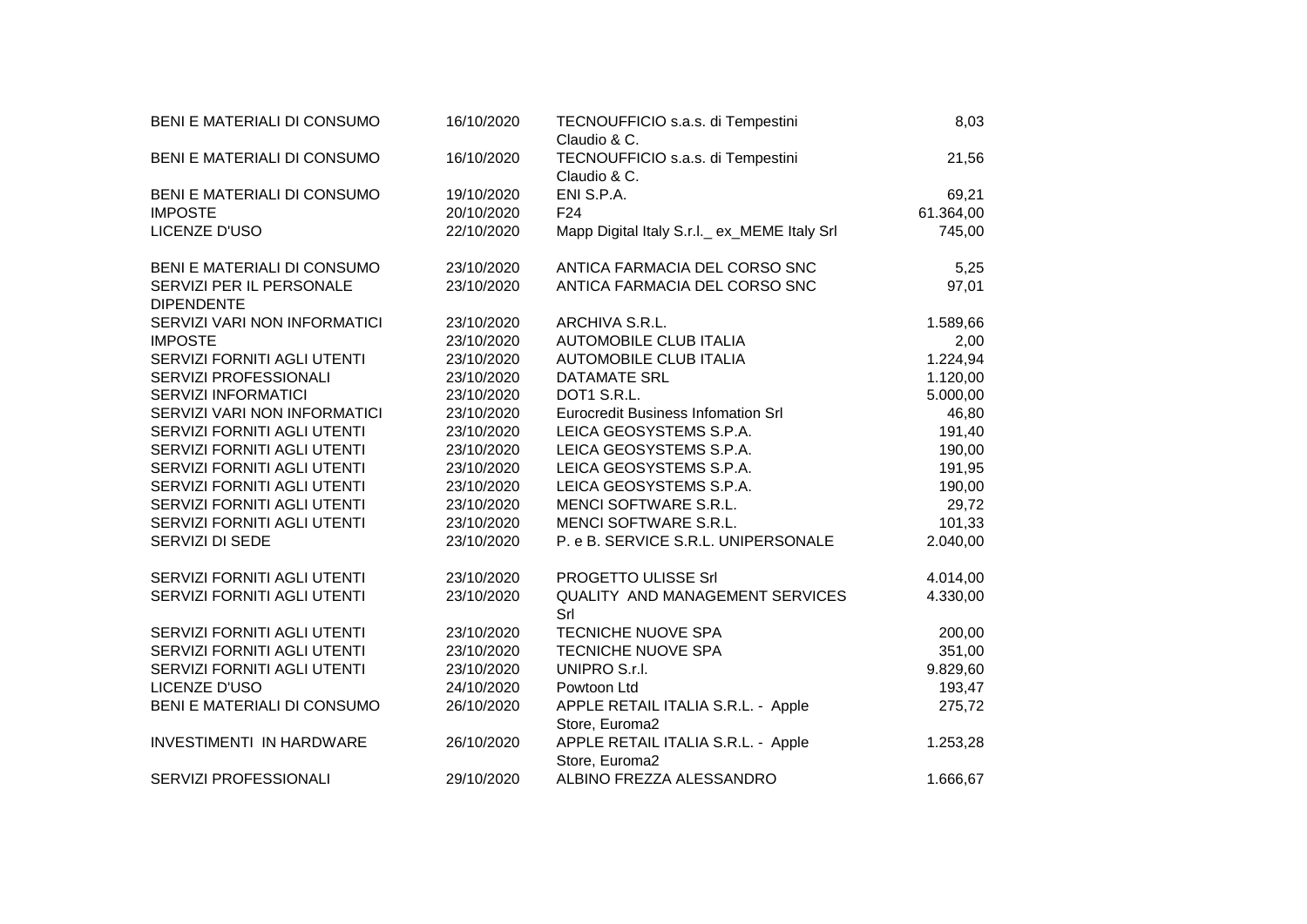| | | | |
|---|---|---|---|
| BENI E MATERIALI DI CONSUMO | 16/10/2020 | TECNOUFFICIO s.a.s. di Tempestini Claudio & C. | 8,03 |
| BENI E MATERIALI DI CONSUMO | 16/10/2020 | TECNOUFFICIO s.a.s. di Tempestini Claudio & C. | 21,56 |
| BENI E MATERIALI DI CONSUMO | 19/10/2020 | ENI S.P.A. | 69,21 |
| IMPOSTE | 20/10/2020 | F24 | 61.364,00 |
| LICENZE D'USO | 22/10/2020 | Mapp Digital Italy S.r.l._ ex_MEME Italy Srl | 745,00 |
| BENI E MATERIALI DI CONSUMO | 23/10/2020 | ANTICA FARMACIA DEL CORSO SNC | 5,25 |
| SERVIZI PER IL PERSONALE DIPENDENTE | 23/10/2020 | ANTICA FARMACIA DEL CORSO SNC | 97,01 |
| SERVIZI VARI NON INFORMATICI | 23/10/2020 | ARCHIVA S.R.L. | 1.589,66 |
| IMPOSTE | 23/10/2020 | AUTOMOBILE CLUB ITALIA | 2,00 |
| SERVIZI FORNITI AGLI UTENTI | 23/10/2020 | AUTOMOBILE CLUB ITALIA | 1.224,94 |
| SERVIZI PROFESSIONALI | 23/10/2020 | DATAMATE SRL | 1.120,00 |
| SERVIZI INFORMATICI | 23/10/2020 | DOT1 S.R.L. | 5.000,00 |
| SERVIZI VARI NON INFORMATICI | 23/10/2020 | Eurocredit Business Infomation Srl | 46,80 |
| SERVIZI FORNITI AGLI UTENTI | 23/10/2020 | LEICA GEOSYSTEMS S.P.A. | 191,40 |
| SERVIZI FORNITI AGLI UTENTI | 23/10/2020 | LEICA GEOSYSTEMS S.P.A. | 190,00 |
| SERVIZI FORNITI AGLI UTENTI | 23/10/2020 | LEICA GEOSYSTEMS S.P.A. | 191,95 |
| SERVIZI FORNITI AGLI UTENTI | 23/10/2020 | LEICA GEOSYSTEMS S.P.A. | 190,00 |
| SERVIZI FORNITI AGLI UTENTI | 23/10/2020 | MENCI SOFTWARE S.R.L. | 29,72 |
| SERVIZI FORNITI AGLI UTENTI | 23/10/2020 | MENCI SOFTWARE S.R.L. | 101,33 |
| SERVIZI DI SEDE | 23/10/2020 | P. e B. SERVICE S.R.L. UNIPERSONALE | 2.040,00 |
| SERVIZI FORNITI AGLI UTENTI | 23/10/2020 | PROGETTO ULISSE Srl | 4.014,00 |
| SERVIZI FORNITI AGLI UTENTI | 23/10/2020 | QUALITY AND MANAGEMENT SERVICES Srl | 4.330,00 |
| SERVIZI FORNITI AGLI UTENTI | 23/10/2020 | TECNICHE NUOVE SPA | 200,00 |
| SERVIZI FORNITI AGLI UTENTI | 23/10/2020 | TECNICHE NUOVE SPA | 351,00 |
| SERVIZI FORNITI AGLI UTENTI | 23/10/2020 | UNIPRO S.r.l. | 9.829,60 |
| LICENZE D'USO | 24/10/2020 | Powtoon Ltd | 193,47 |
| BENI E MATERIALI DI CONSUMO | 26/10/2020 | APPLE RETAIL ITALIA S.R.L. - Apple Store, Euroma2 | 275,72 |
| INVESTIMENTI IN HARDWARE | 26/10/2020 | APPLE RETAIL ITALIA S.R.L. - Apple Store, Euroma2 | 1.253,28 |
| SERVIZI PROFESSIONALI | 29/10/2020 | ALBINO FREZZA ALESSANDRO | 1.666,67 |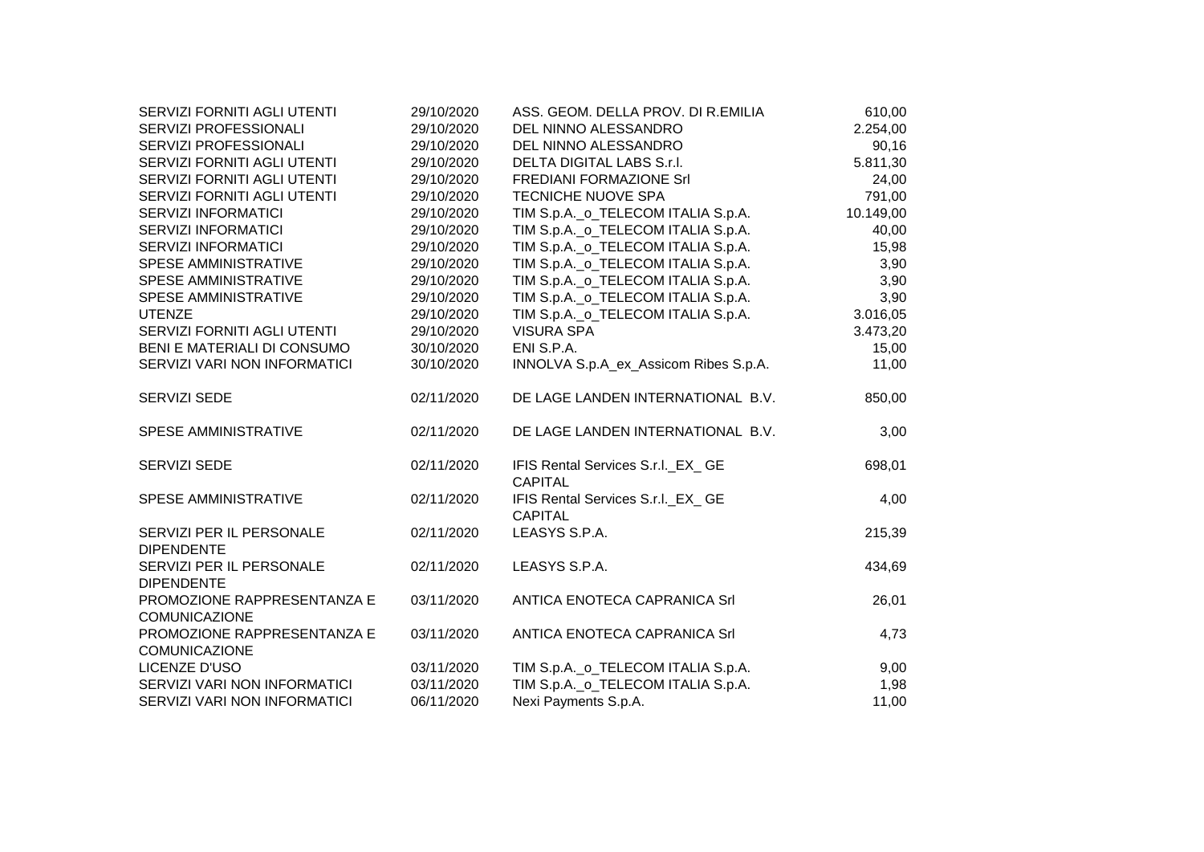| | | | |
|---|---|---|---|
| SERVIZI FORNITI AGLI UTENTI | 29/10/2020 | ASS. GEOM. DELLA PROV. DI R.EMILIA | 610,00 |
| SERVIZI PROFESSIONALI | 29/10/2020 | DEL NINNO ALESSANDRO | 2.254,00 |
| SERVIZI PROFESSIONALI | 29/10/2020 | DEL NINNO ALESSANDRO | 90,16 |
| SERVIZI FORNITI AGLI UTENTI | 29/10/2020 | DELTA DIGITAL LABS S.r.l. | 5.811,30 |
| SERVIZI FORNITI AGLI UTENTI | 29/10/2020 | FREDIANI FORMAZIONE Srl | 24,00 |
| SERVIZI FORNITI AGLI UTENTI | 29/10/2020 | TECNICHE NUOVE SPA | 791,00 |
| SERVIZI INFORMATICI | 29/10/2020 | TIM S.p.A._o_TELECOM ITALIA S.p.A. | 10.149,00 |
| SERVIZI INFORMATICI | 29/10/2020 | TIM S.p.A._o_TELECOM ITALIA S.p.A. | 40,00 |
| SERVIZI INFORMATICI | 29/10/2020 | TIM S.p.A._o_TELECOM ITALIA S.p.A. | 15,98 |
| SPESE AMMINISTRATIVE | 29/10/2020 | TIM S.p.A._o_TELECOM ITALIA S.p.A. | 3,90 |
| SPESE AMMINISTRATIVE | 29/10/2020 | TIM S.p.A._o_TELECOM ITALIA S.p.A. | 3,90 |
| SPESE AMMINISTRATIVE | 29/10/2020 | TIM S.p.A._o_TELECOM ITALIA S.p.A. | 3,90 |
| UTENZE | 29/10/2020 | TIM S.p.A._o_TELECOM ITALIA S.p.A. | 3.016,05 |
| SERVIZI FORNITI AGLI UTENTI | 29/10/2020 | VISURA SPA | 3.473,20 |
| BENI E MATERIALI DI CONSUMO | 30/10/2020 | ENI S.P.A. | 15,00 |
| SERVIZI VARI NON INFORMATICI | 30/10/2020 | INNOLVA S.p.A_ex_Assicom Ribes S.p.A. | 11,00 |
| SERVIZI SEDE | 02/11/2020 | DE LAGE LANDEN INTERNATIONAL B.V. | 850,00 |
| SPESE AMMINISTRATIVE | 02/11/2020 | DE LAGE LANDEN INTERNATIONAL B.V. | 3,00 |
| SERVIZI SEDE | 02/11/2020 | IFIS Rental Services S.r.l._EX_ GE CAPITAL | 698,01 |
| SPESE AMMINISTRATIVE | 02/11/2020 | IFIS Rental Services S.r.l._EX_ GE CAPITAL | 4,00 |
| SERVIZI PER IL PERSONALE DIPENDENTE | 02/11/2020 | LEASYS S.P.A. | 215,39 |
| SERVIZI PER IL PERSONALE DIPENDENTE | 02/11/2020 | LEASYS S.P.A. | 434,69 |
| PROMOZIONE RAPPRESENTANZA E COMUNICAZIONE | 03/11/2020 | ANTICA ENOTECA CAPRANICA Srl | 26,01 |
| PROMOZIONE RAPPRESENTANZA E COMUNICAZIONE | 03/11/2020 | ANTICA ENOTECA CAPRANICA Srl | 4,73 |
| LICENZE D'USO | 03/11/2020 | TIM S.p.A._o_TELECOM ITALIA S.p.A. | 9,00 |
| SERVIZI VARI NON INFORMATICI | 03/11/2020 | TIM S.p.A._o_TELECOM ITALIA S.p.A. | 1,98 |
| SERVIZI VARI NON INFORMATICI | 06/11/2020 | Nexi Payments S.p.A. | 11,00 |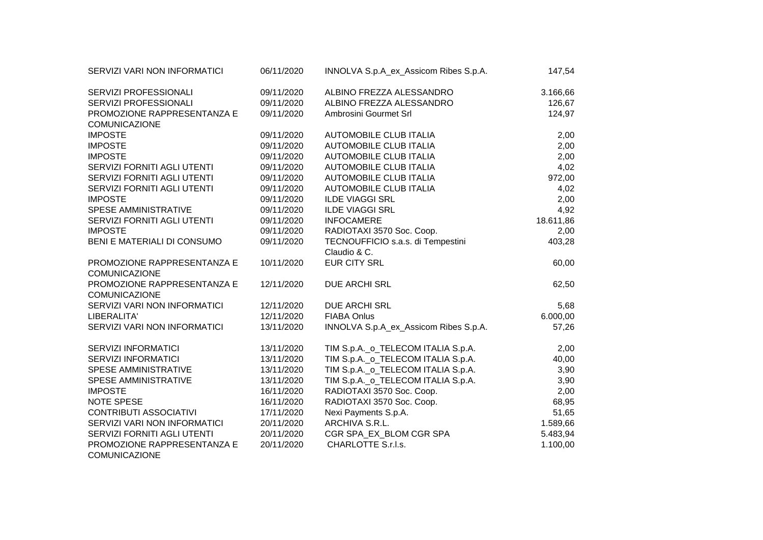| | | | |
|---|---|---|---|
| SERVIZI VARI NON INFORMATICI | 06/11/2020 | INNOLVA S.p.A_ex_Assicom Ribes S.p.A. | 147,54 |
| SERVIZI PROFESSIONALI | 09/11/2020 | ALBINO FREZZA ALESSANDRO | 3.166,66 |
| SERVIZI PROFESSIONALI | 09/11/2020 | ALBINO FREZZA ALESSANDRO | 126,67 |
| PROMOZIONE RAPPRESENTANZA E COMUNICAZIONE | 09/11/2020 | Ambrosini Gourmet Srl | 124,97 |
| IMPOSTE | 09/11/2020 | AUTOMOBILE CLUB ITALIA | 2,00 |
| IMPOSTE | 09/11/2020 | AUTOMOBILE CLUB ITALIA | 2,00 |
| IMPOSTE | 09/11/2020 | AUTOMOBILE CLUB ITALIA | 2,00 |
| SERVIZI FORNITI AGLI UTENTI | 09/11/2020 | AUTOMOBILE CLUB ITALIA | 4,02 |
| SERVIZI FORNITI AGLI UTENTI | 09/11/2020 | AUTOMOBILE CLUB ITALIA | 972,00 |
| SERVIZI FORNITI AGLI UTENTI | 09/11/2020 | AUTOMOBILE CLUB ITALIA | 4,02 |
| IMPOSTE | 09/11/2020 | ILDE VIAGGI SRL | 2,00 |
| SPESE AMMINISTRATIVE | 09/11/2020 | ILDE VIAGGI SRL | 4,92 |
| SERVIZI FORNITI AGLI UTENTI | 09/11/2020 | INFOCAMERE | 18.611,86 |
| IMPOSTE | 09/11/2020 | RADIOTAXI 3570 Soc. Coop. | 2,00 |
| BENI E MATERIALI DI CONSUMO | 09/11/2020 | TECNOUFFICIO s.a.s. di Tempestini Claudio & C. | 403,28 |
| PROMOZIONE RAPPRESENTANZA E COMUNICAZIONE | 10/11/2020 | EUR CITY SRL | 60,00 |
| PROMOZIONE RAPPRESENTANZA E COMUNICAZIONE | 12/11/2020 | DUE ARCHI SRL | 62,50 |
| SERVIZI VARI NON INFORMATICI | 12/11/2020 | DUE ARCHI SRL | 5,68 |
| LIBERALITA' | 12/11/2020 | FIABA Onlus | 6.000,00 |
| SERVIZI VARI NON INFORMATICI | 13/11/2020 | INNOLVA S.p.A_ex_Assicom Ribes S.p.A. | 57,26 |
| SERVIZI INFORMATICI | 13/11/2020 | TIM S.p.A._o_TELECOM ITALIA S.p.A. | 2,00 |
| SERVIZI INFORMATICI | 13/11/2020 | TIM S.p.A._o_TELECOM ITALIA S.p.A. | 40,00 |
| SPESE AMMINISTRATIVE | 13/11/2020 | TIM S.p.A._o_TELECOM ITALIA S.p.A. | 3,90 |
| SPESE AMMINISTRATIVE | 13/11/2020 | TIM S.p.A._o_TELECOM ITALIA S.p.A. | 3,90 |
| IMPOSTE | 16/11/2020 | RADIOTAXI 3570 Soc. Coop. | 2,00 |
| NOTE SPESE | 16/11/2020 | RADIOTAXI 3570 Soc. Coop. | 68,95 |
| CONTRIBUTI ASSOCIATIVI | 17/11/2020 | Nexi Payments S.p.A. | 51,65 |
| SERVIZI VARI NON INFORMATICI | 20/11/2020 | ARCHIVA S.R.L. | 1.589,66 |
| SERVIZI FORNITI AGLI UTENTI | 20/11/2020 | CGR SPA_EX_BLOM CGR SPA | 5.483,94 |
| PROMOZIONE RAPPRESENTANZA E COMUNICAZIONE | 20/11/2020 | CHARLOTTE S.r.l.s. | 1.100,00 |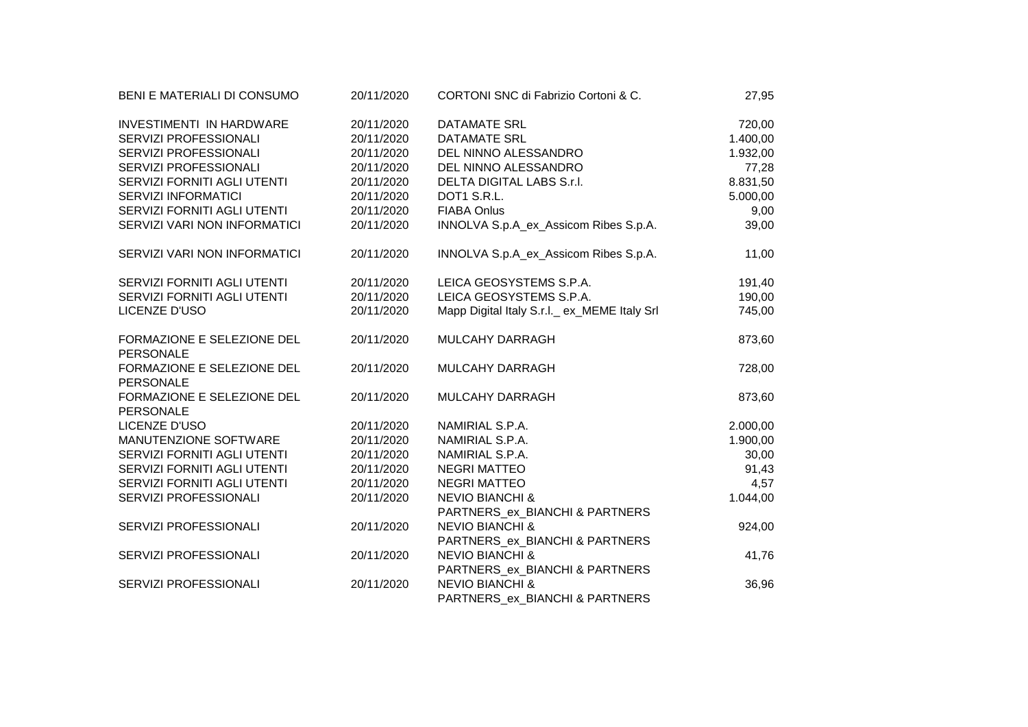| | | | |
|---|---|---|---|
| BENI E MATERIALI DI CONSUMO | 20/11/2020 | CORTONI SNC di Fabrizio Cortoni & C. | 27,95 |
| INVESTIMENTI IN HARDWARE | 20/11/2020 | DATAMATE SRL | 720,00 |
| SERVIZI PROFESSIONALI | 20/11/2020 | DATAMATE SRL | 1.400,00 |
| SERVIZI PROFESSIONALI | 20/11/2020 | DEL NINNO ALESSANDRO | 1.932,00 |
| SERVIZI PROFESSIONALI | 20/11/2020 | DEL NINNO ALESSANDRO | 77,28 |
| SERVIZI FORNITI AGLI UTENTI | 20/11/2020 | DELTA DIGITAL LABS S.r.l. | 8.831,50 |
| SERVIZI INFORMATICI | 20/11/2020 | DOT1 S.R.L. | 5.000,00 |
| SERVIZI FORNITI AGLI UTENTI | 20/11/2020 | FIABA Onlus | 9,00 |
| SERVIZI VARI NON INFORMATICI | 20/11/2020 | INNOLVA S.p.A_ex_Assicom Ribes S.p.A. | 39,00 |
| SERVIZI VARI NON INFORMATICI | 20/11/2020 | INNOLVA S.p.A_ex_Assicom Ribes S.p.A. | 11,00 |
| SERVIZI FORNITI AGLI UTENTI | 20/11/2020 | LEICA GEOSYSTEMS S.P.A. | 191,40 |
| SERVIZI FORNITI AGLI UTENTI | 20/11/2020 | LEICA GEOSYSTEMS S.P.A. | 190,00 |
| LICENZE D'USO | 20/11/2020 | Mapp Digital Italy S.r.l._ ex_MEME Italy Srl | 745,00 |
| FORMAZIONE E SELEZIONE DEL PERSONALE | 20/11/2020 | MULCAHY DARRAGH | 873,60 |
| FORMAZIONE E SELEZIONE DEL PERSONALE | 20/11/2020 | MULCAHY DARRAGH | 728,00 |
| FORMAZIONE E SELEZIONE DEL PERSONALE | 20/11/2020 | MULCAHY DARRAGH | 873,60 |
| LICENZE D'USO | 20/11/2020 | NAMIRIAL S.P.A. | 2.000,00 |
| MANUTENZIONE SOFTWARE | 20/11/2020 | NAMIRIAL S.P.A. | 1.900,00 |
| SERVIZI FORNITI AGLI UTENTI | 20/11/2020 | NAMIRIAL S.P.A. | 30,00 |
| SERVIZI FORNITI AGLI UTENTI | 20/11/2020 | NEGRI MATTEO | 91,43 |
| SERVIZI FORNITI AGLI UTENTI | 20/11/2020 | NEGRI MATTEO | 4,57 |
| SERVIZI PROFESSIONALI | 20/11/2020 | NEVIO BIANCHI & PARTNERS_ex_BIANCHI & PARTNERS | 1.044,00 |
| SERVIZI PROFESSIONALI | 20/11/2020 | NEVIO BIANCHI & PARTNERS_ex_BIANCHI & PARTNERS | 924,00 |
| SERVIZI PROFESSIONALI | 20/11/2020 | NEVIO BIANCHI & PARTNERS_ex_BIANCHI & PARTNERS | 41,76 |
| SERVIZI PROFESSIONALI | 20/11/2020 | NEVIO BIANCHI & PARTNERS_ex_BIANCHI & PARTNERS | 36,96 |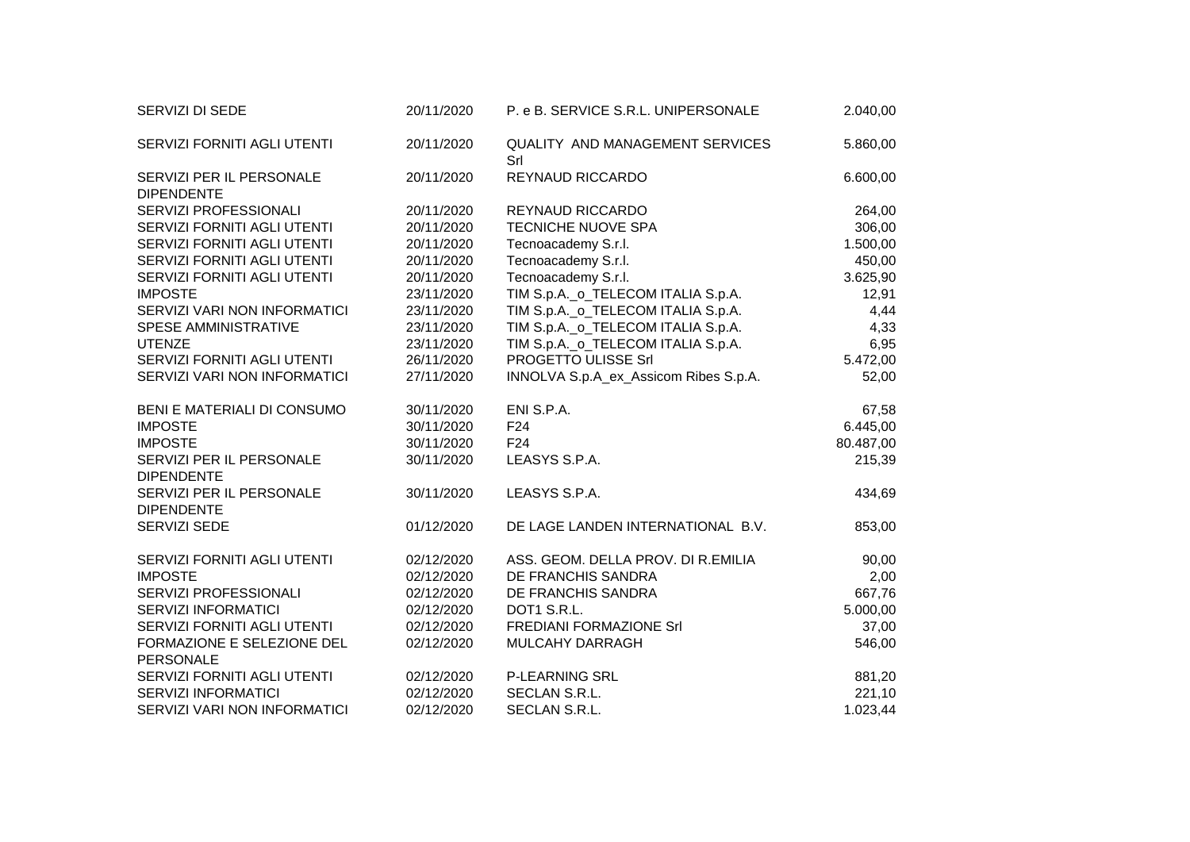| | | | |
|---|---|---|---|
| SERVIZI DI SEDE | 20/11/2020 | P. e B. SERVICE S.R.L. UNIPERSONALE | 2.040,00 |
| SERVIZI FORNITI AGLI UTENTI | 20/11/2020 | QUALITY AND MANAGEMENT SERVICES Srl | 5.860,00 |
| SERVIZI PER IL PERSONALE DIPENDENTE | 20/11/2020 | REYNAUD RICCARDO | 6.600,00 |
| SERVIZI PROFESSIONALI | 20/11/2020 | REYNAUD RICCARDO | 264,00 |
| SERVIZI FORNITI AGLI UTENTI | 20/11/2020 | TECNICHE NUOVE SPA | 306,00 |
| SERVIZI FORNITI AGLI UTENTI | 20/11/2020 | Tecnoacademy S.r.l. | 1.500,00 |
| SERVIZI FORNITI AGLI UTENTI | 20/11/2020 | Tecnoacademy S.r.l. | 450,00 |
| SERVIZI FORNITI AGLI UTENTI | 20/11/2020 | Tecnoacademy S.r.l. | 3.625,90 |
| IMPOSTE | 23/11/2020 | TIM S.p.A._o_TELECOM ITALIA S.p.A. | 12,91 |
| SERVIZI VARI NON INFORMATICI | 23/11/2020 | TIM S.p.A._o_TELECOM ITALIA S.p.A. | 4,44 |
| SPESE AMMINISTRATIVE | 23/11/2020 | TIM S.p.A._o_TELECOM ITALIA S.p.A. | 4,33 |
| UTENZE | 23/11/2020 | TIM S.p.A._o_TELECOM ITALIA S.p.A. | 6,95 |
| SERVIZI FORNITI AGLI UTENTI | 26/11/2020 | PROGETTO ULISSE Srl | 5.472,00 |
| SERVIZI VARI NON INFORMATICI | 27/11/2020 | INNOLVA S.p.A_ex_Assicom Ribes S.p.A. | 52,00 |
| BENI E MATERIALI DI CONSUMO | 30/11/2020 | ENI S.P.A. | 67,58 |
| IMPOSTE | 30/11/2020 | F24 | 6.445,00 |
| IMPOSTE | 30/11/2020 | F24 | 80.487,00 |
| SERVIZI PER IL PERSONALE DIPENDENTE | 30/11/2020 | LEASYS S.P.A. | 215,39 |
| SERVIZI PER IL PERSONALE DIPENDENTE | 30/11/2020 | LEASYS S.P.A. | 434,69 |
| SERVIZI SEDE | 01/12/2020 | DE LAGE LANDEN INTERNATIONAL B.V. | 853,00 |
| SERVIZI FORNITI AGLI UTENTI | 02/12/2020 | ASS. GEOM. DELLA PROV. DI R.EMILIA | 90,00 |
| IMPOSTE | 02/12/2020 | DE FRANCHIS SANDRA | 2,00 |
| SERVIZI PROFESSIONALI | 02/12/2020 | DE FRANCHIS SANDRA | 667,76 |
| SERVIZI INFORMATICI | 02/12/2020 | DOT1 S.R.L. | 5.000,00 |
| SERVIZI FORNITI AGLI UTENTI | 02/12/2020 | FREDIANI FORMAZIONE Srl | 37,00 |
| FORMAZIONE E SELEZIONE DEL PERSONALE | 02/12/2020 | MULCAHY DARRAGH | 546,00 |
| SERVIZI FORNITI AGLI UTENTI | 02/12/2020 | P-LEARNING SRL | 881,20 |
| SERVIZI INFORMATICI | 02/12/2020 | SECLAN S.R.L. | 221,10 |
| SERVIZI VARI NON INFORMATICI | 02/12/2020 | SECLAN S.R.L. | 1.023,44 |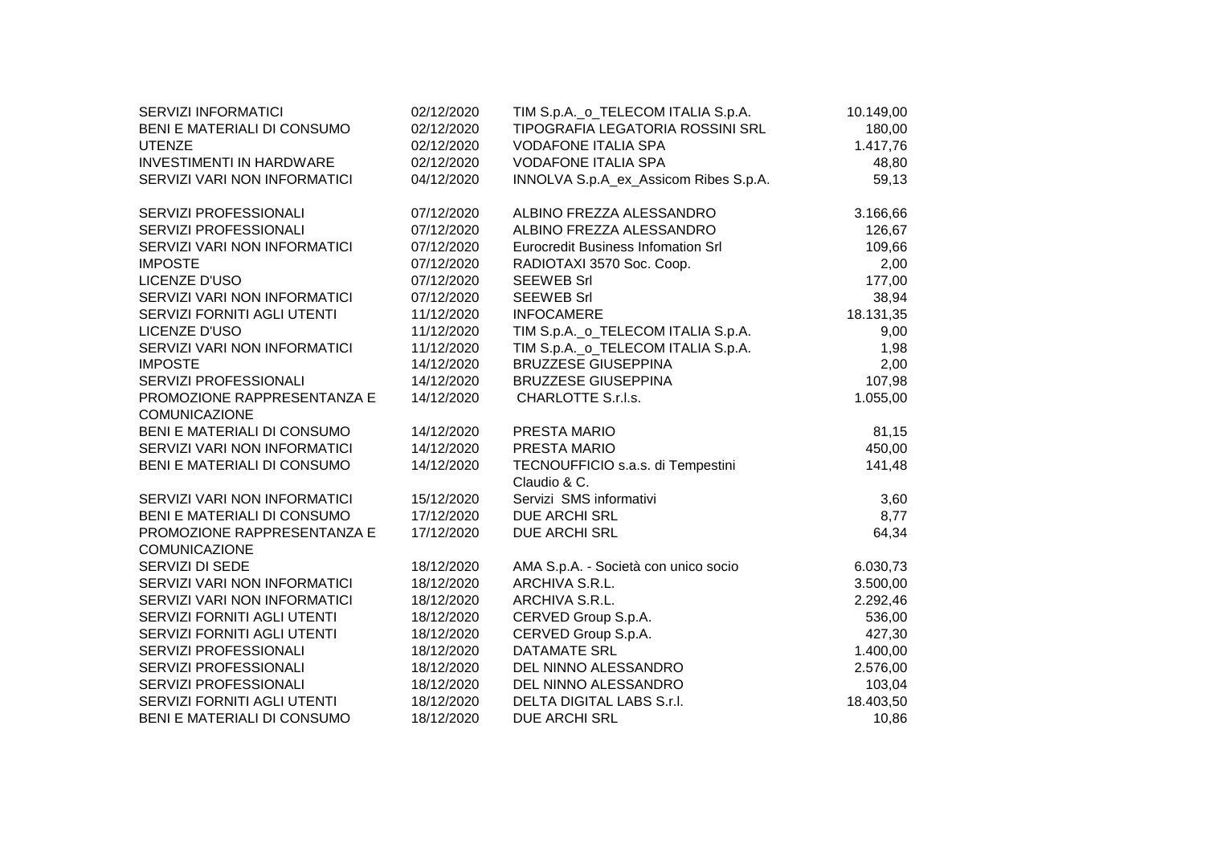| | | | |
|---|---|---|---|
| SERVIZI INFORMATICI | 02/12/2020 | TIM S.p.A._o_TELECOM ITALIA S.p.A. | 10.149,00 |
| BENI E MATERIALI DI CONSUMO | 02/12/2020 | TIPOGRAFIA LEGATORIA ROSSINI SRL | 180,00 |
| UTENZE | 02/12/2020 | VODAFONE ITALIA SPA | 1.417,76 |
| INVESTIMENTI IN HARDWARE | 02/12/2020 | VODAFONE ITALIA SPA | 48,80 |
| SERVIZI VARI NON INFORMATICI | 04/12/2020 | INNOLVA S.p.A_ex_Assicom Ribes S.p.A. | 59,13 |
| SERVIZI PROFESSIONALI | 07/12/2020 | ALBINO FREZZA ALESSANDRO | 3.166,66 |
| SERVIZI PROFESSIONALI | 07/12/2020 | ALBINO FREZZA ALESSANDRO | 126,67 |
| SERVIZI VARI NON INFORMATICI | 07/12/2020 | Eurocredit Business Infomation Srl | 109,66 |
| IMPOSTE | 07/12/2020 | RADIOTAXI 3570 Soc. Coop. | 2,00 |
| LICENZE D'USO | 07/12/2020 | SEEWEB Srl | 177,00 |
| SERVIZI VARI NON INFORMATICI | 07/12/2020 | SEEWEB Srl | 38,94 |
| SERVIZI FORNITI AGLI UTENTI | 11/12/2020 | INFOCAMERE | 18.131,35 |
| LICENZE D'USO | 11/12/2020 | TIM S.p.A._o_TELECOM ITALIA S.p.A. | 9,00 |
| SERVIZI VARI NON INFORMATICI | 11/12/2020 | TIM S.p.A._o_TELECOM ITALIA S.p.A. | 1,98 |
| IMPOSTE | 14/12/2020 | BRUZZESE GIUSEPPINA | 2,00 |
| SERVIZI PROFESSIONALI | 14/12/2020 | BRUZZESE GIUSEPPINA | 107,98 |
| PROMOZIONE RAPPRESENTANZA E COMUNICAZIONE | 14/12/2020 | CHARLOTTE S.r.l.s. | 1.055,00 |
| BENI E MATERIALI DI CONSUMO | 14/12/2020 | PRESTA MARIO | 81,15 |
| SERVIZI VARI NON INFORMATICI | 14/12/2020 | PRESTA MARIO | 450,00 |
| BENI E MATERIALI DI CONSUMO | 14/12/2020 | TECNOUFFICIO s.a.s. di Tempestini Claudio & C. | 141,48 |
| SERVIZI VARI NON INFORMATICI | 15/12/2020 | Servizi SMS informativi | 3,60 |
| BENI E MATERIALI DI CONSUMO | 17/12/2020 | DUE ARCHI SRL | 8,77 |
| PROMOZIONE RAPPRESENTANZA E COMUNICAZIONE | 17/12/2020 | DUE ARCHI SRL | 64,34 |
| SERVIZI DI SEDE | 18/12/2020 | AMA S.p.A. - Società con unico socio | 6.030,73 |
| SERVIZI VARI NON INFORMATICI | 18/12/2020 | ARCHIVA S.R.L. | 3.500,00 |
| SERVIZI VARI NON INFORMATICI | 18/12/2020 | ARCHIVA S.R.L. | 2.292,46 |
| SERVIZI FORNITI AGLI UTENTI | 18/12/2020 | CERVED Group S.p.A. | 536,00 |
| SERVIZI FORNITI AGLI UTENTI | 18/12/2020 | CERVED Group S.p.A. | 427,30 |
| SERVIZI PROFESSIONALI | 18/12/2020 | DATAMATE SRL | 1.400,00 |
| SERVIZI PROFESSIONALI | 18/12/2020 | DEL NINNO ALESSANDRO | 2.576,00 |
| SERVIZI PROFESSIONALI | 18/12/2020 | DEL NINNO ALESSANDRO | 103,04 |
| SERVIZI FORNITI AGLI UTENTI | 18/12/2020 | DELTA DIGITAL LABS S.r.l. | 18.403,50 |
| BENI E MATERIALI DI CONSUMO | 18/12/2020 | DUE ARCHI SRL | 10,86 |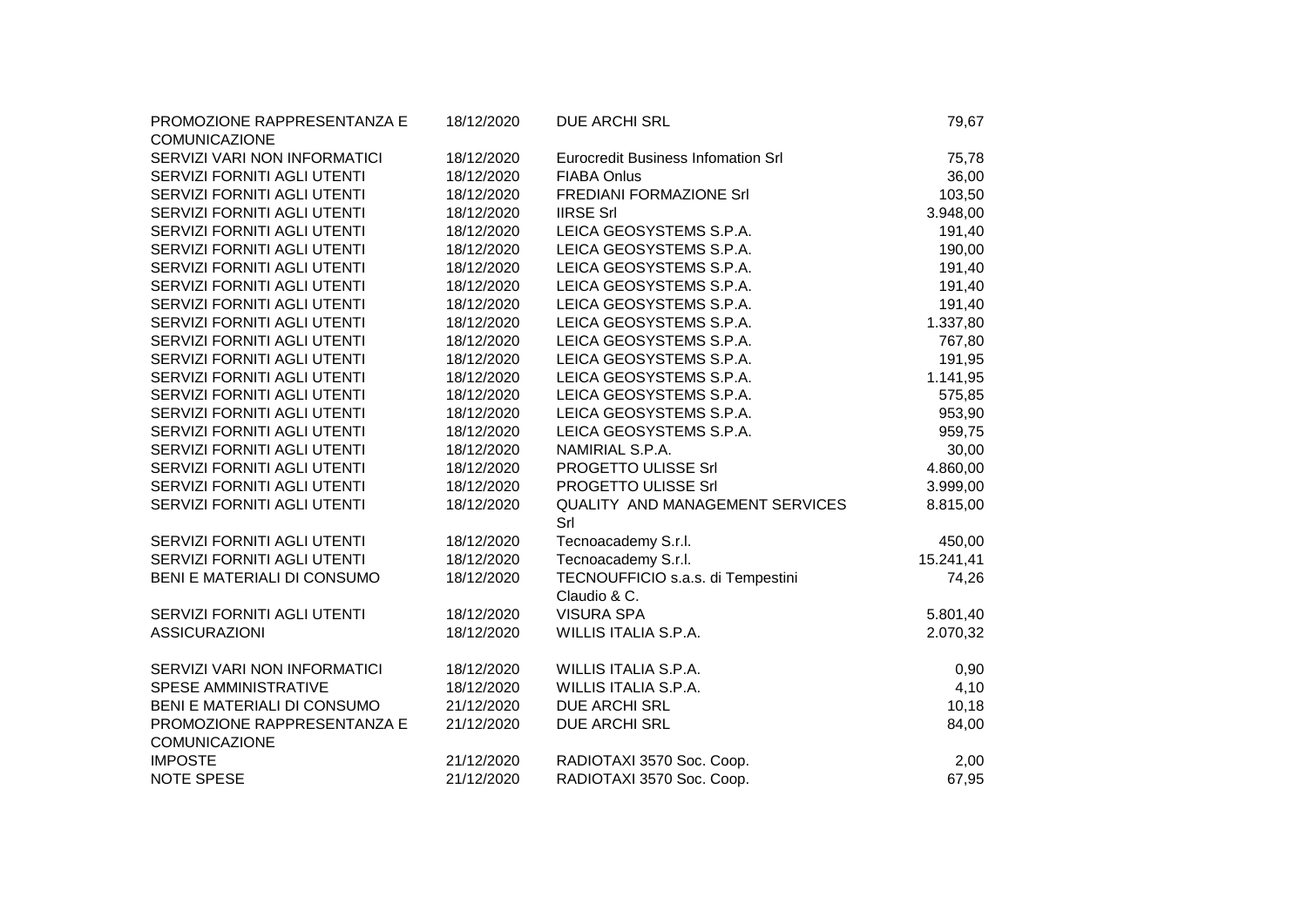| | | | |
|---|---|---|---|
| PROMOZIONE RAPPRESENTANZA E COMUNICAZIONE | 18/12/2020 | DUE ARCHI SRL | 79,67 |
| SERVIZI VARI NON INFORMATICI | 18/12/2020 | Eurocredit Business Infomation Srl | 75,78 |
| SERVIZI FORNITI AGLI UTENTI | 18/12/2020 | FIABA Onlus | 36,00 |
| SERVIZI FORNITI AGLI UTENTI | 18/12/2020 | FREDIANI FORMAZIONE Srl | 103,50 |
| SERVIZI FORNITI AGLI UTENTI | 18/12/2020 | IIRSE Srl | 3.948,00 |
| SERVIZI FORNITI AGLI UTENTI | 18/12/2020 | LEICA GEOSYSTEMS S.P.A. | 191,40 |
| SERVIZI FORNITI AGLI UTENTI | 18/12/2020 | LEICA GEOSYSTEMS S.P.A. | 190,00 |
| SERVIZI FORNITI AGLI UTENTI | 18/12/2020 | LEICA GEOSYSTEMS S.P.A. | 191,40 |
| SERVIZI FORNITI AGLI UTENTI | 18/12/2020 | LEICA GEOSYSTEMS S.P.A. | 191,40 |
| SERVIZI FORNITI AGLI UTENTI | 18/12/2020 | LEICA GEOSYSTEMS S.P.A. | 191,40 |
| SERVIZI FORNITI AGLI UTENTI | 18/12/2020 | LEICA GEOSYSTEMS S.P.A. | 1.337,80 |
| SERVIZI FORNITI AGLI UTENTI | 18/12/2020 | LEICA GEOSYSTEMS S.P.A. | 767,80 |
| SERVIZI FORNITI AGLI UTENTI | 18/12/2020 | LEICA GEOSYSTEMS S.P.A. | 191,95 |
| SERVIZI FORNITI AGLI UTENTI | 18/12/2020 | LEICA GEOSYSTEMS S.P.A. | 1.141,95 |
| SERVIZI FORNITI AGLI UTENTI | 18/12/2020 | LEICA GEOSYSTEMS S.P.A. | 575,85 |
| SERVIZI FORNITI AGLI UTENTI | 18/12/2020 | LEICA GEOSYSTEMS S.P.A. | 953,90 |
| SERVIZI FORNITI AGLI UTENTI | 18/12/2020 | LEICA GEOSYSTEMS S.P.A. | 959,75 |
| SERVIZI FORNITI AGLI UTENTI | 18/12/2020 | NAMIRIAL S.P.A. | 30,00 |
| SERVIZI FORNITI AGLI UTENTI | 18/12/2020 | PROGETTO ULISSE Srl | 4.860,00 |
| SERVIZI FORNITI AGLI UTENTI | 18/12/2020 | PROGETTO ULISSE Srl | 3.999,00 |
| SERVIZI FORNITI AGLI UTENTI | 18/12/2020 | QUALITY AND MANAGEMENT SERVICES Srl | 8.815,00 |
| SERVIZI FORNITI AGLI UTENTI | 18/12/2020 | Tecnoacademy S.r.l. | 450,00 |
| SERVIZI FORNITI AGLI UTENTI | 18/12/2020 | Tecnoacademy S.r.l. | 15.241,41 |
| BENI E MATERIALI DI CONSUMO | 18/12/2020 | TECNOUFFICIO s.a.s. di Tempestini Claudio & C. | 74,26 |
| SERVIZI FORNITI AGLI UTENTI | 18/12/2020 | VISURA SPA | 5.801,40 |
| ASSICURAZIONI | 18/12/2020 | WILLIS ITALIA S.P.A. | 2.070,32 |
| SERVIZI VARI NON INFORMATICI | 18/12/2020 | WILLIS ITALIA S.P.A. | 0,90 |
| SPESE AMMINISTRATIVE | 18/12/2020 | WILLIS ITALIA S.P.A. | 4,10 |
| BENI E MATERIALI DI CONSUMO | 21/12/2020 | DUE ARCHI SRL | 10,18 |
| PROMOZIONE RAPPRESENTANZA E COMUNICAZIONE | 21/12/2020 | DUE ARCHI SRL | 84,00 |
| IMPOSTE | 21/12/2020 | RADIOTAXI 3570 Soc. Coop. | 2,00 |
| NOTE SPESE | 21/12/2020 | RADIOTAXI 3570 Soc. Coop. | 67,95 |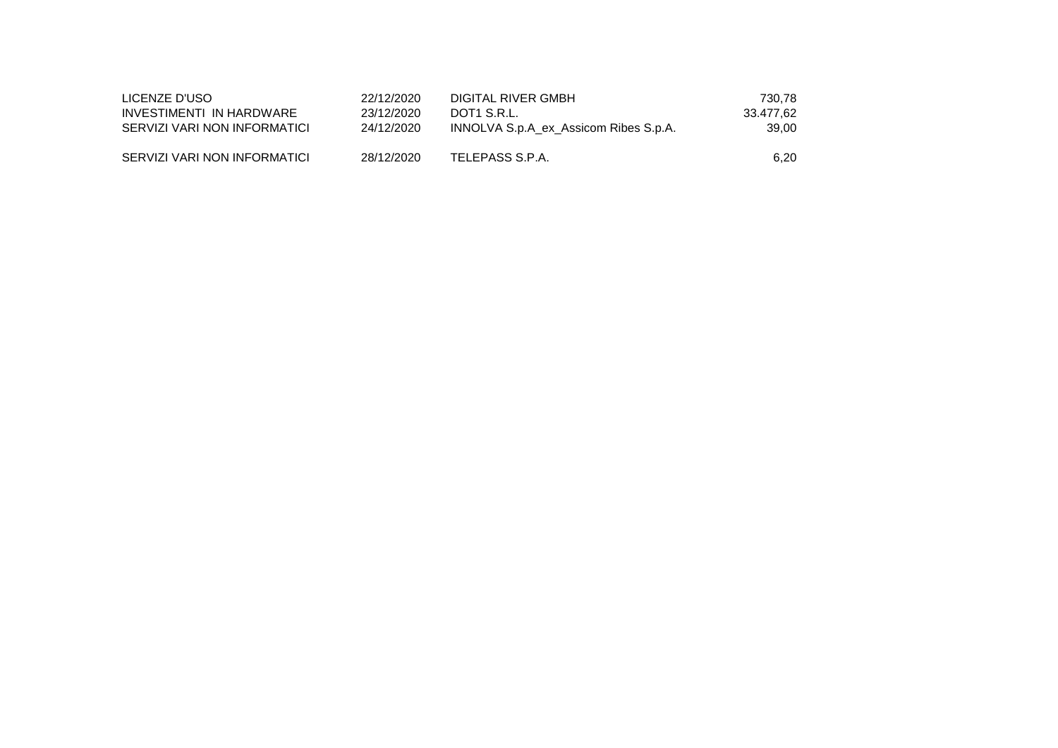| | | | |
|---|---|---|---|
| LICENZE D'USO | 22/12/2020 | DIGITAL RIVER GMBH | 730,78 |
| INVESTIMENTI IN HARDWARE | 23/12/2020 | DOT1 S.R.L. | 33.477,62 |
| SERVIZI VARI NON INFORMATICI | 24/12/2020 | INNOLVA S.p.A_ex_Assicom Ribes S.p.A. | 39,00 |
| SERVIZI VARI NON INFORMATICI | 28/12/2020 | TELEPASS S.P.A. | 6,20 |